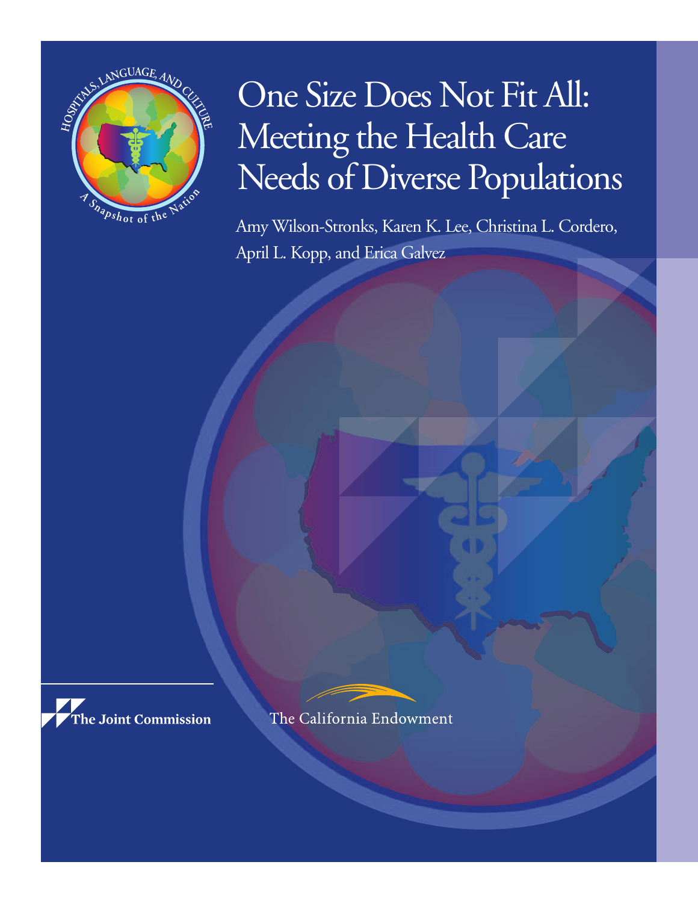HOSPITALS, LANGUAGE, AND CULTURE

A Snapshot of the Nation

# One Size Does Not Fit All: Meeting the Health Care Needs of Diverse Populations

Amy Wilson-Stronks, Karen K. Lee, Christina L. Cordero, April L. Kopp, and Erica Galvez

The Joint Commission

The California Endowment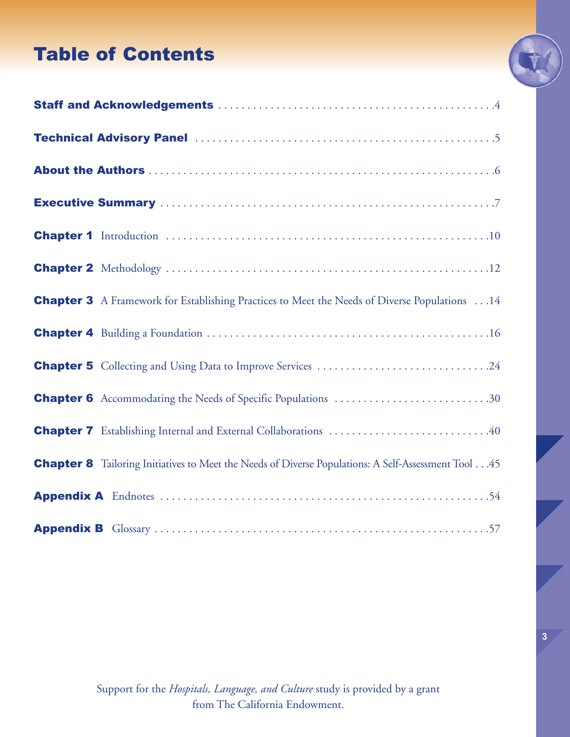# Table of Contents

**Staff and Acknowledgements** . . . . . . . . . . 4

**Technical Advisory Panel** . . . . . . . . . . 5

**About the Authors** . . . . . . . . . . 6

**Executive Summary** . . . . . . . . . . 7

**Chapter 1** Introduction . . . . . . . . . . 10

**Chapter 2** Methodology . . . . . . . . . . 12

**Chapter 3** A Framework for Establishing Practices to Meet the Needs of Diverse Populations . . . 14

**Chapter 4** Building a Foundation . . . . . . . . . . 16

**Chapter 5** Collecting and Using Data to Improve Services . . . . . . . . . . 24

**Chapter 6** Accommodating the Needs of Specific Populations . . . . . . . . . . 30

**Chapter 7** Establishing Internal and External Collaborations . . . . . . . . . . 40

**Chapter 8** Tailoring Initiatives to Meet the Needs of Diverse Populations: A Self-Assessment Tool . . . 45

**Appendix A** Endnotes . . . . . . . . . . 54

**Appendix B** Glossary . . . . . . . . . . 57

Support for the *Hospitals, Language, and Culture* study is provided by a grant from The California Endowment.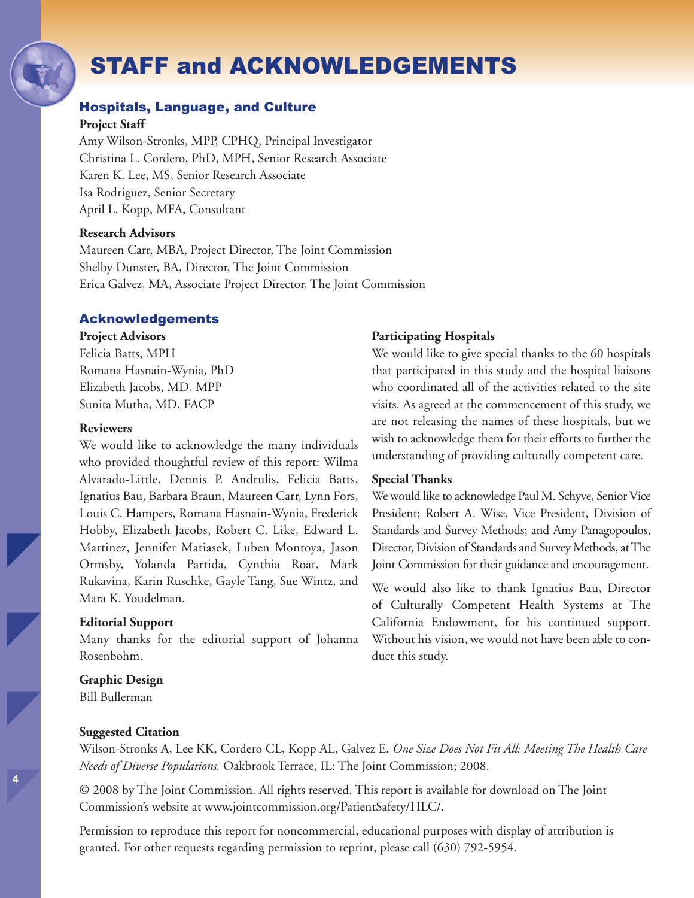# STAFF and ACKNOWLEDGEMENTS

## Hospitals, Language, and Culture

**Project Staff**

Amy Wilson-Stronks, MPP, CPHQ, Principal Investigator
Christina L. Cordero, PhD, MPH, Senior Research Associate
Karen K. Lee, MS, Senior Research Associate
Isa Rodriguez, Senior Secretary
April L. Kopp, MFA, Consultant

**Research Advisors**

Maureen Carr, MBA, Project Director, The Joint Commission
Shelby Dunster, BA, Director, The Joint Commission
Erica Galvez, MA, Associate Project Director, The Joint Commission

## Acknowledgements

**Project Advisors**

Felicia Batts, MPH
Romana Hasnain-Wynia, PhD
Elizabeth Jacobs, MD, MPP
Sunita Mutha, MD, FACP

**Reviewers**

We would like to acknowledge the many individuals who provided thoughtful review of this report: Wilma Alvarado-Little, Dennis P. Andrulis, Felicia Batts, Ignatius Bau, Barbara Braun, Maureen Carr, Lynn Fors, Louis C. Hampers, Romana Hasnain-Wynia, Frederick Hobby, Elizabeth Jacobs, Robert C. Like, Edward L. Martinez, Jennifer Matiasek, Luben Montoya, Jason Ormsby, Yolanda Partida, Cynthia Roat, Mark Rukavina, Karin Ruschke, Gayle Tang, Sue Wintz, and Mara K. Youdelman.

**Editorial Support**

Many thanks for the editorial support of Johanna Rosenbohm.

**Graphic Design**

Bill Bullerman

**Participating Hospitals**

We would like to give special thanks to the 60 hospitals that participated in this study and the hospital liaisons who coordinated all of the activities related to the site visits. As agreed at the commencement of this study, we are not releasing the names of these hospitals, but we wish to acknowledge them for their efforts to further the understanding of providing culturally competent care.

**Special Thanks**

We would like to acknowledge Paul M. Schyve, Senior Vice President; Robert A. Wise, Vice President, Division of Standards and Survey Methods; and Amy Panagopoulos, Director, Division of Standards and Survey Methods, at The Joint Commission for their guidance and encouragement.

We would also like to thank Ignatius Bau, Director of Culturally Competent Health Systems at The California Endowment, for his continued support. Without his vision, we would not have been able to conduct this study.

**Suggested Citation**

Wilson-Stronks A, Lee KK, Cordero CL, Kopp AL, Galvez E. *One Size Does Not Fit All: Meeting The Health Care Needs of Diverse Populations.* Oakbrook Terrace, IL: The Joint Commission; 2008.

© 2008 by The Joint Commission. All rights reserved. This report is available for download on The Joint Commission's website at www.jointcommission.org/PatientSafety/HLC/.

Permission to reproduce this report for noncommercial, educational purposes with display of attribution is granted. For other requests regarding permission to reprint, please call (630) 792-5954.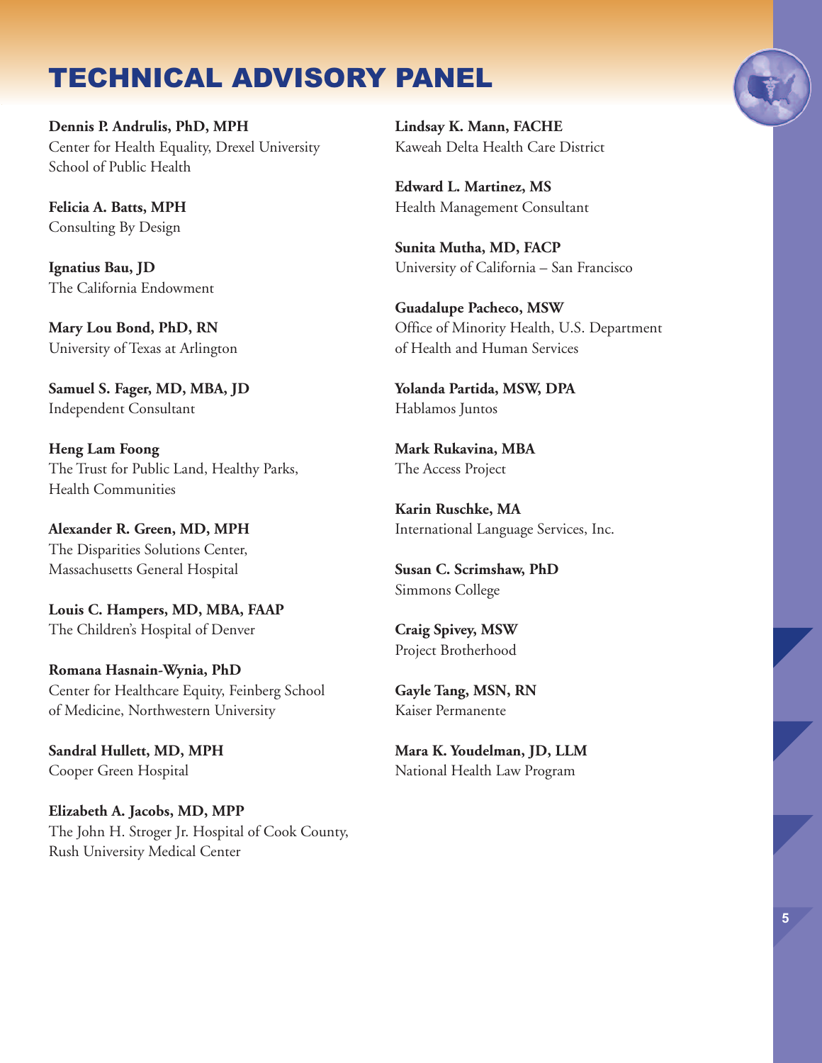# TECHNICAL ADVISORY PANEL

**Dennis P. Andrulis, PhD, MPH**
Center for Health Equality, Drexel University School of Public Health

**Felicia A. Batts, MPH**
Consulting By Design

**Ignatius Bau, JD**
The California Endowment

**Mary Lou Bond, PhD, RN**
University of Texas at Arlington

**Samuel S. Fager, MD, MBA, JD**
Independent Consultant

**Heng Lam Foong**
The Trust for Public Land, Healthy Parks, Health Communities

**Alexander R. Green, MD, MPH**
The Disparities Solutions Center, Massachusetts General Hospital

**Louis C. Hampers, MD, MBA, FAAP**
The Children's Hospital of Denver

**Romana Hasnain-Wynia, PhD**
Center for Healthcare Equity, Feinberg School of Medicine, Northwestern University

**Sandral Hullett, MD, MPH**
Cooper Green Hospital

**Elizabeth A. Jacobs, MD, MPP**
The John H. Stroger Jr. Hospital of Cook County, Rush University Medical Center

**Lindsay K. Mann, FACHE**
Kaweah Delta Health Care District

**Edward L. Martinez, MS**
Health Management Consultant

**Sunita Mutha, MD, FACP**
University of California – San Francisco

**Guadalupe Pacheco, MSW**
Office of Minority Health, U.S. Department of Health and Human Services

**Yolanda Partida, MSW, DPA**
Hablamos Juntos

**Mark Rukavina, MBA**
The Access Project

**Karin Ruschke, MA**
International Language Services, Inc.

**Susan C. Scrimshaw, PhD**
Simmons College

**Craig Spivey, MSW**
Project Brotherhood

**Gayle Tang, MSN, RN**
Kaiser Permanente

**Mara K. Youdelman, JD, LLM**
National Health Law Program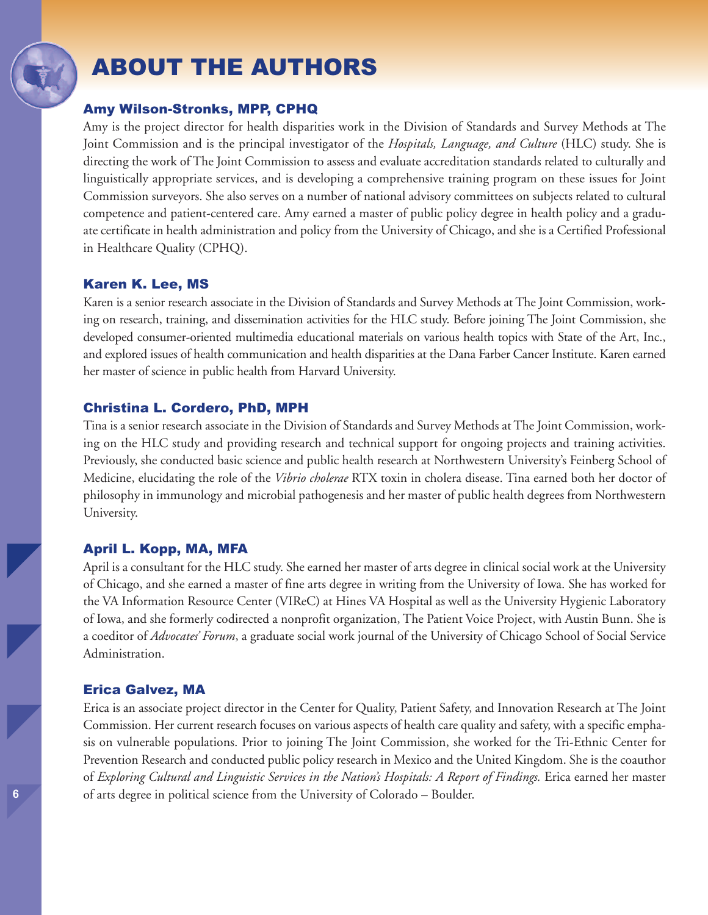# ABOUT THE AUTHORS

### Amy Wilson-Stronks, MPP, CPHQ

Amy is the project director for health disparities work in the Division of Standards and Survey Methods at The Joint Commission and is the principal investigator of the *Hospitals, Language, and Culture* (HLC) study. She is directing the work of The Joint Commission to assess and evaluate accreditation standards related to culturally and linguistically appropriate services, and is developing a comprehensive training program on these issues for Joint Commission surveyors. She also serves on a number of national advisory committees on subjects related to cultural competence and patient-centered care. Amy earned a master of public policy degree in health policy and a graduate certificate in health administration and policy from the University of Chicago, and she is a Certified Professional in Healthcare Quality (CPHQ).

### Karen K. Lee, MS

Karen is a senior research associate in the Division of Standards and Survey Methods at The Joint Commission, working on research, training, and dissemination activities for the HLC study. Before joining The Joint Commission, she developed consumer-oriented multimedia educational materials on various health topics with State of the Art, Inc., and explored issues of health communication and health disparities at the Dana Farber Cancer Institute. Karen earned her master of science in public health from Harvard University.

### Christina L. Cordero, PhD, MPH

Tina is a senior research associate in the Division of Standards and Survey Methods at The Joint Commission, working on the HLC study and providing research and technical support for ongoing projects and training activities. Previously, she conducted basic science and public health research at Northwestern University's Feinberg School of Medicine, elucidating the role of the *Vibrio cholerae* RTX toxin in cholera disease. Tina earned both her doctor of philosophy in immunology and microbial pathogenesis and her master of public health degrees from Northwestern University.

### April L. Kopp, MA, MFA

April is a consultant for the HLC study. She earned her master of arts degree in clinical social work at the University of Chicago, and she earned a master of fine arts degree in writing from the University of Iowa. She has worked for the VA Information Resource Center (VIReC) at Hines VA Hospital as well as the University Hygienic Laboratory of Iowa, and she formerly codirected a nonprofit organization, The Patient Voice Project, with Austin Bunn. She is a coeditor of *Advocates' Forum*, a graduate social work journal of the University of Chicago School of Social Service Administration.

### Erica Galvez, MA

Erica is an associate project director in the Center for Quality, Patient Safety, and Innovation Research at The Joint Commission. Her current research focuses on various aspects of health care quality and safety, with a specific emphasis on vulnerable populations. Prior to joining The Joint Commission, she worked for the Tri-Ethnic Center for Prevention Research and conducted public policy research in Mexico and the United Kingdom. She is the coauthor of *Exploring Cultural and Linguistic Services in the Nation's Hospitals: A Report of Findings.* Erica earned her master of arts degree in political science from the University of Colorado – Boulder.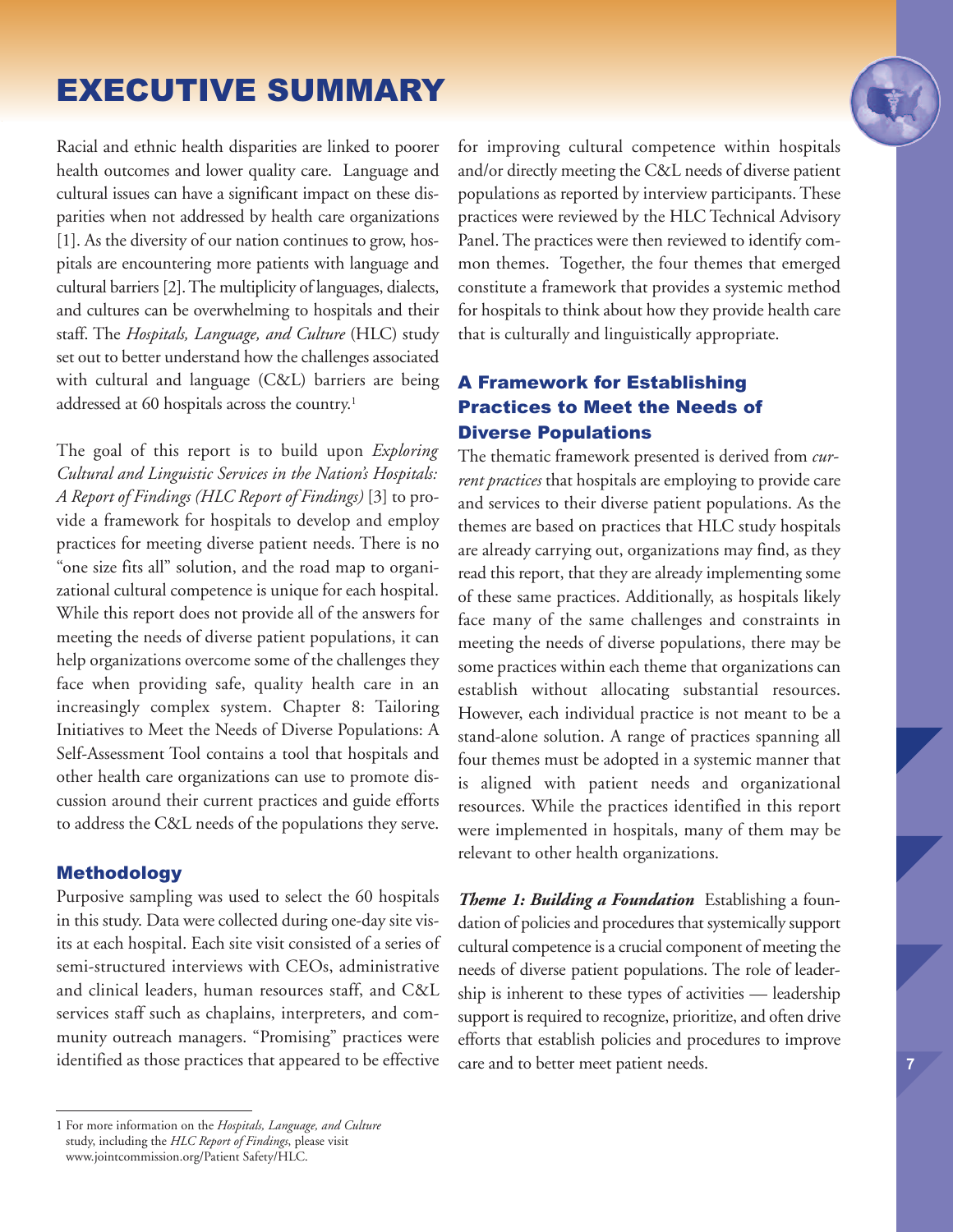# EXECUTIVE SUMMARY

Racial and ethnic health disparities are linked to poorer health outcomes and lower quality care. Language and cultural issues can have a significant impact on these disparities when not addressed by health care organizations [1]. As the diversity of our nation continues to grow, hospitals are encountering more patients with language and cultural barriers [2]. The multiplicity of languages, dialects, and cultures can be overwhelming to hospitals and their staff. The *Hospitals, Language, and Culture* (HLC) study set out to better understand how the challenges associated with cultural and language (C&L) barriers are being addressed at 60 hospitals across the country.[1]

The goal of this report is to build upon *Exploring Cultural and Linguistic Services in the Nation's Hospitals: A Report of Findings (HLC Report of Findings)* [3] to provide a framework for hospitals to develop and employ practices for meeting diverse patient needs. There is no "one size fits all" solution, and the road map to organizational cultural competence is unique for each hospital. While this report does not provide all of the answers for meeting the needs of diverse patient populations, it can help organizations overcome some of the challenges they face when providing safe, quality health care in an increasingly complex system. Chapter 8: Tailoring Initiatives to Meet the Needs of Diverse Populations: A Self-Assessment Tool contains a tool that hospitals and other health care organizations can use to promote discussion around their current practices and guide efforts to address the C&L needs of the populations they serve.

### Methodology

Purposive sampling was used to select the 60 hospitals in this study. Data were collected during one-day site visits at each hospital. Each site visit consisted of a series of semi-structured interviews with CEOs, administrative and clinical leaders, human resources staff, and C&L services staff such as chaplains, interpreters, and community outreach managers. "Promising" practices were identified as those practices that appeared to be effective for improving cultural competence within hospitals and/or directly meeting the C&L needs of diverse patient populations as reported by interview participants. These practices were reviewed by the HLC Technical Advisory Panel. The practices were then reviewed to identify common themes. Together, the four themes that emerged constitute a framework that provides a systemic method for hospitals to think about how they provide health care that is culturally and linguistically appropriate.

### A Framework for Establishing Practices to Meet the Needs of Diverse Populations

The thematic framework presented is derived from *current practices* that hospitals are employing to provide care and services to their diverse patient populations. As the themes are based on practices that HLC study hospitals are already carrying out, organizations may find, as they read this report, that they are already implementing some of these same practices. Additionally, as hospitals likely face many of the same challenges and constraints in meeting the needs of diverse populations, there may be some practices within each theme that organizations can establish without allocating substantial resources. However, each individual practice is not meant to be a stand-alone solution. A range of practices spanning all four themes must be adopted in a systemic manner that is aligned with patient needs and organizational resources. While the practices identified in this report were implemented in hospitals, many of them may be relevant to other health organizations.

***Theme 1: Building a Foundation*** Establishing a foundation of policies and procedures that systemically support cultural competence is a crucial component of meeting the needs of diverse patient populations. The role of leadership is inherent to these types of activities — leadership support is required to recognize, prioritize, and often drive efforts that establish policies and procedures to improve care and to better meet patient needs.

---

1 For more information on the *Hospitals, Language, and Culture* study, including the *HLC Report of Findings*, please visit www.jointcommission.org/Patient Safety/HLC.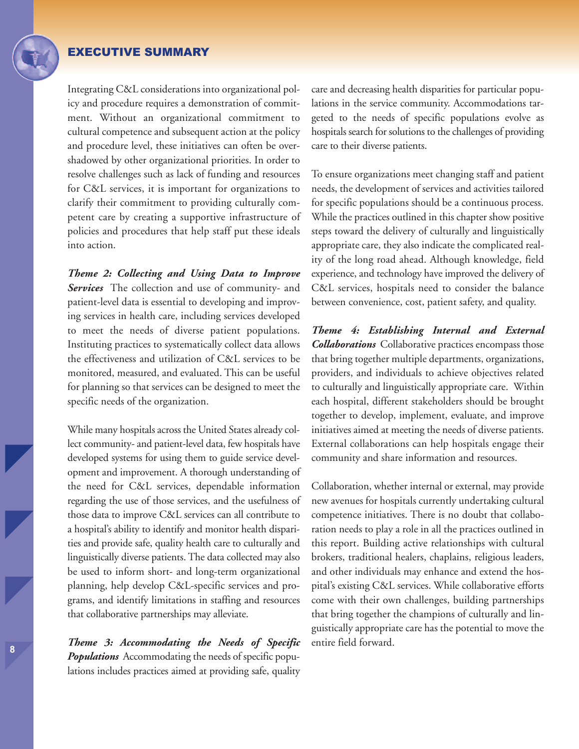## EXECUTIVE SUMMARY

Integrating C&L considerations into organizational policy and procedure requires a demonstration of commitment. Without an organizational commitment to cultural competence and subsequent action at the policy and procedure level, these initiatives can often be overshadowed by other organizational priorities. In order to resolve challenges such as lack of funding and resources for C&L services, it is important for organizations to clarify their commitment to providing culturally competent care by creating a supportive infrastructure of policies and procedures that help staff put these ideals into action.

***Theme 2: Collecting and Using Data to Improve Services*** The collection and use of community- and patient-level data is essential to developing and improving services in health care, including services developed to meet the needs of diverse patient populations. Instituting practices to systematically collect data allows the effectiveness and utilization of C&L services to be monitored, measured, and evaluated. This can be useful for planning so that services can be designed to meet the specific needs of the organization.

While many hospitals across the United States already collect community- and patient-level data, few hospitals have developed systems for using them to guide service development and improvement. A thorough understanding of the need for C&L services, dependable information regarding the use of those services, and the usefulness of those data to improve C&L services can all contribute to a hospital's ability to identify and monitor health disparities and provide safe, quality health care to culturally and linguistically diverse patients. The data collected may also be used to inform short- and long-term organizational planning, help develop C&L-specific services and programs, and identify limitations in staffing and resources that collaborative partnerships may alleviate.

***Theme 3: Accommodating the Needs of Specific Populations*** Accommodating the needs of specific populations includes practices aimed at providing safe, quality care and decreasing health disparities for particular populations in the service community. Accommodations targeted to the needs of specific populations evolve as hospitals search for solutions to the challenges of providing care to their diverse patients.

To ensure organizations meet changing staff and patient needs, the development of services and activities tailored for specific populations should be a continuous process. While the practices outlined in this chapter show positive steps toward the delivery of culturally and linguistically appropriate care, they also indicate the complicated reality of the long road ahead. Although knowledge, field experience, and technology have improved the delivery of C&L services, hospitals need to consider the balance between convenience, cost, patient safety, and quality.

***Theme 4: Establishing Internal and External Collaborations*** Collaborative practices encompass those that bring together multiple departments, organizations, providers, and individuals to achieve objectives related to culturally and linguistically appropriate care. Within each hospital, different stakeholders should be brought together to develop, implement, evaluate, and improve initiatives aimed at meeting the needs of diverse patients. External collaborations can help hospitals engage their community and share information and resources.

Collaboration, whether internal or external, may provide new avenues for hospitals currently undertaking cultural competence initiatives. There is no doubt that collaboration needs to play a role in all the practices outlined in this report. Building active relationships with cultural brokers, traditional healers, chaplains, religious leaders, and other individuals may enhance and extend the hospital's existing C&L services. While collaborative efforts come with their own challenges, building partnerships that bring together the champions of culturally and linguistically appropriate care has the potential to move the entire field forward.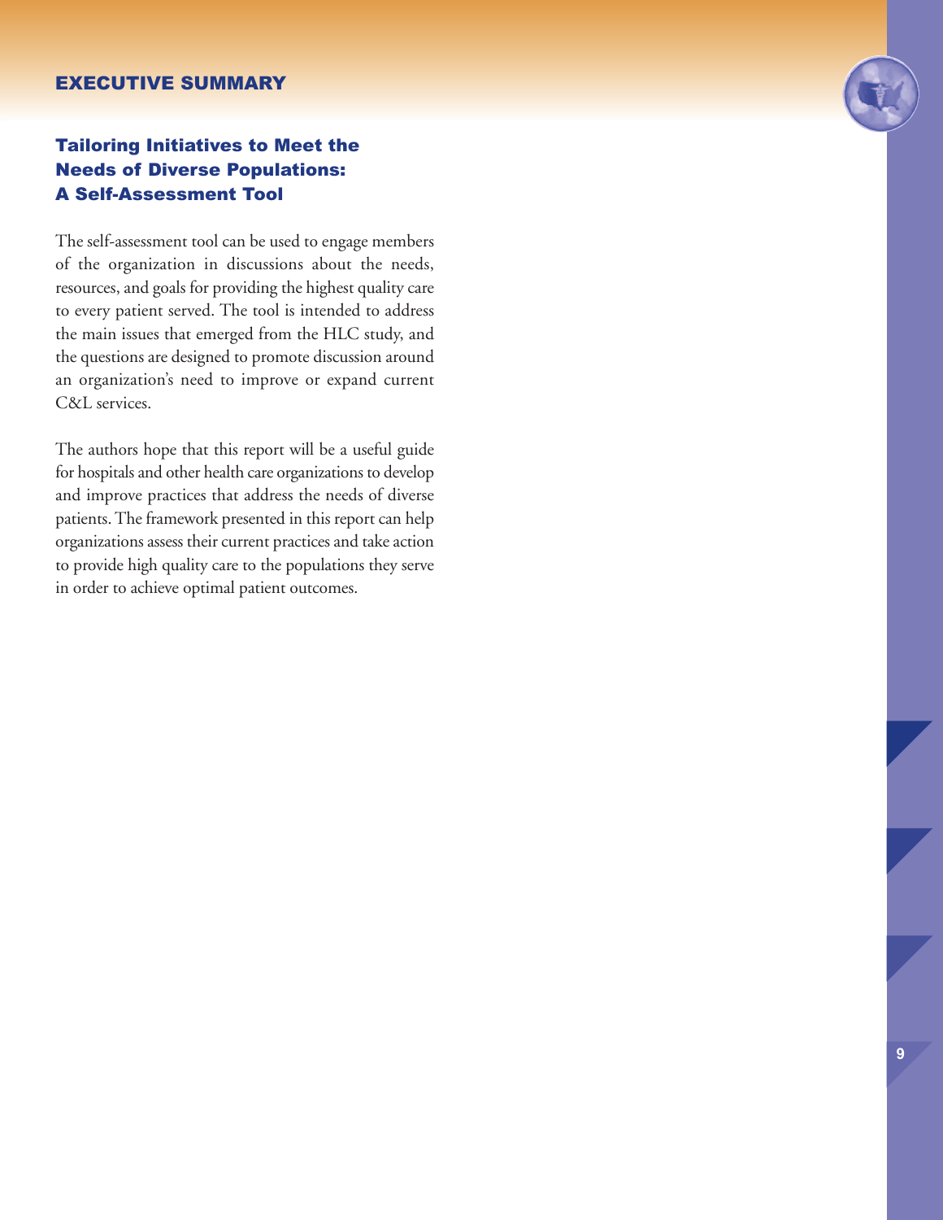## Tailoring Initiatives to Meet the Needs of Diverse Populations: A Self-Assessment Tool

The self-assessment tool can be used to engage members of the organization in discussions about the needs, resources, and goals for providing the highest quality care to every patient served. The tool is intended to address the main issues that emerged from the HLC study, and the questions are designed to promote discussion around an organization's need to improve or expand current C&L services.

The authors hope that this report will be a useful guide for hospitals and other health care organizations to develop and improve practices that address the needs of diverse patients. The framework presented in this report can help organizations assess their current practices and take action to provide high quality care to the populations they serve in order to achieve optimal patient outcomes.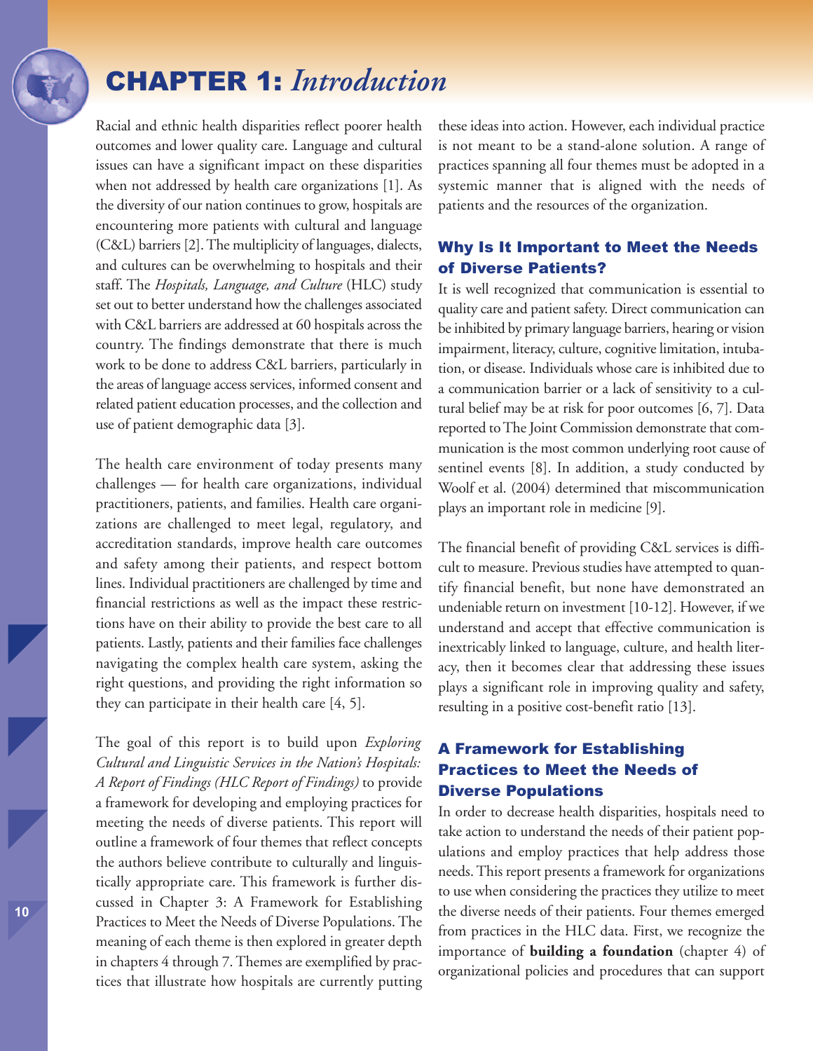# CHAPTER 1: *Introduction*

Racial and ethnic health disparities reflect poorer health outcomes and lower quality care. Language and cultural issues can have a significant impact on these disparities when not addressed by health care organizations [1]. As the diversity of our nation continues to grow, hospitals are encountering more patients with cultural and language (C&L) barriers [2]. The multiplicity of languages, dialects, and cultures can be overwhelming to hospitals and their staff. The *Hospitals, Language, and Culture* (HLC) study set out to better understand how the challenges associated with C&L barriers are addressed at 60 hospitals across the country. The findings demonstrate that there is much work to be done to address C&L barriers, particularly in the areas of language access services, informed consent and related patient education processes, and the collection and use of patient demographic data [3].

The health care environment of today presents many challenges — for health care organizations, individual practitioners, patients, and families. Health care organizations are challenged to meet legal, regulatory, and accreditation standards, improve health care outcomes and safety among their patients, and respect bottom lines. Individual practitioners are challenged by time and financial restrictions as well as the impact these restrictions have on their ability to provide the best care to all patients. Lastly, patients and their families face challenges navigating the complex health care system, asking the right questions, and providing the right information so they can participate in their health care [4, 5].

The goal of this report is to build upon *Exploring Cultural and Linguistic Services in the Nation's Hospitals: A Report of Findings (HLC Report of Findings)* to provide a framework for developing and employing practices for meeting the needs of diverse patients. This report will outline a framework of four themes that reflect concepts the authors believe contribute to culturally and linguistically appropriate care. This framework is further discussed in Chapter 3: A Framework for Establishing Practices to Meet the Needs of Diverse Populations. The meaning of each theme is then explored in greater depth in chapters 4 through 7. Themes are exemplified by practices that illustrate how hospitals are currently putting these ideas into action. However, each individual practice is not meant to be a stand-alone solution. A range of practices spanning all four themes must be adopted in a systemic manner that is aligned with the needs of patients and the resources of the organization.

## Why Is It Important to Meet the Needs of Diverse Patients?

It is well recognized that communication is essential to quality care and patient safety. Direct communication can be inhibited by primary language barriers, hearing or vision impairment, literacy, culture, cognitive limitation, intubation, or disease. Individuals whose care is inhibited due to a communication barrier or a lack of sensitivity to a cultural belief may be at risk for poor outcomes [6, 7]. Data reported to The Joint Commission demonstrate that communication is the most common underlying root cause of sentinel events [8]. In addition, a study conducted by Woolf et al. (2004) determined that miscommunication plays an important role in medicine [9].

The financial benefit of providing C&L services is difficult to measure. Previous studies have attempted to quantify financial benefit, but none have demonstrated an undeniable return on investment [10-12]. However, if we understand and accept that effective communication is inextricably linked to language, culture, and health literacy, then it becomes clear that addressing these issues plays a significant role in improving quality and safety, resulting in a positive cost-benefit ratio [13].

## A Framework for Establishing Practices to Meet the Needs of Diverse Populations

In order to decrease health disparities, hospitals need to take action to understand the needs of their patient populations and employ practices that help address those needs. This report presents a framework for organizations to use when considering the practices they utilize to meet the diverse needs of their patients. Four themes emerged from practices in the HLC data. First, we recognize the importance of **building a foundation** (chapter 4) of organizational policies and procedures that can support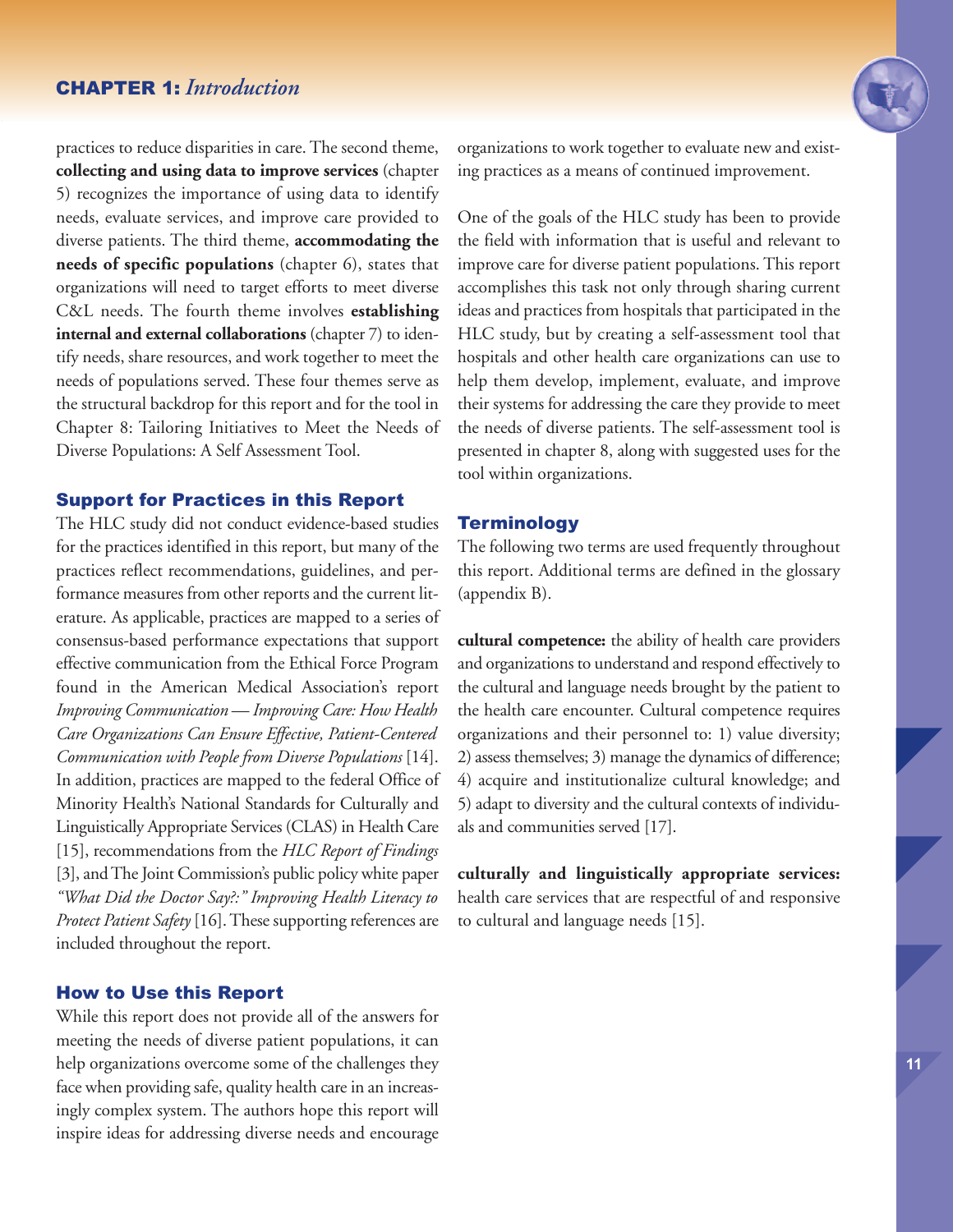practices to reduce disparities in care. The second theme, **collecting and using data to improve services** (chapter 5) recognizes the importance of using data to identify needs, evaluate services, and improve care provided to diverse patients. The third theme, **accommodating the needs of specific populations** (chapter 6), states that organizations will need to target efforts to meet diverse C&L needs. The fourth theme involves **establishing internal and external collaborations** (chapter 7) to identify needs, share resources, and work together to meet the needs of populations served. These four themes serve as the structural backdrop for this report and for the tool in Chapter 8: Tailoring Initiatives to Meet the Needs of Diverse Populations: A Self Assessment Tool.

## Support for Practices in this Report

The HLC study did not conduct evidence-based studies for the practices identified in this report, but many of the practices reflect recommendations, guidelines, and performance measures from other reports and the current literature. As applicable, practices are mapped to a series of consensus-based performance expectations that support effective communication from the Ethical Force Program found in the American Medical Association's report *Improving Communication — Improving Care: How Health Care Organizations Can Ensure Effective, Patient-Centered Communication with People from Diverse Populations* [14]. In addition, practices are mapped to the federal Office of Minority Health's National Standards for Culturally and Linguistically Appropriate Services (CLAS) in Health Care [15], recommendations from the *HLC Report of Findings* [3], and The Joint Commission's public policy white paper *"What Did the Doctor Say?:" Improving Health Literacy to Protect Patient Safety* [16]. These supporting references are included throughout the report.

## How to Use this Report

While this report does not provide all of the answers for meeting the needs of diverse patient populations, it can help organizations overcome some of the challenges they face when providing safe, quality health care in an increasingly complex system. The authors hope this report will inspire ideas for addressing diverse needs and encourage organizations to work together to evaluate new and existing practices as a means of continued improvement.

One of the goals of the HLC study has been to provide the field with information that is useful and relevant to improve care for diverse patient populations. This report accomplishes this task not only through sharing current ideas and practices from hospitals that participated in the HLC study, but by creating a self-assessment tool that hospitals and other health care organizations can use to help them develop, implement, evaluate, and improve their systems for addressing the care they provide to meet the needs of diverse patients. The self-assessment tool is presented in chapter 8, along with suggested uses for the tool within organizations.

## Terminology

The following two terms are used frequently throughout this report. Additional terms are defined in the glossary (appendix B).

**cultural competence:** the ability of health care providers and organizations to understand and respond effectively to the cultural and language needs brought by the patient to the health care encounter. Cultural competence requires organizations and their personnel to: 1) value diversity; 2) assess themselves; 3) manage the dynamics of difference; 4) acquire and institutionalize cultural knowledge; and 5) adapt to diversity and the cultural contexts of individuals and communities served [17].

**culturally and linguistically appropriate services:** health care services that are respectful of and responsive to cultural and language needs [15].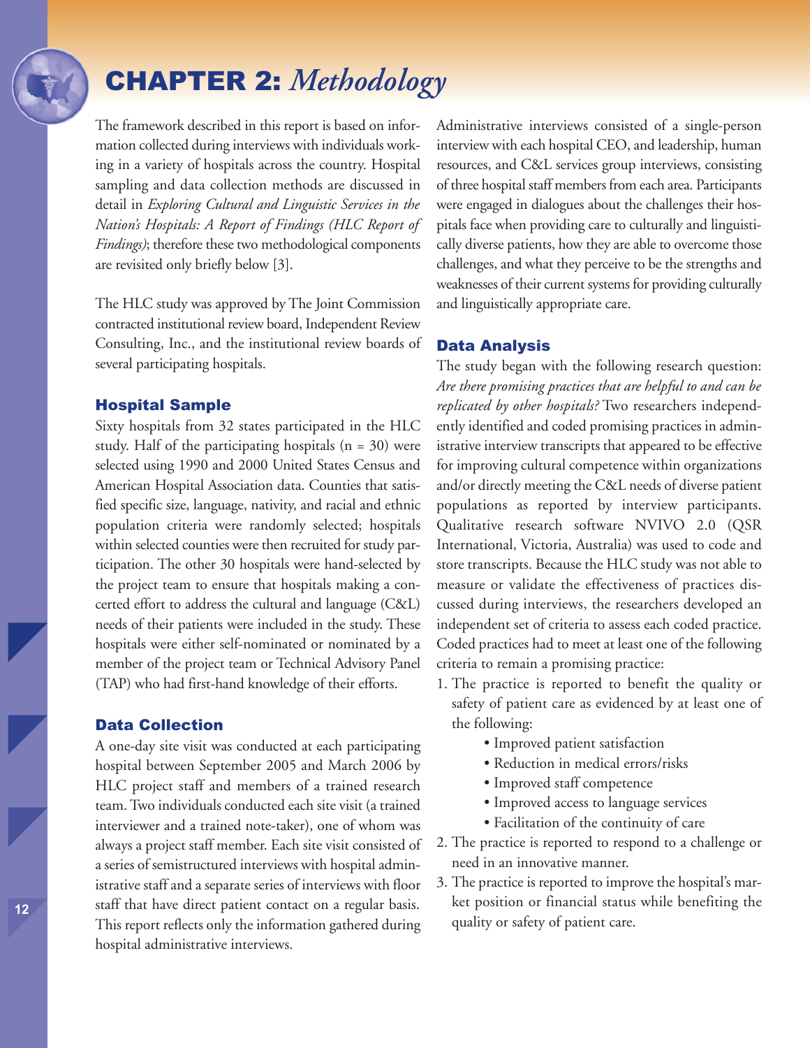# CHAPTER 2: *Methodology*

The framework described in this report is based on information collected during interviews with individuals working in a variety of hospitals across the country. Hospital sampling and data collection methods are discussed in detail in *Exploring Cultural and Linguistic Services in the Nation's Hospitals: A Report of Findings (HLC Report of Findings)*; therefore these two methodological components are revisited only briefly below [3].

The HLC study was approved by The Joint Commission contracted institutional review board, Independent Review Consulting, Inc., and the institutional review boards of several participating hospitals.

### Hospital Sample

Sixty hospitals from 32 states participated in the HLC study. Half of the participating hospitals (n = 30) were selected using 1990 and 2000 United States Census and American Hospital Association data. Counties that satisfied specific size, language, nativity, and racial and ethnic population criteria were randomly selected; hospitals within selected counties were then recruited for study participation. The other 30 hospitals were hand-selected by the project team to ensure that hospitals making a concerted effort to address the cultural and language (C&L) needs of their patients were included in the study. These hospitals were either self-nominated or nominated by a member of the project team or Technical Advisory Panel (TAP) who had first-hand knowledge of their efforts.

### Data Collection

A one-day site visit was conducted at each participating hospital between September 2005 and March 2006 by HLC project staff and members of a trained research team. Two individuals conducted each site visit (a trained interviewer and a trained note-taker), one of whom was always a project staff member. Each site visit consisted of a series of semistructured interviews with hospital administrative staff and a separate series of interviews with floor staff that have direct patient contact on a regular basis. This report reflects only the information gathered during hospital administrative interviews.

Administrative interviews consisted of a single-person interview with each hospital CEO, and leadership, human resources, and C&L services group interviews, consisting of three hospital staff members from each area. Participants were engaged in dialogues about the challenges their hospitals face when providing care to culturally and linguistically diverse patients, how they are able to overcome those challenges, and what they perceive to be the strengths and weaknesses of their current systems for providing culturally and linguistically appropriate care.

### Data Analysis

The study began with the following research question: *Are there promising practices that are helpful to and can be replicated by other hospitals?* Two researchers independently identified and coded promising practices in administrative interview transcripts that appeared to be effective for improving cultural competence within organizations and/or directly meeting the C&L needs of diverse patient populations as reported by interview participants. Qualitative research software NVIVO 2.0 (QSR International, Victoria, Australia) was used to code and store transcripts. Because the HLC study was not able to measure or validate the effectiveness of practices discussed during interviews, the researchers developed an independent set of criteria to assess each coded practice. Coded practices had to meet at least one of the following criteria to remain a promising practice:

1. The practice is reported to benefit the quality or safety of patient care as evidenced by at least one of the following:
   - Improved patient satisfaction
   - Reduction in medical errors/risks
   - Improved staff competence
   - Improved access to language services
   - Facilitation of the continuity of care
2. The practice is reported to respond to a challenge or need in an innovative manner.
3. The practice is reported to improve the hospital's market position or financial status while benefiting the quality or safety of patient care.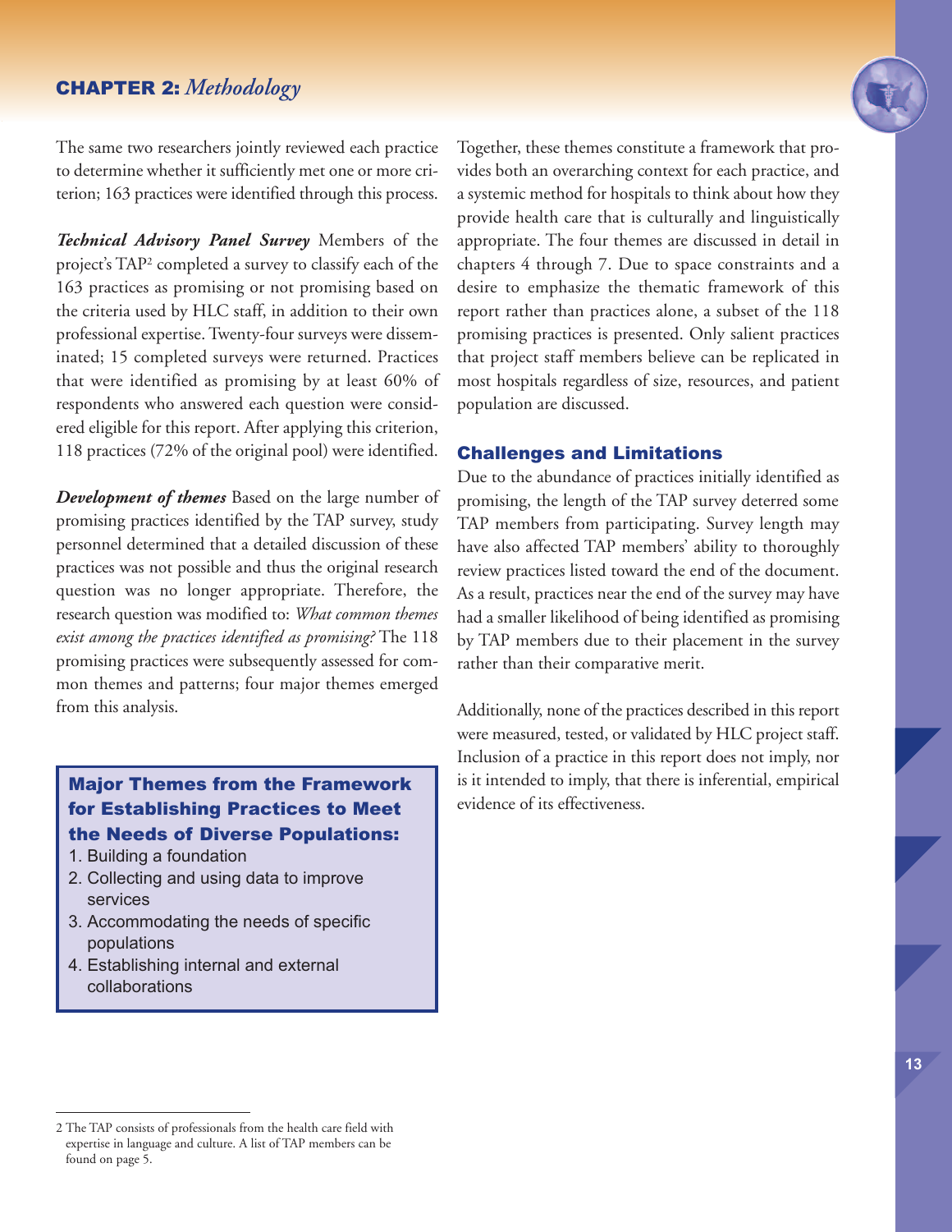The same two researchers jointly reviewed each practice to determine whether it sufficiently met one or more criterion; 163 practices were identified through this process.

***Technical Advisory Panel Survey*** Members of the project's TAP[2] completed a survey to classify each of the 163 practices as promising or not promising based on the criteria used by HLC staff, in addition to their own professional expertise. Twenty-four surveys were disseminated; 15 completed surveys were returned. Practices that were identified as promising by at least 60% of respondents who answered each question were considered eligible for this report. After applying this criterion, 118 practices (72% of the original pool) were identified.

***Development of themes*** Based on the large number of promising practices identified by the TAP survey, study personnel determined that a detailed discussion of these practices was not possible and thus the original research question was no longer appropriate. Therefore, the research question was modified to: *What common themes exist among the practices identified as promising?* The 118 promising practices were subsequently assessed for common themes and patterns; four major themes emerged from this analysis.

> **Major Themes from the Framework for Establishing Practices to Meet the Needs of Diverse Populations:**
>
> 1. Building a foundation
> 2. Collecting and using data to improve services
> 3. Accommodating the needs of specific populations
> 4. Establishing internal and external collaborations

Together, these themes constitute a framework that provides both an overarching context for each practice, and a systemic method for hospitals to think about how they provide health care that is culturally and linguistically appropriate. The four themes are discussed in detail in chapters 4 through 7. Due to space constraints and a desire to emphasize the thematic framework of this report rather than practices alone, a subset of the 118 promising practices is presented. Only salient practices that project staff members believe can be replicated in most hospitals regardless of size, resources, and patient population are discussed.

## Challenges and Limitations

Due to the abundance of practices initially identified as promising, the length of the TAP survey deterred some TAP members from participating. Survey length may have also affected TAP members' ability to thoroughly review practices listed toward the end of the document. As a result, practices near the end of the survey may have had a smaller likelihood of being identified as promising by TAP members due to their placement in the survey rather than their comparative merit.

Additionally, none of the practices described in this report were measured, tested, or validated by HLC project staff. Inclusion of a practice in this report does not imply, nor is it intended to imply, that there is inferential, empirical evidence of its effectiveness.

---

2 The TAP consists of professionals from the health care field with expertise in language and culture. A list of TAP members can be found on page 5.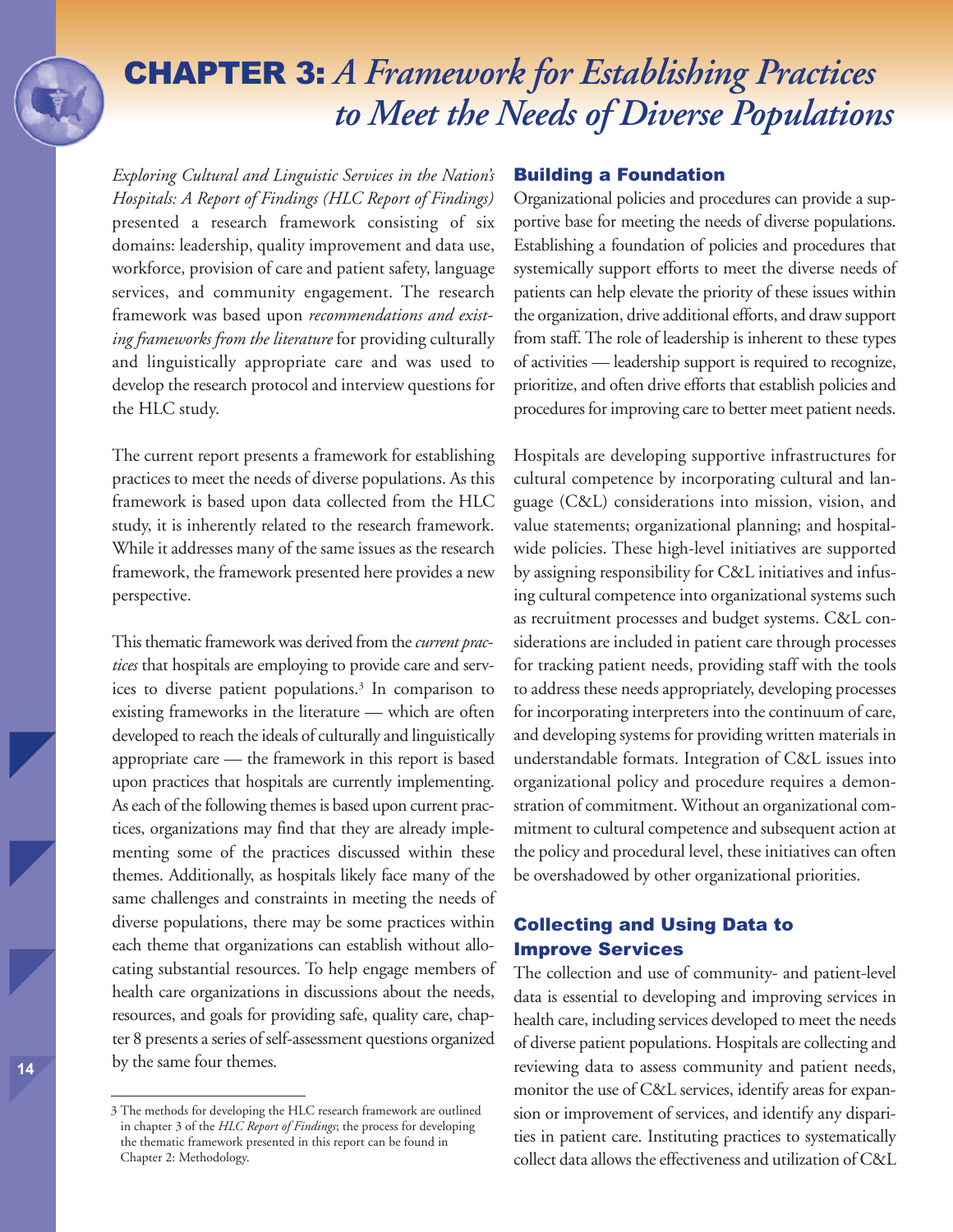# CHAPTER 3: *A Framework for Establishing Practices to Meet the Needs of Diverse Populations*

*Exploring Cultural and Linguistic Services in the Nation's Hospitals: A Report of Findings (HLC Report of Findings)* presented a research framework consisting of six domains: leadership, quality improvement and data use, workforce, provision of care and patient safety, language services, and community engagement. The research framework was based upon *recommendations and existing frameworks from the literature* for providing culturally and linguistically appropriate care and was used to develop the research protocol and interview questions for the HLC study.

The current report presents a framework for establishing practices to meet the needs of diverse populations. As this framework is based upon data collected from the HLC study, it is inherently related to the research framework. While it addresses many of the same issues as the research framework, the framework presented here provides a new perspective.

This thematic framework was derived from the *current practices* that hospitals are employing to provide care and services to diverse patient populations.[3] In comparison to existing frameworks in the literature — which are often developed to reach the ideals of culturally and linguistically appropriate care — the framework in this report is based upon practices that hospitals are currently implementing. As each of the following themes is based upon current practices, organizations may find that they are already implementing some of the practices discussed within these themes. Additionally, as hospitals likely face many of the same challenges and constraints in meeting the needs of diverse populations, there may be some practices within each theme that organizations can establish without allocating substantial resources. To help engage members of health care organizations in discussions about the needs, resources, and goals for providing safe, quality care, chapter 8 presents a series of self-assessment questions organized by the same four themes.

3 The methods for developing the HLC research framework are outlined in chapter 3 of the *HLC Report of Findings*; the process for developing the thematic framework presented in this report can be found in Chapter 2: Methodology.

## Building a Foundation

Organizational policies and procedures can provide a supportive base for meeting the needs of diverse populations. Establishing a foundation of policies and procedures that systemically support efforts to meet the diverse needs of patients can help elevate the priority of these issues within the organization, drive additional efforts, and draw support from staff. The role of leadership is inherent to these types of activities — leadership support is required to recognize, prioritize, and often drive efforts that establish policies and procedures for improving care to better meet patient needs.

Hospitals are developing supportive infrastructures for cultural competence by incorporating cultural and language (C&L) considerations into mission, vision, and value statements; organizational planning; and hospital-wide policies. These high-level initiatives are supported by assigning responsibility for C&L initiatives and infusing cultural competence into organizational systems such as recruitment processes and budget systems. C&L considerations are included in patient care through processes for tracking patient needs, providing staff with the tools to address these needs appropriately, developing processes for incorporating interpreters into the continuum of care, and developing systems for providing written materials in understandable formats. Integration of C&L issues into organizational policy and procedure requires a demonstration of commitment. Without an organizational commitment to cultural competence and subsequent action at the policy and procedural level, these initiatives can often be overshadowed by other organizational priorities.

## Collecting and Using Data to Improve Services

The collection and use of community- and patient-level data is essential to developing and improving services in health care, including services developed to meet the needs of diverse patient populations. Hospitals are collecting and reviewing data to assess community and patient needs, monitor the use of C&L services, identify areas for expansion or improvement of services, and identify any disparities in patient care. Instituting practices to systematically collect data allows the effectiveness and utilization of C&L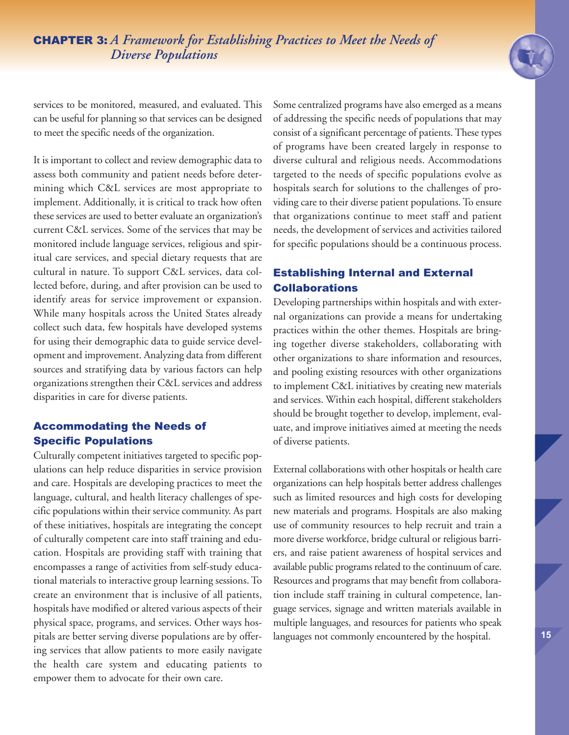services to be monitored, measured, and evaluated. This can be useful for planning so that services can be designed to meet the specific needs of the organization.

It is important to collect and review demographic data to assess both community and patient needs before determining which C&L services are most appropriate to implement. Additionally, it is critical to track how often these services are used to better evaluate an organization's current C&L services. Some of the services that may be monitored include language services, religious and spiritual care services, and special dietary requests that are cultural in nature. To support C&L services, data collected before, during, and after provision can be used to identify areas for service improvement or expansion. While many hospitals across the United States already collect such data, few hospitals have developed systems for using their demographic data to guide service development and improvement. Analyzing data from different sources and stratifying data by various factors can help organizations strengthen their C&L services and address disparities in care for diverse patients.

### Accommodating the Needs of Specific Populations

Culturally competent initiatives targeted to specific populations can help reduce disparities in service provision and care. Hospitals are developing practices to meet the language, cultural, and health literacy challenges of specific populations within their service community. As part of these initiatives, hospitals are integrating the concept of culturally competent care into staff training and education. Hospitals are providing staff with training that encompasses a range of activities from self-study educational materials to interactive group learning sessions. To create an environment that is inclusive of all patients, hospitals have modified or altered various aspects of their physical space, programs, and services. Other ways hospitals are better serving diverse populations are by offering services that allow patients to more easily navigate the health care system and educating patients to empower them to advocate for their own care.

Some centralized programs have also emerged as a means of addressing the specific needs of populations that may consist of a significant percentage of patients. These types of programs have been created largely in response to diverse cultural and religious needs. Accommodations targeted to the needs of specific populations evolve as hospitals search for solutions to the challenges of providing care to their diverse patient populations. To ensure that organizations continue to meet staff and patient needs, the development of services and activities tailored for specific populations should be a continuous process.

### Establishing Internal and External Collaborations

Developing partnerships within hospitals and with external organizations can provide a means for undertaking practices within the other themes. Hospitals are bringing together diverse stakeholders, collaborating with other organizations to share information and resources, and pooling existing resources with other organizations to implement C&L initiatives by creating new materials and services. Within each hospital, different stakeholders should be brought together to develop, implement, evaluate, and improve initiatives aimed at meeting the needs of diverse patients.

External collaborations with other hospitals or health care organizations can help hospitals better address challenges such as limited resources and high costs for developing new materials and programs. Hospitals are also making use of community resources to help recruit and train a more diverse workforce, bridge cultural or religious barriers, and raise patient awareness of hospital services and available public programs related to the continuum of care. Resources and programs that may benefit from collaboration include staff training in cultural competence, language services, signage and written materials available in multiple languages, and resources for patients who speak languages not commonly encountered by the hospital.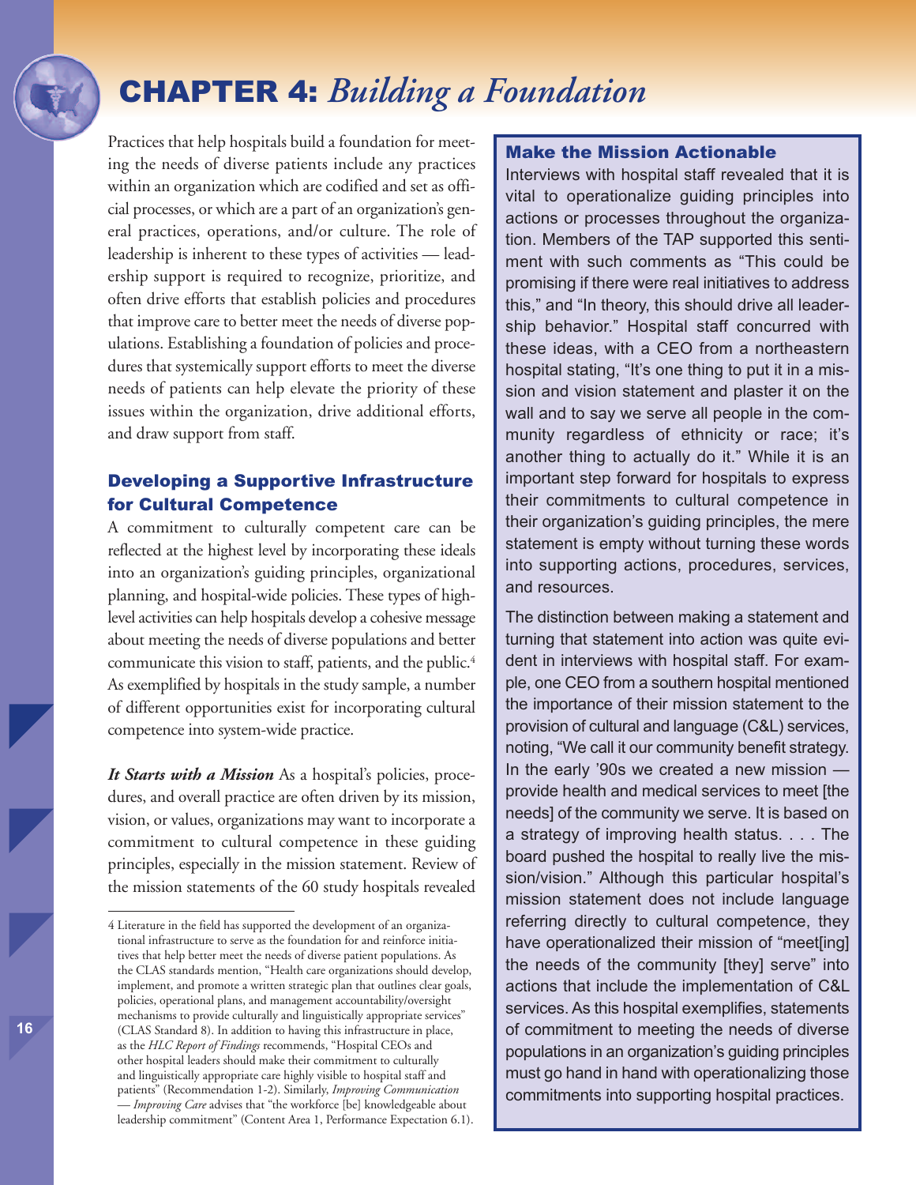# CHAPTER 4: *Building a Foundation*

Practices that help hospitals build a foundation for meeting the needs of diverse patients include any practices within an organization which are codified and set as official processes, or which are a part of an organization's general practices, operations, and/or culture. The role of leadership is inherent to these types of activities — leadership support is required to recognize, prioritize, and often drive efforts that establish policies and procedures that improve care to better meet the needs of diverse populations. Establishing a foundation of policies and procedures that systemically support efforts to meet the diverse needs of patients can help elevate the priority of these issues within the organization, drive additional efforts, and draw support from staff.

## Developing a Supportive Infrastructure for Cultural Competence

A commitment to culturally competent care can be reflected at the highest level by incorporating these ideals into an organization's guiding principles, organizational planning, and hospital-wide policies. These types of high-level activities can help hospitals develop a cohesive message about meeting the needs of diverse populations and better communicate this vision to staff, patients, and the public.[4] As exemplified by hospitals in the study sample, a number of different opportunities exist for incorporating cultural competence into system-wide practice.

***It Starts with a Mission*** As a hospital's policies, procedures, and overall practice are often driven by its mission, vision, or values, organizations may want to incorporate a commitment to cultural competence in these guiding principles, especially in the mission statement. Review of the mission statements of the 60 study hospitals revealed

### Make the Mission Actionable

Interviews with hospital staff revealed that it is vital to operationalize guiding principles into actions or processes throughout the organization. Members of the TAP supported this sentiment with such comments as "This could be promising if there were real initiatives to address this," and "In theory, this should drive all leadership behavior." Hospital staff concurred with these ideas, with a CEO from a northeastern hospital stating, "It's one thing to put it in a mission and vision statement and plaster it on the wall and to say we serve all people in the community regardless of ethnicity or race; it's another thing to actually do it." While it is an important step forward for hospitals to express their commitments to cultural competence in their organization's guiding principles, the mere statement is empty without turning these words into supporting actions, procedures, services, and resources.

The distinction between making a statement and turning that statement into action was quite evident in interviews with hospital staff. For example, one CEO from a southern hospital mentioned the importance of their mission statement to the provision of cultural and language (C&L) services, noting, "We call it our community benefit strategy. In the early '90s we created a new mission — provide health and medical services to meet [the needs] of the community we serve. It is based on a strategy of improving health status. . . . The board pushed the hospital to really live the mission/vision." Although this particular hospital's mission statement does not include language referring directly to cultural competence, they have operationalized their mission of "meet[ing] the needs of the community [they] serve" into actions that include the implementation of C&L services. As this hospital exemplifies, statements of commitment to meeting the needs of diverse populations in an organization's guiding principles must go hand in hand with operationalizing those commitments into supporting hospital practices.

---

4 Literature in the field has supported the development of an organizational infrastructure to serve as the foundation for and reinforce initiatives that help better meet the needs of diverse patient populations. As the CLAS standards mention, "Health care organizations should develop, implement, and promote a written strategic plan that outlines clear goals, policies, operational plans, and management accountability/oversight mechanisms to provide culturally and linguistically appropriate services" (CLAS Standard 8). In addition to having this infrastructure in place, as the *HLC Report of Findings* recommends, "Hospital CEOs and other hospital leaders should make their commitment to culturally and linguistically appropriate care highly visible to hospital staff and patients" (Recommendation 1-2). Similarly, *Improving Communication — Improving Care* advises that "the workforce [be] knowledgeable about leadership commitment" (Content Area 1, Performance Expectation 6.1).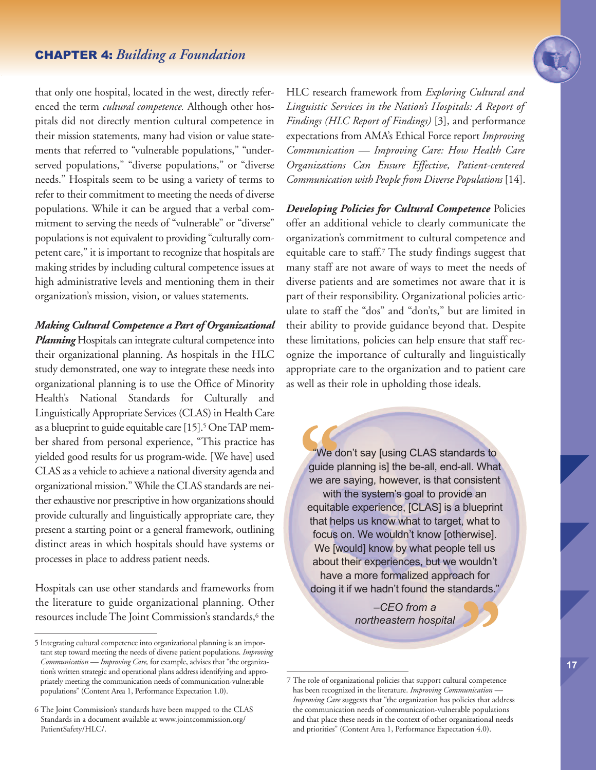that only one hospital, located in the west, directly referenced the term *cultural competence.* Although other hospitals did not directly mention cultural competence in their mission statements, many had vision or value statements that referred to "vulnerable populations," "underserved populations," "diverse populations," or "diverse needs." Hospitals seem to be using a variety of terms to refer to their commitment to meeting the needs of diverse populations. While it can be argued that a verbal commitment to serving the needs of "vulnerable" or "diverse" populations is not equivalent to providing "culturally competent care," it is important to recognize that hospitals are making strides by including cultural competence issues at high administrative levels and mentioning them in their organization's mission, vision, or values statements.

***Making Cultural Competence a Part of Organizational Planning*** Hospitals can integrate cultural competence into their organizational planning. As hospitals in the HLC study demonstrated, one way to integrate these needs into organizational planning is to use the Office of Minority Health's National Standards for Culturally and Linguistically Appropriate Services (CLAS) in Health Care as a blueprint to guide equitable care [15].[5] One TAP member shared from personal experience, "This practice has yielded good results for us program-wide. [We have] used CLAS as a vehicle to achieve a national diversity agenda and organizational mission." While the CLAS standards are neither exhaustive nor prescriptive in how organizations should provide culturally and linguistically appropriate care, they present a starting point or a general framework, outlining distinct areas in which hospitals should have systems or processes in place to address patient needs.

Hospitals can use other standards and frameworks from the literature to guide organizational planning. Other resources include The Joint Commission's standards,[6] the HLC research framework from *Exploring Cultural and Linguistic Services in the Nation's Hospitals: A Report of Findings (HLC Report of Findings)* [3], and performance expectations from AMA's Ethical Force report *Improving Communication — Improving Care: How Health Care Organizations Can Ensure Effective, Patient-centered Communication with People from Diverse Populations* [14].

***Developing Policies for Cultural Competence*** Policies offer an additional vehicle to clearly communicate the organization's commitment to cultural competence and equitable care to staff.[7] The study findings suggest that many staff are not aware of ways to meet the needs of diverse patients and are sometimes not aware that it is part of their responsibility. Organizational policies articulate to staff the "dos" and "don'ts," but are limited in their ability to provide guidance beyond that. Despite these limitations, policies can help ensure that staff recognize the importance of culturally and linguistically appropriate care to the organization and to patient care as well as their role in upholding those ideals.

> "We don't say [using CLAS standards to guide planning is] the be-all, end-all. What we are saying, however, is that consistent with the system's goal to provide an equitable experience, [CLAS] is a blueprint that helps us know what to target, what to focus on. We wouldn't know [otherwise]. We [would] know by what people tell us about their experiences, but we wouldn't have a more formalized approach for doing it if we hadn't found the standards."
>
> *–CEO from a northeastern hospital*

---

5 Integrating cultural competence into organizational planning is an important step toward meeting the needs of diverse patient populations. *Improving Communication — Improving Care,* for example, advises that "the organization's written strategic and operational plans address identifying and appropriately meeting the communication needs of communication-vulnerable populations" (Content Area 1, Performance Expectation 1.0).

6 The Joint Commission's standards have been mapped to the CLAS Standards in a document available at www.jointcommission.org/PatientSafety/HLC/.

7 The role of organizational policies that support cultural competence has been recognized in the literature. *Improving Communication — Improving Care* suggests that "the organization has policies that address the communication needs of communication-vulnerable populations and that place these needs in the context of other organizational needs and priorities" (Content Area 1, Performance Expectation 4.0).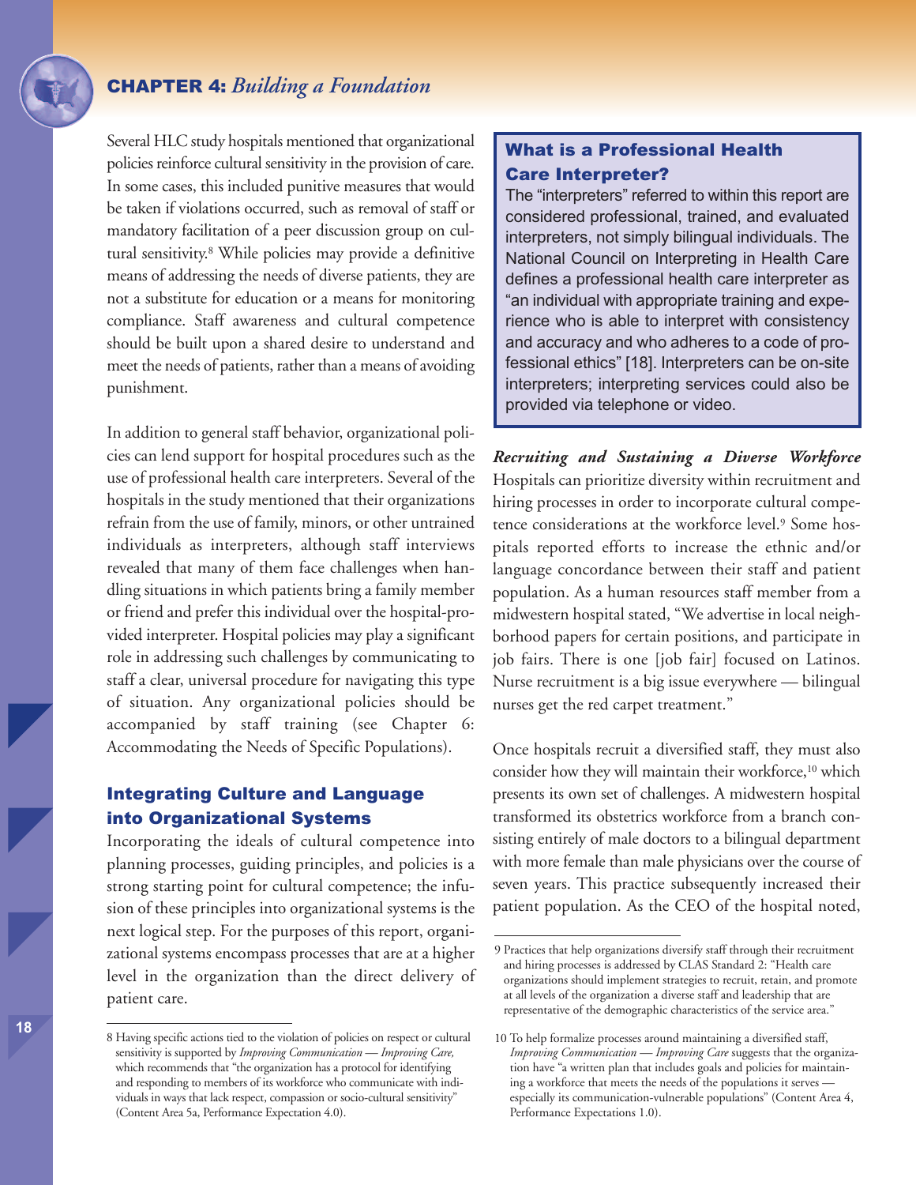Several HLC study hospitals mentioned that organizational policies reinforce cultural sensitivity in the provision of care. In some cases, this included punitive measures that would be taken if violations occurred, such as removal of staff or mandatory facilitation of a peer discussion group on cultural sensitivity.[8] While policies may provide a definitive means of addressing the needs of diverse patients, they are not a substitute for education or a means for monitoring compliance. Staff awareness and cultural competence should be built upon a shared desire to understand and meet the needs of patients, rather than a means of avoiding punishment.

In addition to general staff behavior, organizational policies can lend support for hospital procedures such as the use of professional health care interpreters. Several of the hospitals in the study mentioned that their organizations refrain from the use of family, minors, or other untrained individuals as interpreters, although staff interviews revealed that many of them face challenges when handling situations in which patients bring a family member or friend and prefer this individual over the hospital-provided interpreter. Hospital policies may play a significant role in addressing such challenges by communicating to staff a clear, universal procedure for navigating this type of situation. Any organizational policies should be accompanied by staff training (see Chapter 6: Accommodating the Needs of Specific Populations).

## Integrating Culture and Language into Organizational Systems

Incorporating the ideals of cultural competence into planning processes, guiding principles, and policies is a strong starting point for cultural competence; the infusion of these principles into organizational systems is the next logical step. For the purposes of this report, organizational systems encompass processes that are at a higher level in the organization than the direct delivery of patient care.

> **What is a Professional Health Care Interpreter?**
>
> The "interpreters" referred to within this report are considered professional, trained, and evaluated interpreters, not simply bilingual individuals. The National Council on Interpreting in Health Care defines a professional health care interpreter as "an individual with appropriate training and experience who is able to interpret with consistency and accuracy and who adheres to a code of professional ethics" [18]. Interpreters can be on-site interpreters; interpreting services could also be provided via telephone or video.

***Recruiting and Sustaining a Diverse Workforce***

Hospitals can prioritize diversity within recruitment and hiring processes in order to incorporate cultural competence considerations at the workforce level.[9] Some hospitals reported efforts to increase the ethnic and/or language concordance between their staff and patient population. As a human resources staff member from a midwestern hospital stated, "We advertise in local neighborhood papers for certain positions, and participate in job fairs. There is one [job fair] focused on Latinos. Nurse recruitment is a big issue everywhere — bilingual nurses get the red carpet treatment."

Once hospitals recruit a diversified staff, they must also consider how they will maintain their workforce,[10] which presents its own set of challenges. A midwestern hospital transformed its obstetrics workforce from a branch consisting entirely of male doctors to a bilingual department with more female than male physicians over the course of seven years. This practice subsequently increased their patient population. As the CEO of the hospital noted,

---

8 Having specific actions tied to the violation of policies on respect or cultural sensitivity is supported by *Improving Communication — Improving Care,* which recommends that "the organization has a protocol for identifying and responding to members of its workforce who communicate with individuals in ways that lack respect, compassion or socio-cultural sensitivity" (Content Area 5a, Performance Expectation 4.0).

9 Practices that help organizations diversify staff through their recruitment and hiring processes is addressed by CLAS Standard 2: "Health care organizations should implement strategies to recruit, retain, and promote at all levels of the organization a diverse staff and leadership that are representative of the demographic characteristics of the service area."

10 To help formalize processes around maintaining a diversified staff, *Improving Communication — Improving Care* suggests that the organization have "a written plan that includes goals and policies for maintaining a workforce that meets the needs of the populations it serves — especially its communication-vulnerable populations" (Content Area 4, Performance Expectations 1.0).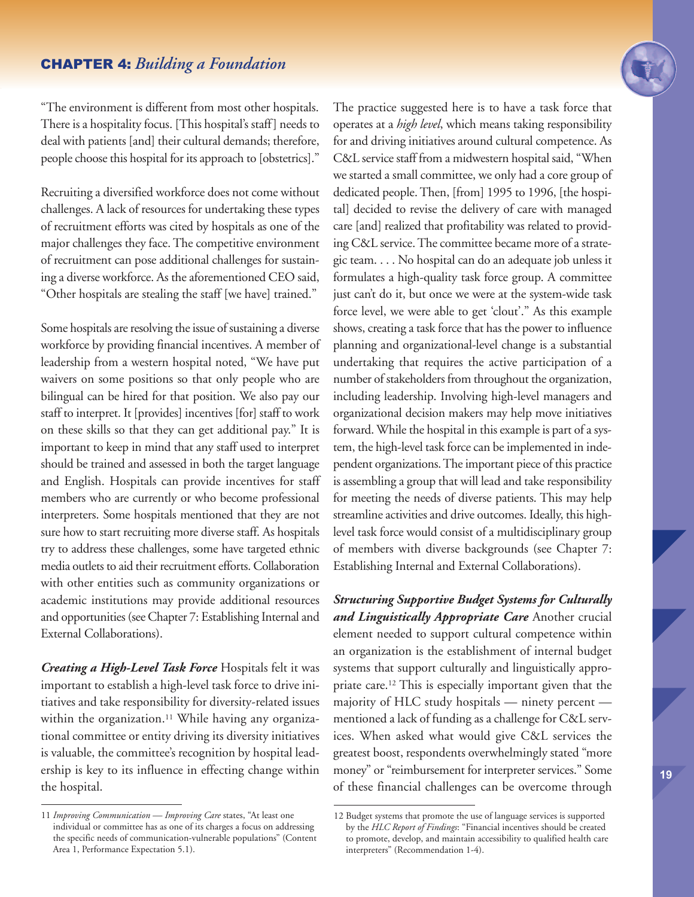"The environment is different from most other hospitals. There is a hospitality focus. [This hospital's staff] needs to deal with patients [and] their cultural demands; therefore, people choose this hospital for its approach to [obstetrics]."

Recruiting a diversified workforce does not come without challenges. A lack of resources for undertaking these types of recruitment efforts was cited by hospitals as one of the major challenges they face. The competitive environment of recruitment can pose additional challenges for sustaining a diverse workforce. As the aforementioned CEO said, "Other hospitals are stealing the staff [we have] trained."

Some hospitals are resolving the issue of sustaining a diverse workforce by providing financial incentives. A member of leadership from a western hospital noted, "We have put waivers on some positions so that only people who are bilingual can be hired for that position. We also pay our staff to interpret. It [provides] incentives [for] staff to work on these skills so that they can get additional pay." It is important to keep in mind that any staff used to interpret should be trained and assessed in both the target language and English. Hospitals can provide incentives for staff members who are currently or who become professional interpreters. Some hospitals mentioned that they are not sure how to start recruiting more diverse staff. As hospitals try to address these challenges, some have targeted ethnic media outlets to aid their recruitment efforts. Collaboration with other entities such as community organizations or academic institutions may provide additional resources and opportunities (see Chapter 7: Establishing Internal and External Collaborations).

***Creating a High-Level Task Force*** Hospitals felt it was important to establish a high-level task force to drive initiatives and take responsibility for diversity-related issues within the organization.[11] While having any organizational committee or entity driving its diversity initiatives is valuable, the committee's recognition by hospital leadership is key to its influence in effecting change within the hospital.

The practice suggested here is to have a task force that operates at a *high level*, which means taking responsibility for and driving initiatives around cultural competence. As C&L service staff from a midwestern hospital said, "When we started a small committee, we only had a core group of dedicated people. Then, [from] 1995 to 1996, [the hospital] decided to revise the delivery of care with managed care [and] realized that profitability was related to providing C&L service. The committee became more of a strategic team. . . . No hospital can do an adequate job unless it formulates a high-quality task force group. A committee just can't do it, but once we were at the system-wide task force level, we were able to get 'clout'." As this example shows, creating a task force that has the power to influence planning and organizational-level change is a substantial undertaking that requires the active participation of a number of stakeholders from throughout the organization, including leadership. Involving high-level managers and organizational decision makers may help move initiatives forward. While the hospital in this example is part of a system, the high-level task force can be implemented in independent organizations. The important piece of this practice is assembling a group that will lead and take responsibility for meeting the needs of diverse patients. This may help streamline activities and drive outcomes. Ideally, this high-level task force would consist of a multidisciplinary group of members with diverse backgrounds (see Chapter 7: Establishing Internal and External Collaborations).

***Structuring Supportive Budget Systems for Culturally and Linguistically Appropriate Care*** Another crucial element needed to support cultural competence within an organization is the establishment of internal budget systems that support culturally and linguistically appropriate care.[12] This is especially important given that the majority of HLC study hospitals — ninety percent — mentioned a lack of funding as a challenge for C&L services. When asked what would give C&L services the greatest boost, respondents overwhelmingly stated "more money" or "reimbursement for interpreter services." Some of these financial challenges can be overcome through

---

11 *Improving Communication — Improving Care* states, "At least one individual or committee has as one of its charges a focus on addressing the specific needs of communication-vulnerable populations" (Content Area 1, Performance Expectation 5.1).

12 Budget systems that promote the use of language services is supported by the *HLC Report of Findings*: "Financial incentives should be created to promote, develop, and maintain accessibility to qualified health care interpreters" (Recommendation 1-4).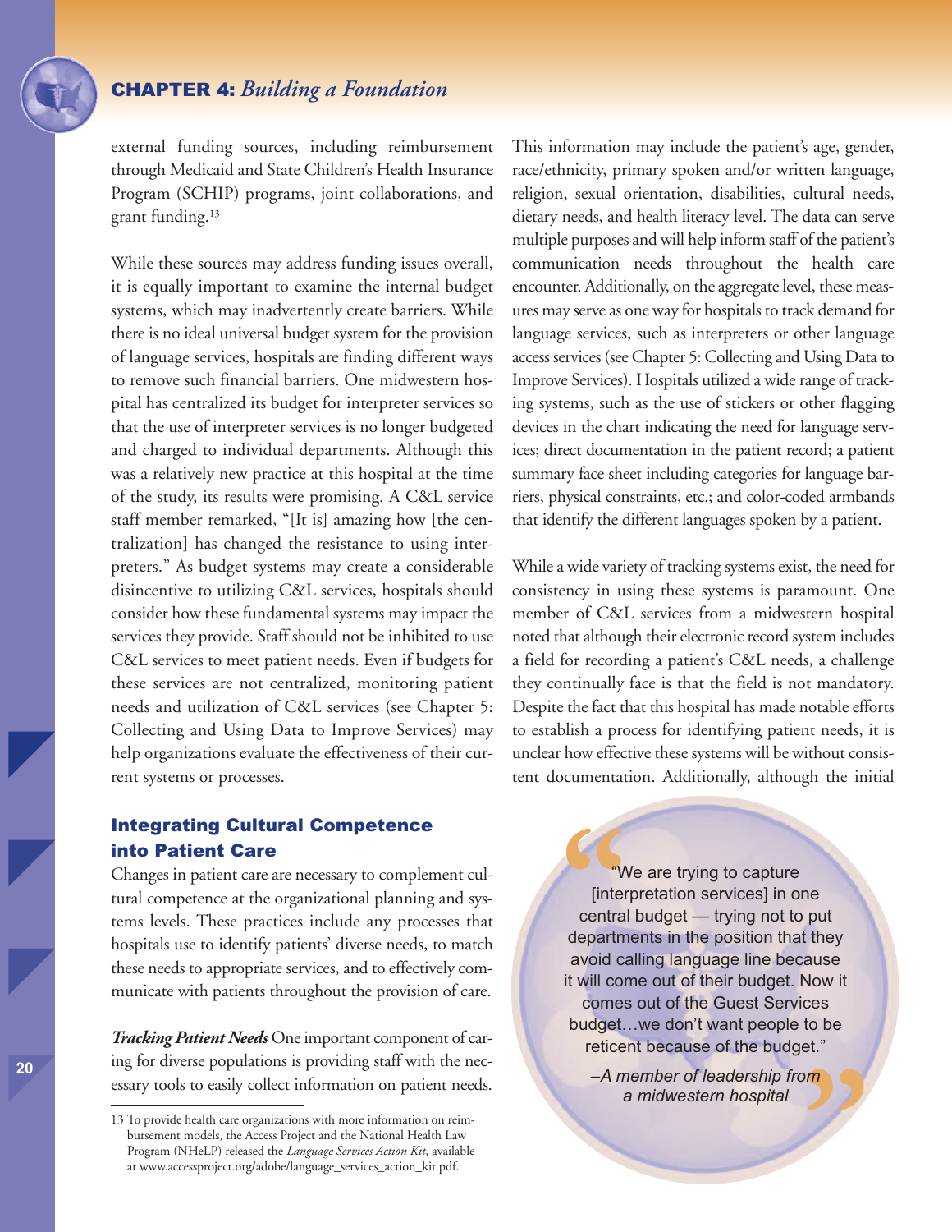external funding sources, including reimbursement through Medicaid and State Children's Health Insurance Program (SCHIP) programs, joint collaborations, and grant funding.[13]

While these sources may address funding issues overall, it is equally important to examine the internal budget systems, which may inadvertently create barriers. While there is no ideal universal budget system for the provision of language services, hospitals are finding different ways to remove such financial barriers. One midwestern hospital has centralized its budget for interpreter services so that the use of interpreter services is no longer budgeted and charged to individual departments. Although this was a relatively new practice at this hospital at the time of the study, its results were promising. A C&L service staff member remarked, "[It is] amazing how [the centralization] has changed the resistance to using interpreters." As budget systems may create a considerable disincentive to utilizing C&L services, hospitals should consider how these fundamental systems may impact the services they provide. Staff should not be inhibited to use C&L services to meet patient needs. Even if budgets for these services are not centralized, monitoring patient needs and utilization of C&L services (see Chapter 5: Collecting and Using Data to Improve Services) may help organizations evaluate the effectiveness of their current systems or processes.

## Integrating Cultural Competence into Patient Care

Changes in patient care are necessary to complement cultural competence at the organizational planning and systems levels. These practices include any processes that hospitals use to identify patients' diverse needs, to match these needs to appropriate services, and to effectively communicate with patients throughout the provision of care.

***Tracking Patient Needs*** One important component of caring for diverse populations is providing staff with the necessary tools to easily collect information on patient needs. This information may include the patient's age, gender, race/ethnicity, primary spoken and/or written language, religion, sexual orientation, disabilities, cultural needs, dietary needs, and health literacy level. The data can serve multiple purposes and will help inform staff of the patient's communication needs throughout the health care encounter. Additionally, on the aggregate level, these measures may serve as one way for hospitals to track demand for language services, such as interpreters or other language access services (see Chapter 5: Collecting and Using Data to Improve Services). Hospitals utilized a wide range of tracking systems, such as the use of stickers or other flagging devices in the chart indicating the need for language services; direct documentation in the patient record; a patient summary face sheet including categories for language barriers, physical constraints, etc.; and color-coded armbands that identify the different languages spoken by a patient.

While a wide variety of tracking systems exist, the need for consistency in using these systems is paramount. One member of C&L services from a midwestern hospital noted that although their electronic record system includes a field for recording a patient's C&L needs, a challenge they continually face is that the field is not mandatory. Despite the fact that this hospital has made notable efforts to establish a process for identifying patient needs, it is unclear how effective these systems will be without consistent documentation. Additionally, although the initial

> "We are trying to capture [interpretation services] in one central budget — trying not to put departments in the position that they avoid calling language line because it will come out of their budget. Now it comes out of the Guest Services budget…we don't want people to be reticent because of the budget."
>
> *–A member of leadership from a midwestern hospital*

---

13 To provide health care organizations with more information on reimbursement models, the Access Project and the National Health Law Program (NHeLP) released the *Language Services Action Kit,* available at www.accessproject.org/adobe/language_services_action_kit.pdf.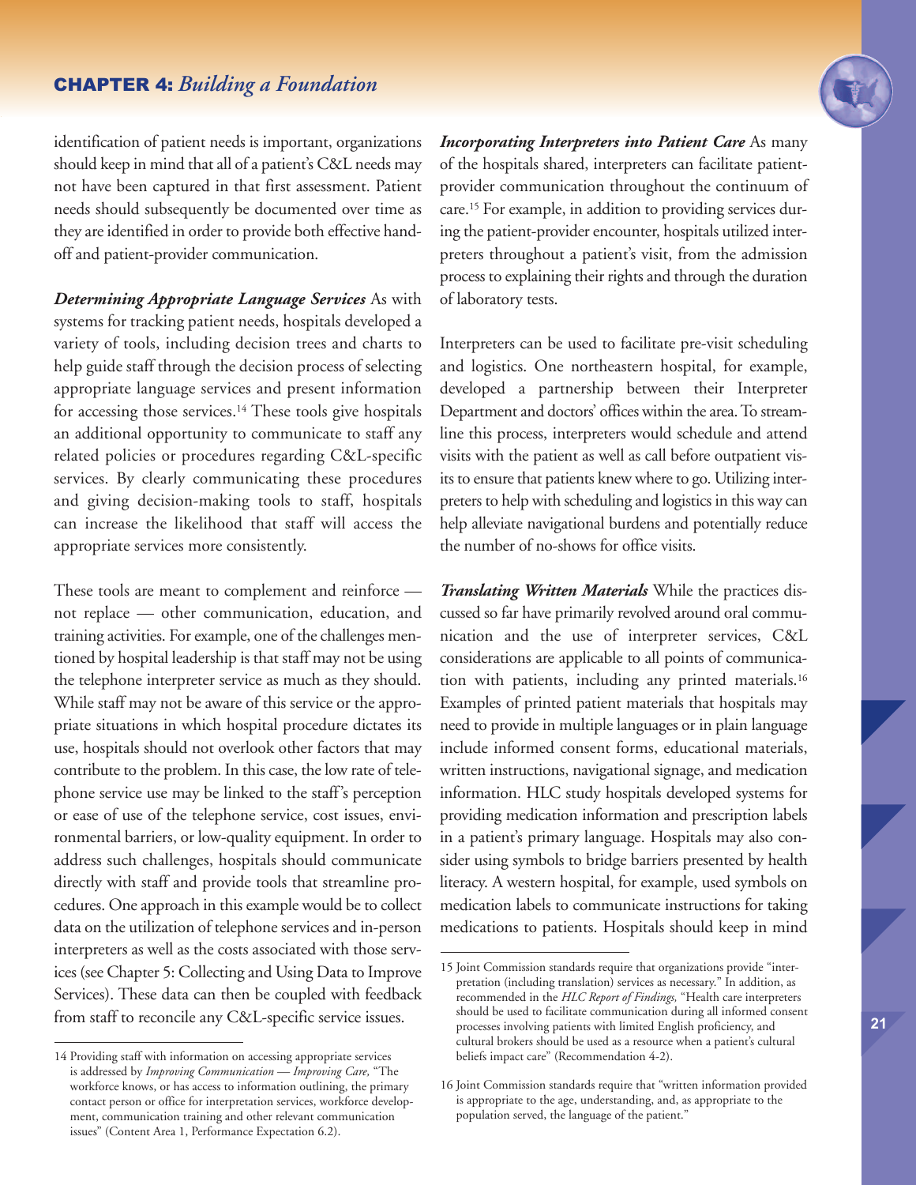identification of patient needs is important, organizations should keep in mind that all of a patient's C&L needs may not have been captured in that first assessment. Patient needs should subsequently be documented over time as they are identified in order to provide both effective hand-off and patient-provider communication.

***Determining Appropriate Language Services*** As with systems for tracking patient needs, hospitals developed a variety of tools, including decision trees and charts to help guide staff through the decision process of selecting appropriate language services and present information for accessing those services.[14] These tools give hospitals an additional opportunity to communicate to staff any related policies or procedures regarding C&L-specific services. By clearly communicating these procedures and giving decision-making tools to staff, hospitals can increase the likelihood that staff will access the appropriate services more consistently.

These tools are meant to complement and reinforce — not replace — other communication, education, and training activities. For example, one of the challenges mentioned by hospital leadership is that staff may not be using the telephone interpreter service as much as they should. While staff may not be aware of this service or the appropriate situations in which hospital procedure dictates its use, hospitals should not overlook other factors that may contribute to the problem. In this case, the low rate of telephone service use may be linked to the staff's perception or ease of use of the telephone service, cost issues, environmental barriers, or low-quality equipment. In order to address such challenges, hospitals should communicate directly with staff and provide tools that streamline procedures. One approach in this example would be to collect data on the utilization of telephone services and in-person interpreters as well as the costs associated with those services (see Chapter 5: Collecting and Using Data to Improve Services). These data can then be coupled with feedback from staff to reconcile any C&L-specific service issues.

***Incorporating Interpreters into Patient Care*** As many of the hospitals shared, interpreters can facilitate patient-provider communication throughout the continuum of care.[15] For example, in addition to providing services during the patient-provider encounter, hospitals utilized interpreters throughout a patient's visit, from the admission process to explaining their rights and through the duration of laboratory tests.

Interpreters can be used to facilitate pre-visit scheduling and logistics. One northeastern hospital, for example, developed a partnership between their Interpreter Department and doctors' offices within the area. To streamline this process, interpreters would schedule and attend visits with the patient as well as call before outpatient visits to ensure that patients knew where to go. Utilizing interpreters to help with scheduling and logistics in this way can help alleviate navigational burdens and potentially reduce the number of no-shows for office visits.

***Translating Written Materials*** While the practices discussed so far have primarily revolved around oral communication and the use of interpreter services, C&L considerations are applicable to all points of communication with patients, including any printed materials.[16] Examples of printed patient materials that hospitals may need to provide in multiple languages or in plain language include informed consent forms, educational materials, written instructions, navigational signage, and medication information. HLC study hospitals developed systems for providing medication information and prescription labels in a patient's primary language. Hospitals may also consider using symbols to bridge barriers presented by health literacy. A western hospital, for example, used symbols on medication labels to communicate instructions for taking medications to patients. Hospitals should keep in mind

---

14 Providing staff with information on accessing appropriate services is addressed by *Improving Communication — Improving Care,* "The workforce knows, or has access to information outlining, the primary contact person or office for interpretation services, workforce development, communication training and other relevant communication issues" (Content Area 1, Performance Expectation 6.2).

15 Joint Commission standards require that organizations provide "interpretation (including translation) services as necessary." In addition, as recommended in the *HLC Report of Findings,* "Health care interpreters should be used to facilitate communication during all informed consent processes involving patients with limited English proficiency, and cultural brokers should be used as a resource when a patient's cultural beliefs impact care" (Recommendation 4-2).

16 Joint Commission standards require that "written information provided is appropriate to the age, understanding, and, as appropriate to the population served, the language of the patient."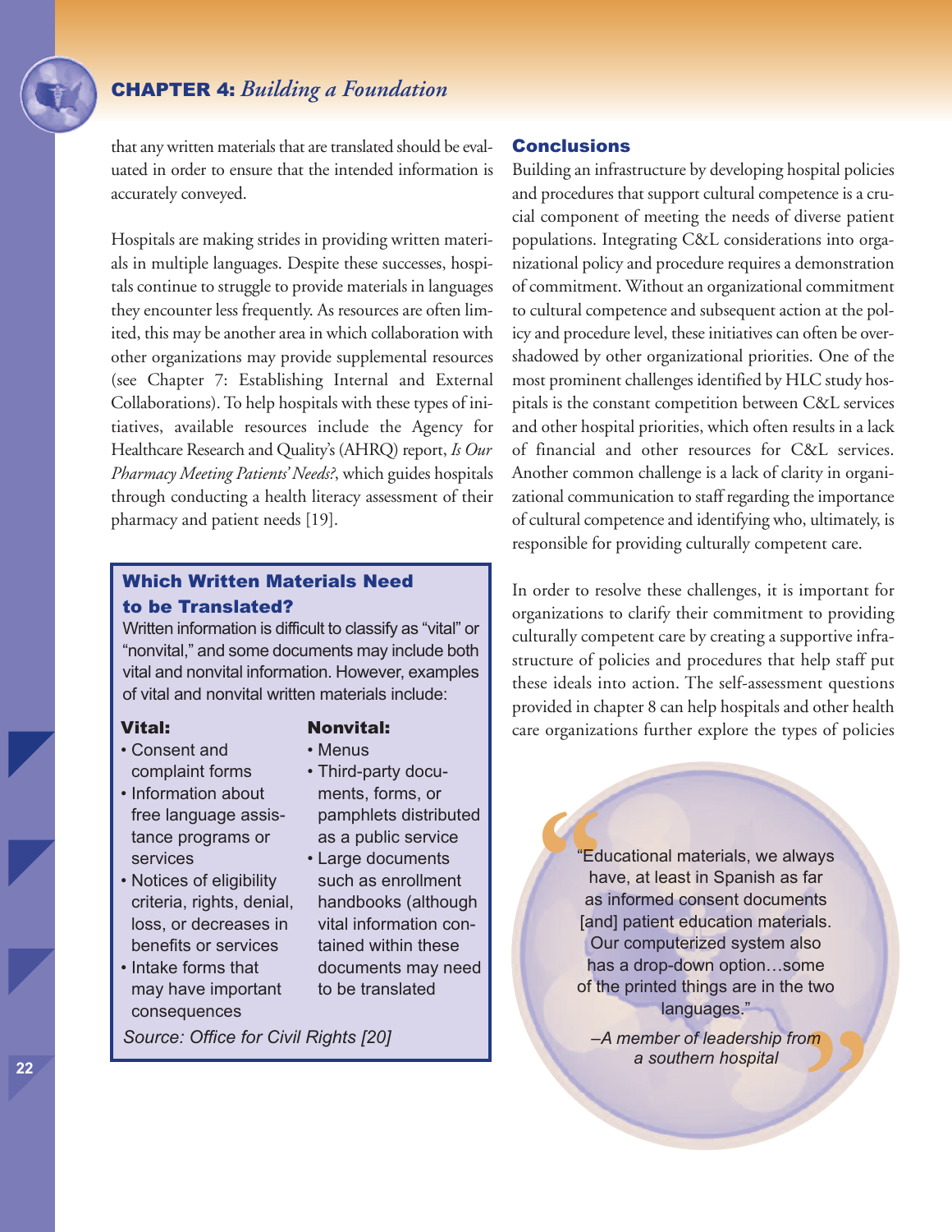that any written materials that are translated should be evaluated in order to ensure that the intended information is accurately conveyed.

Hospitals are making strides in providing written materials in multiple languages. Despite these successes, hospitals continue to struggle to provide materials in languages they encounter less frequently. As resources are often limited, this may be another area in which collaboration with other organizations may provide supplemental resources (see Chapter 7: Establishing Internal and External Collaborations). To help hospitals with these types of initiatives, available resources include the Agency for Healthcare Research and Quality's (AHRQ) report, *Is Our Pharmacy Meeting Patients' Needs?*, which guides hospitals through conducting a health literacy assessment of their pharmacy and patient needs [19].

### Which Written Materials Need to be Translated?

Written information is difficult to classify as "vital" or "nonvital," and some documents may include both vital and nonvital information. However, examples of vital and nonvital written materials include:

**Vital:**

- Consent and complaint forms
- Information about free language assistance programs or services
- Notices of eligibility criteria, rights, denial, loss, or decreases in benefits or services
- Intake forms that may have important consequences

**Nonvital:**

- Menus
- Third-party documents, forms, or pamphlets distributed as a public service
- Large documents such as enrollment handbooks (although vital information contained within these documents may need to be translated

*Source: Office for Civil Rights [20]*

## Conclusions

Building an infrastructure by developing hospital policies and procedures that support cultural competence is a crucial component of meeting the needs of diverse patient populations. Integrating C&L considerations into organizational policy and procedure requires a demonstration of commitment. Without an organizational commitment to cultural competence and subsequent action at the policy and procedure level, these initiatives can often be overshadowed by other organizational priorities. One of the most prominent challenges identified by HLC study hospitals is the constant competition between C&L services and other hospital priorities, which often results in a lack of financial and other resources for C&L services. Another common challenge is a lack of clarity in organizational communication to staff regarding the importance of cultural competence and identifying who, ultimately, is responsible for providing culturally competent care.

In order to resolve these challenges, it is important for organizations to clarify their commitment to providing culturally competent care by creating a supportive infrastructure of policies and procedures that help staff put these ideals into action. The self-assessment questions provided in chapter 8 can help hospitals and other health care organizations further explore the types of policies

> "Educational materials, we always have, at least in Spanish as far as informed consent documents [and] patient education materials. Our computerized system also has a drop-down option…some of the printed things are in the two languages."
>
> *–A member of leadership from a southern hospital*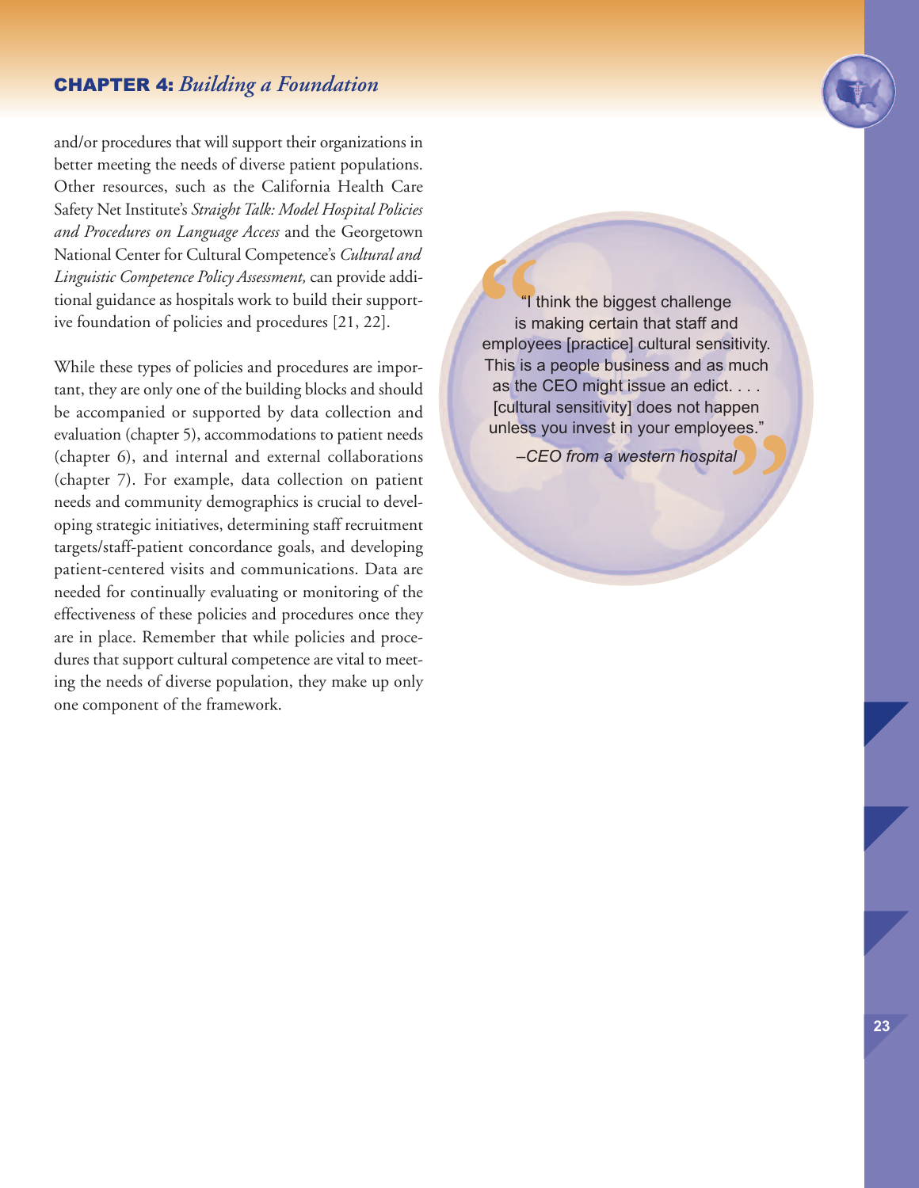and/or procedures that will support their organizations in better meeting the needs of diverse patient populations. Other resources, such as the California Health Care Safety Net Institute's *Straight Talk: Model Hospital Policies and Procedures on Language Access* and the Georgetown National Center for Cultural Competence's *Cultural and Linguistic Competence Policy Assessment,* can provide additional guidance as hospitals work to build their supportive foundation of policies and procedures [21, 22].

While these types of policies and procedures are important, they are only one of the building blocks and should be accompanied or supported by data collection and evaluation (chapter 5), accommodations to patient needs (chapter 6), and internal and external collaborations (chapter 7). For example, data collection on patient needs and community demographics is crucial to developing strategic initiatives, determining staff recruitment targets/staff-patient concordance goals, and developing patient-centered visits and communications. Data are needed for continually evaluating or monitoring of the effectiveness of these policies and procedures once they are in place. Remember that while policies and procedures that support cultural competence are vital to meeting the needs of diverse population, they make up only one component of the framework.

> "I think the biggest challenge is making certain that staff and employees [practice] cultural sensitivity. This is a people business and as much as the CEO might issue an edict. . . . [cultural sensitivity] does not happen unless you invest in your employees."
>
> *–CEO from a western hospital*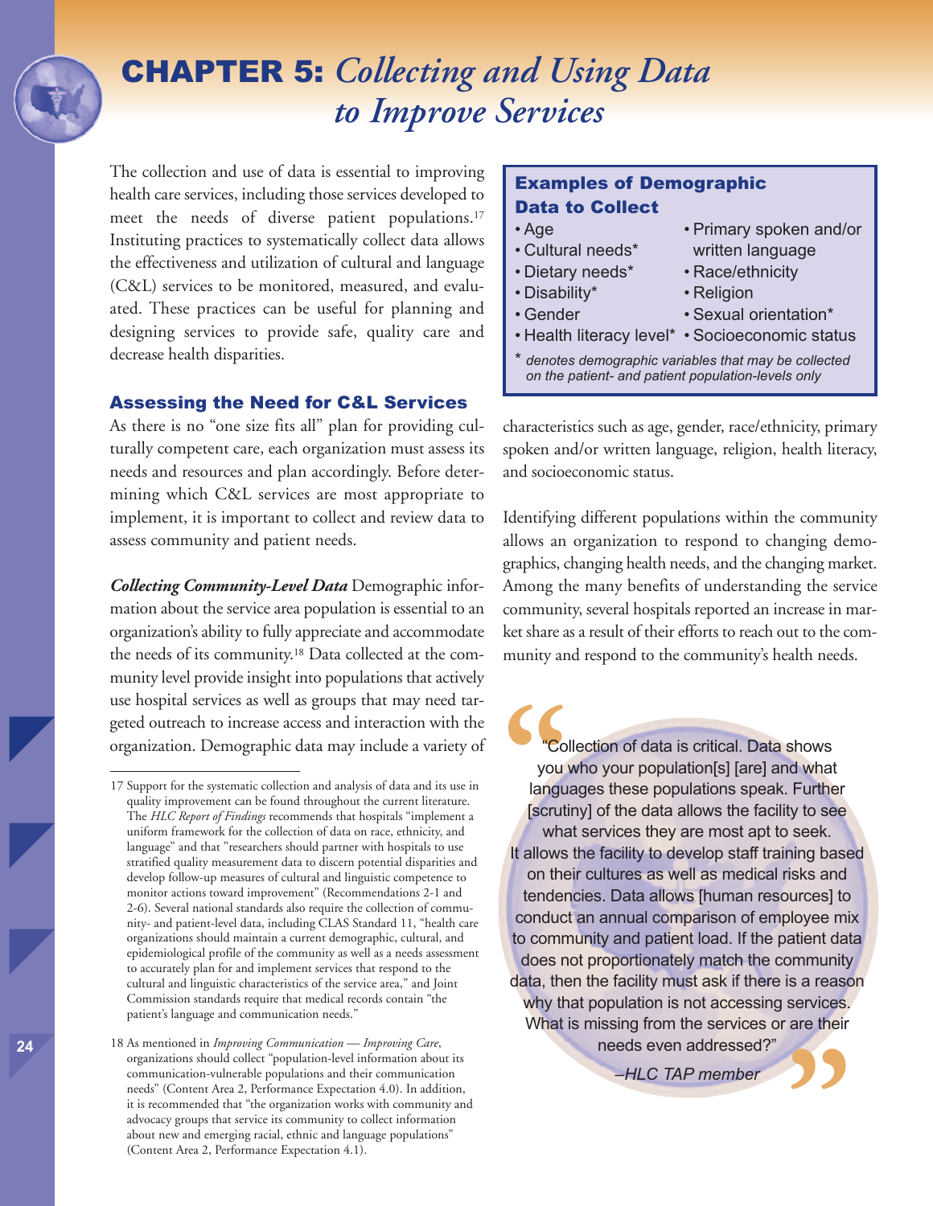# CHAPTER 5: *Collecting and Using Data to Improve Services*

The collection and use of data is essential to improving health care services, including those services developed to meet the needs of diverse patient populations.[17] Instituting practices to systematically collect data allows the effectiveness and utilization of cultural and language (C&L) services to be monitored, measured, and evaluated. These practices can be useful for planning and designing services to provide safe, quality care and decrease health disparities.

## Assessing the Need for C&L Services

As there is no "one size fits all" plan for providing culturally competent care, each organization must assess its needs and resources and plan accordingly. Before determining which C&L services are most appropriate to implement, it is important to collect and review data to assess community and patient needs.

***Collecting Community-Level Data*** Demographic information about the service area population is essential to an organization's ability to fully appreciate and accommodate the needs of its community.[18] Data collected at the community level provide insight into populations that actively use hospital services as well as groups that may need targeted outreach to increase access and interaction with the organization. Demographic data may include a variety of characteristics such as age, gender, race/ethnicity, primary spoken and/or written language, religion, health literacy, and socioeconomic status.

### Examples of Demographic Data to Collect

- Age
- Cultural needs*
- Dietary needs*
- Disability*
- Gender
- Health literacy level*
- Primary spoken and/or written language
- Race/ethnicity
- Religion
- Sexual orientation*
- Socioeconomic status

\* *denotes demographic variables that may be collected on the patient- and patient population-levels only*

Identifying different populations within the community allows an organization to respond to changing demographics, changing health needs, and the changing market. Among the many benefits of understanding the service community, several hospitals reported an increase in market share as a result of their efforts to reach out to the community and respond to the community's health needs.

> "Collection of data is critical. Data shows you who your population[s] [are] and what languages these populations speak. Further [scrutiny] of the data allows the facility to see what services they are most apt to seek. It allows the facility to develop staff training based on their cultures as well as medical risks and tendencies. Data allows [human resources] to conduct an annual comparison of employee mix to community and patient load. If the patient data does not proportionately match the community data, then the facility must ask if there is a reason why that population is not accessing services. What is missing from the services or are their needs even addressed?"
>
> *–HLC TAP member*

---

17 Support for the systematic collection and analysis of data and its use in quality improvement can be found throughout the current literature. The *HLC Report of Findings* recommends that hospitals "implement a uniform framework for the collection of data on race, ethnicity, and language" and that "researchers should partner with hospitals to use stratified quality measurement data to discern potential disparities and develop follow-up measures of cultural and linguistic competence to monitor actions toward improvement" (Recommendations 2-1 and 2-6). Several national standards also require the collection of community- and patient-level data, including CLAS Standard 11, "health care organizations should maintain a current demographic, cultural, and epidemiological profile of the community as well as a needs assessment to accurately plan for and implement services that respond to the cultural and linguistic characteristics of the service area," and Joint Commission standards require that medical records contain "the patient's language and communication needs."

18 As mentioned in *Improving Communication — Improving Care*, organizations should collect "population-level information about its communication-vulnerable populations and their communication needs" (Content Area 2, Performance Expectation 4.0). In addition, it is recommended that "the organization works with community and advocacy groups that service its community to collect information about new and emerging racial, ethnic and language populations" (Content Area 2, Performance Expectation 4.1).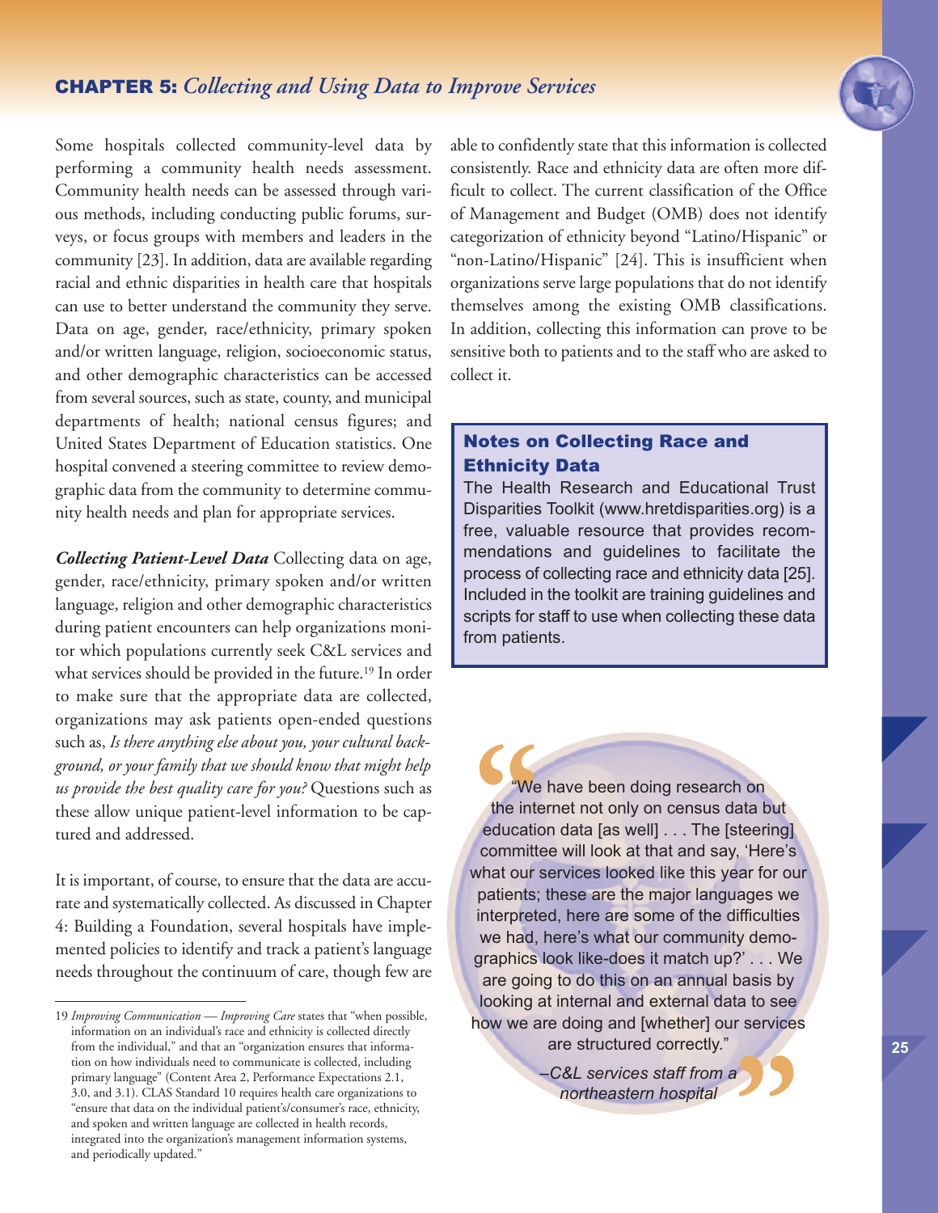Some hospitals collected community-level data by performing a community health needs assessment. Community health needs can be assessed through various methods, including conducting public forums, surveys, or focus groups with members and leaders in the community [23]. In addition, data are available regarding racial and ethnic disparities in health care that hospitals can use to better understand the community they serve. Data on age, gender, race/ethnicity, primary spoken and/or written language, religion, socioeconomic status, and other demographic characteristics can be accessed from several sources, such as state, county, and municipal departments of health; national census figures; and United States Department of Education statistics. One hospital convened a steering committee to review demographic data from the community to determine community health needs and plan for appropriate services.

***Collecting Patient-Level Data*** Collecting data on age, gender, race/ethnicity, primary spoken and/or written language, religion and other demographic characteristics during patient encounters can help organizations monitor which populations currently seek C&L services and what services should be provided in the future.[19] In order to make sure that the appropriate data are collected, organizations may ask patients open-ended questions such as, *Is there anything else about you, your cultural background, or your family that we should know that might help us provide the best quality care for you?* Questions such as these allow unique patient-level information to be captured and addressed.

It is important, of course, to ensure that the data are accurate and systematically collected. As discussed in Chapter 4: Building a Foundation, several hospitals have implemented policies to identify and track a patient's language needs throughout the continuum of care, though few are able to confidently state that this information is collected consistently. Race and ethnicity data are often more difficult to collect. The current classification of the Office of Management and Budget (OMB) does not identify categorization of ethnicity beyond "Latino/Hispanic" or "non-Latino/Hispanic" [24]. This is insufficient when organizations serve large populations that do not identify themselves among the existing OMB classifications. In addition, collecting this information can prove to be sensitive both to patients and to the staff who are asked to collect it.

### Notes on Collecting Race and Ethnicity Data

The Health Research and Educational Trust Disparities Toolkit (www.hretdisparities.org) is a free, valuable resource that provides recommendations and guidelines to facilitate the process of collecting race and ethnicity data [25]. Included in the toolkit are training guidelines and scripts for staff to use when collecting these data from patients.

> "We have been doing research on the internet not only on census data but education data [as well] . . . The [steering] committee will look at that and say, 'Here's what our services looked like this year for our patients; these are the major languages we interpreted, here are some of the difficulties we had, here's what our community demographics look like-does it match up?' . . . We are going to do this on an annual basis by looking at internal and external data to see how we are doing and [whether] our services are structured correctly."
>
> *–C&L services staff from a northeastern hospital*

---

19 *Improving Communication — Improving Care* states that "when possible, information on an individual's race and ethnicity is collected directly from the individual," and that an "organization ensures that information on how individuals need to communicate is collected, including primary language" (Content Area 2, Performance Expectations 2.1, 3.0, and 3.1). CLAS Standard 10 requires health care organizations to "ensure that data on the individual patient's/consumer's race, ethnicity, and spoken and written language are collected in health records, integrated into the organization's management information systems, and periodically updated."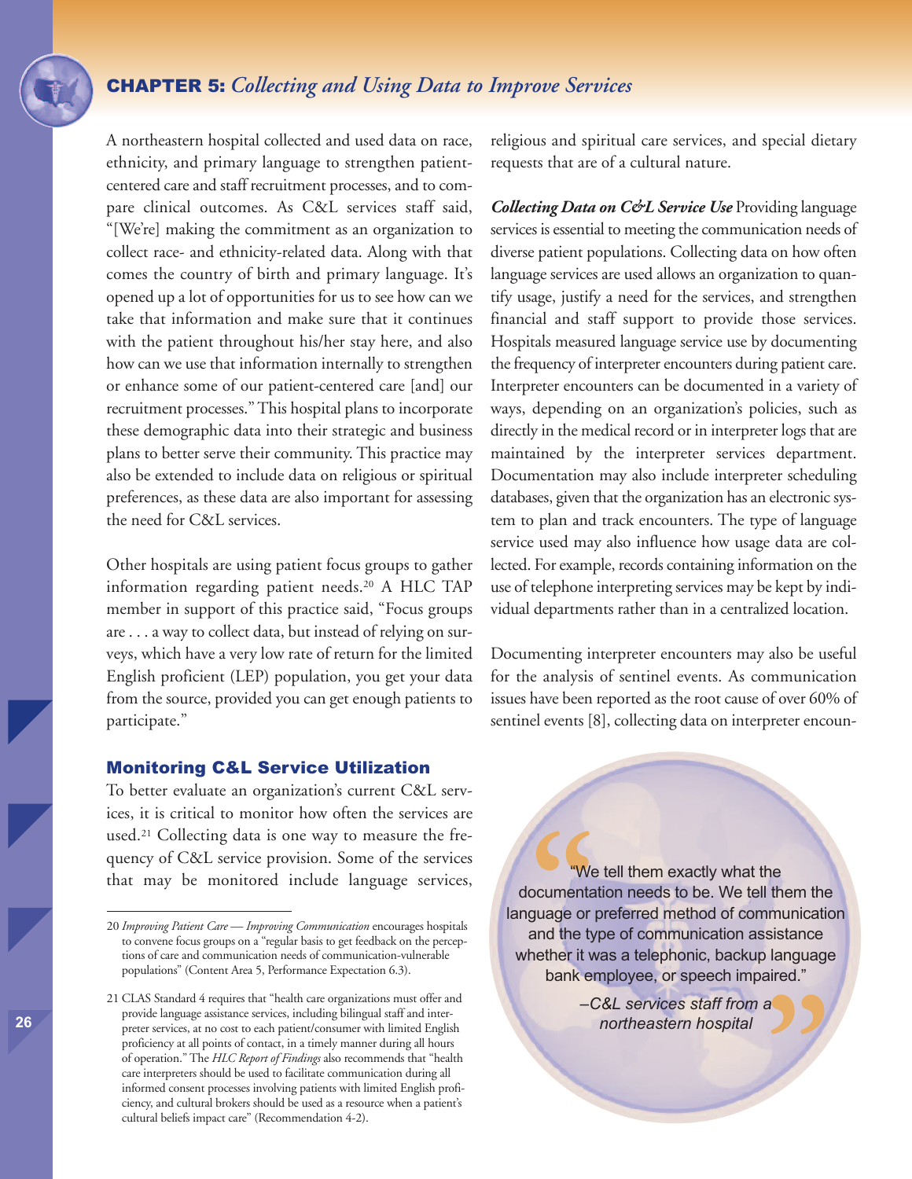## CHAPTER 5: *Collecting and Using Data to Improve Services*

A northeastern hospital collected and used data on race, ethnicity, and primary language to strengthen patient-centered care and staff recruitment processes, and to compare clinical outcomes. As C&L services staff said, "[We're] making the commitment as an organization to collect race- and ethnicity-related data. Along with that comes the country of birth and primary language. It's opened up a lot of opportunities for us to see how can we take that information and make sure that it continues with the patient throughout his/her stay here, and also how can we use that information internally to strengthen or enhance some of our patient-centered care [and] our recruitment processes." This hospital plans to incorporate these demographic data into their strategic and business plans to better serve their community. This practice may also be extended to include data on religious or spiritual preferences, as these data are also important for assessing the need for C&L services.

Other hospitals are using patient focus groups to gather information regarding patient needs.[20] A HLC TAP member in support of this practice said, "Focus groups are . . . a way to collect data, but instead of relying on surveys, which have a very low rate of return for the limited English proficient (LEP) population, you get your data from the source, provided you can get enough patients to participate."

### Monitoring C&L Service Utilization

To better evaluate an organization's current C&L services, it is critical to monitor how often the services are used.[21] Collecting data is one way to measure the frequency of C&L service provision. Some of the services that may be monitored include language services, religious and spiritual care services, and special dietary requests that are of a cultural nature.

***Collecting Data on C&L Service Use*** Providing language services is essential to meeting the communication needs of diverse patient populations. Collecting data on how often language services are used allows an organization to quantify usage, justify a need for the services, and strengthen financial and staff support to provide those services. Hospitals measured language service use by documenting the frequency of interpreter encounters during patient care. Interpreter encounters can be documented in a variety of ways, depending on an organization's policies, such as directly in the medical record or in interpreter logs that are maintained by the interpreter services department. Documentation may also include interpreter scheduling databases, given that the organization has an electronic system to plan and track encounters. The type of language service used may also influence how usage data are collected. For example, records containing information on the use of telephone interpreting services may be kept by individual departments rather than in a centralized location.

Documenting interpreter encounters may also be useful for the analysis of sentinel events. As communication issues have been reported as the root cause of over 60% of sentinel events [8], collecting data on interpreter encoun-

> "We tell them exactly what the documentation needs to be. We tell them the language or preferred method of communication and the type of communication assistance whether it was a telephonic, backup language bank employee, or speech impaired."
>
> –C&L services staff from a northeastern hospital

---

20 *Improving Patient Care — Improving Communication* encourages hospitals to convene focus groups on a "regular basis to get feedback on the perceptions of care and communication needs of communication-vulnerable populations" (Content Area 5, Performance Expectation 6.3).

21 CLAS Standard 4 requires that "health care organizations must offer and provide language assistance services, including bilingual staff and interpreter services, at no cost to each patient/consumer with limited English proficiency at all points of contact, in a timely manner during all hours of operation." The *HLC Report of Findings* also recommends that "health care interpreters should be used to facilitate communication during all informed consent processes involving patients with limited English proficiency, and cultural brokers should be used as a resource when a patient's cultural beliefs impact care" (Recommendation 4-2).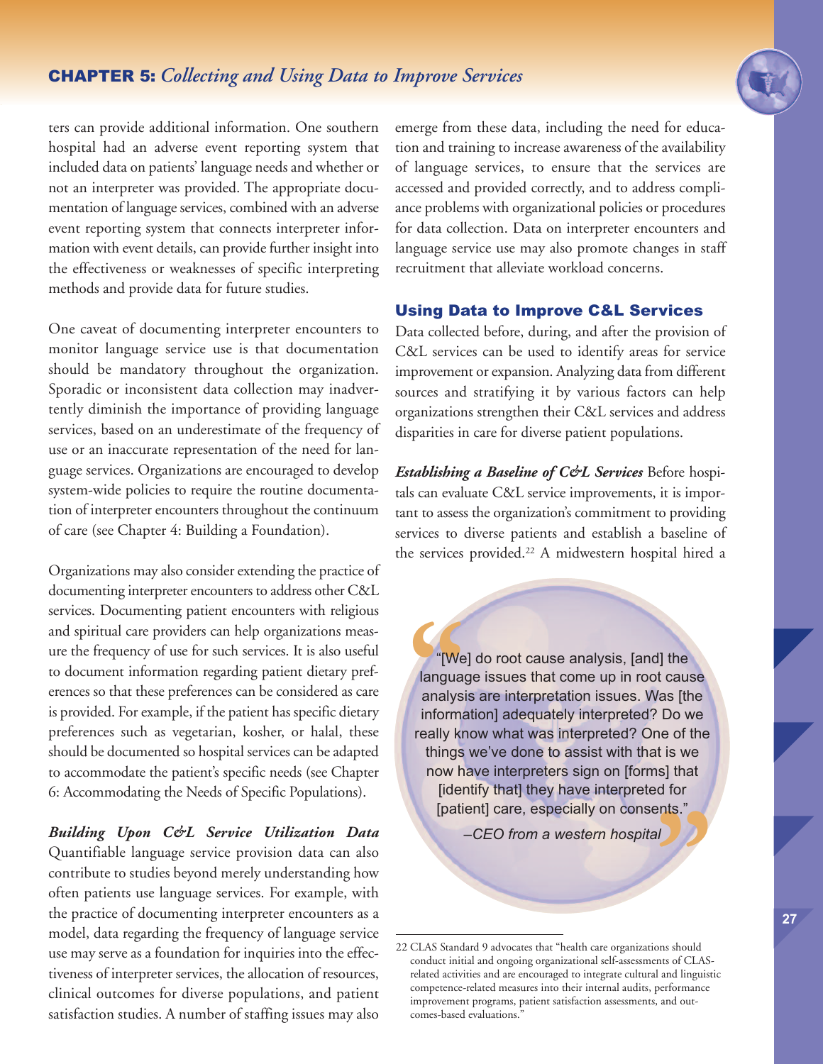ters can provide additional information. One southern hospital had an adverse event reporting system that included data on patients' language needs and whether or not an interpreter was provided. The appropriate documentation of language services, combined with an adverse event reporting system that connects interpreter information with event details, can provide further insight into the effectiveness or weaknesses of specific interpreting methods and provide data for future studies.

One caveat of documenting interpreter encounters to monitor language service use is that documentation should be mandatory throughout the organization. Sporadic or inconsistent data collection may inadvertently diminish the importance of providing language services, based on an underestimate of the frequency of use or an inaccurate representation of the need for language services. Organizations are encouraged to develop system-wide policies to require the routine documentation of interpreter encounters throughout the continuum of care (see Chapter 4: Building a Foundation).

Organizations may also consider extending the practice of documenting interpreter encounters to address other C&L services. Documenting patient encounters with religious and spiritual care providers can help organizations measure the frequency of use for such services. It is also useful to document information regarding patient dietary preferences so that these preferences can be considered as care is provided. For example, if the patient has specific dietary preferences such as vegetarian, kosher, or halal, these should be documented so hospital services can be adapted to accommodate the patient's specific needs (see Chapter 6: Accommodating the Needs of Specific Populations).

***Building Upon C&L Service Utilization Data*** Quantifiable language service provision data can also contribute to studies beyond merely understanding how often patients use language services. For example, with the practice of documenting interpreter encounters as a model, data regarding the frequency of language service use may serve as a foundation for inquiries into the effectiveness of interpreter services, the allocation of resources, clinical outcomes for diverse populations, and patient satisfaction studies. A number of staffing issues may also emerge from these data, including the need for education and training to increase awareness of the availability of language services, to ensure that the services are accessed and provided correctly, and to address compliance problems with organizational policies or procedures for data collection. Data on interpreter encounters and language service use may also promote changes in staff recruitment that alleviate workload concerns.

## Using Data to Improve C&L Services

Data collected before, during, and after the provision of C&L services can be used to identify areas for service improvement or expansion. Analyzing data from different sources and stratifying it by various factors can help organizations strengthen their C&L services and address disparities in care for diverse patient populations.

***Establishing a Baseline of C&L Services*** Before hospitals can evaluate C&L service improvements, it is important to assess the organization's commitment to providing services to diverse patients and establish a baseline of the services provided.[22] A midwestern hospital hired a

> "[We] do root cause analysis, [and] the language issues that come up in root cause analysis are interpretation issues. Was [the information] adequately interpreted? Do we really know what was interpreted? One of the things we've done to assist with that is we now have interpreters sign on [forms] that [identify that] they have interpreted for [patient] care, especially on consents."
>
> *–CEO from a western hospital*

22 CLAS Standard 9 advocates that "health care organizations should conduct initial and ongoing organizational self-assessments of CLAS-related activities and are encouraged to integrate cultural and linguistic competence-related measures into their internal audits, performance improvement programs, patient satisfaction assessments, and outcomes-based evaluations."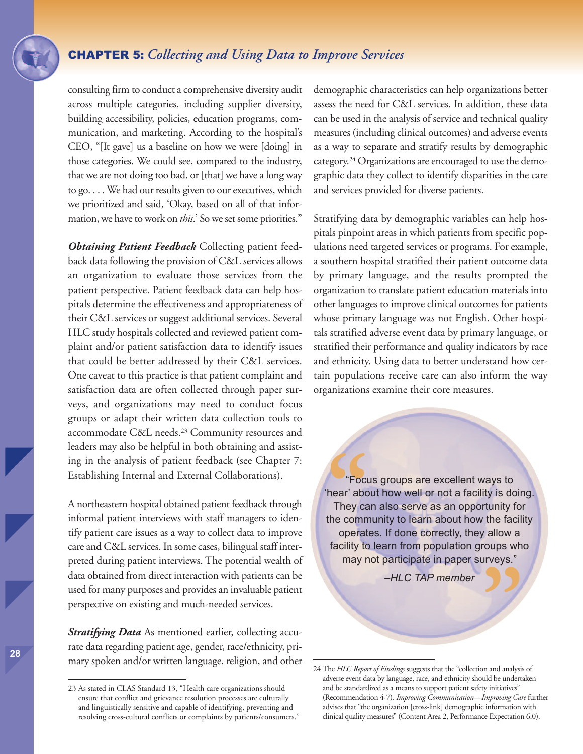consulting firm to conduct a comprehensive diversity audit across multiple categories, including supplier diversity, building accessibility, policies, education programs, communication, and marketing. According to the hospital's CEO, "[It gave] us a baseline on how we were [doing] in those categories. We could see, compared to the industry, that we are not doing too bad, or [that] we have a long way to go. . . . We had our results given to our executives, which we prioritized and said, 'Okay, based on all of that information, we have to work on *this*.' So we set some priorities."

***Obtaining Patient Feedback*** Collecting patient feedback data following the provision of C&L services allows an organization to evaluate those services from the patient perspective. Patient feedback data can help hospitals determine the effectiveness and appropriateness of their C&L services or suggest additional services. Several HLC study hospitals collected and reviewed patient complaint and/or patient satisfaction data to identify issues that could be better addressed by their C&L services. One caveat to this practice is that patient complaint and satisfaction data are often collected through paper surveys, and organizations may need to conduct focus groups or adapt their written data collection tools to accommodate C&L needs.[23] Community resources and leaders may also be helpful in both obtaining and assisting in the analysis of patient feedback (see Chapter 7: Establishing Internal and External Collaborations).

A northeastern hospital obtained patient feedback through informal patient interviews with staff managers to identify patient care issues as a way to collect data to improve care and C&L services. In some cases, bilingual staff interpreted during patient interviews. The potential wealth of data obtained from direct interaction with patients can be used for many purposes and provides an invaluable patient perspective on existing and much-needed services.

***Stratifying Data*** As mentioned earlier, collecting accurate data regarding patient age, gender, race/ethnicity, primary spoken and/or written language, religion, and other demographic characteristics can help organizations better assess the need for C&L services. In addition, these data can be used in the analysis of service and technical quality measures (including clinical outcomes) and adverse events as a way to separate and stratify results by demographic category.[24] Organizations are encouraged to use the demographic data they collect to identify disparities in the care and services provided for diverse patients.

Stratifying data by demographic variables can help hospitals pinpoint areas in which patients from specific populations need targeted services or programs. For example, a southern hospital stratified their patient outcome data by primary language, and the results prompted the organization to translate patient education materials into other languages to improve clinical outcomes for patients whose primary language was not English. Other hospitals stratified adverse event data by primary language, or stratified their performance and quality indicators by race and ethnicity. Using data to better understand how certain populations receive care can also inform the way organizations examine their core measures.

> "Focus groups are excellent ways to 'hear' about how well or not a facility is doing. They can also serve as an opportunity for the community to learn about how the facility operates. If done correctly, they allow a facility to learn from population groups who may not participate in paper surveys."
>
> *–HLC TAP member*

---

23 As stated in CLAS Standard 13, "Health care organizations should ensure that conflict and grievance resolution processes are culturally and linguistically sensitive and capable of identifying, preventing and resolving cross-cultural conflicts or complaints by patients/consumers."

24 The *HLC Report of Findings* suggests that the "collection and analysis of adverse event data by language, race, and ethnicity should be undertaken and be standardized as a means to support patient safety initiatives" (Recommendation 4-7). *Improving Communication—Improving Care* further advises that "the organization [cross-link] demographic information with clinical quality measures" (Content Area 2, Performance Expectation 6.0).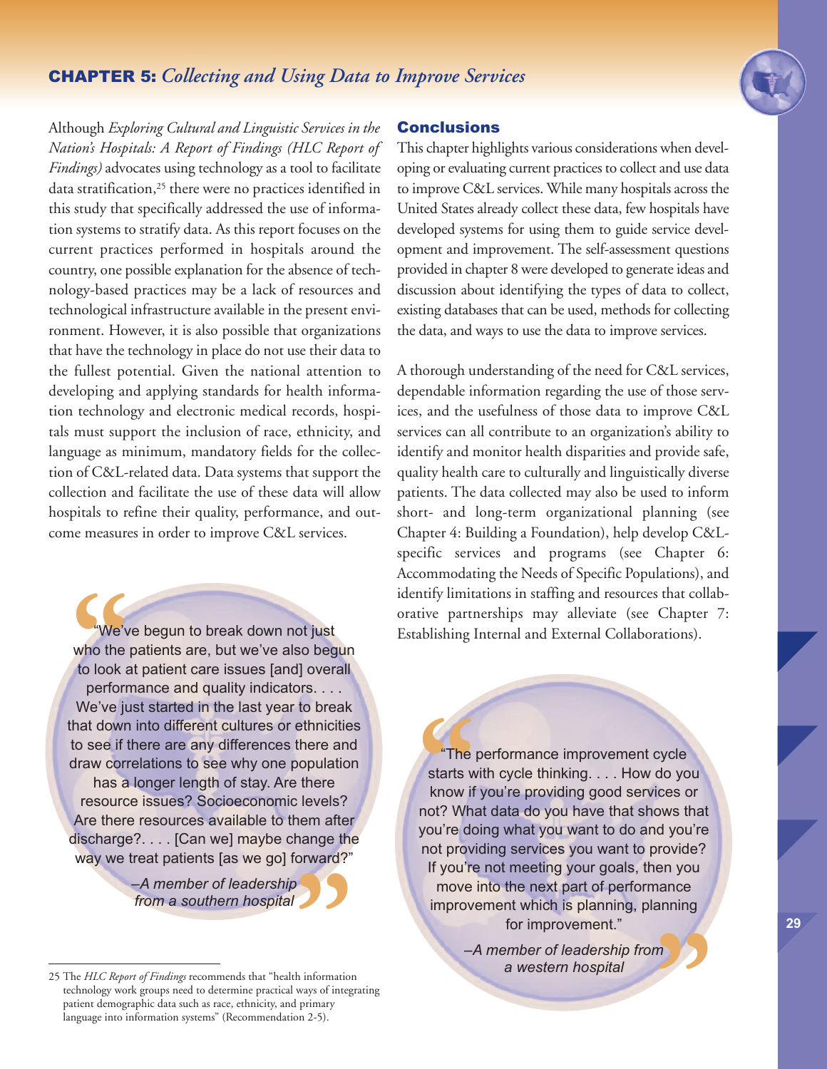Although *Exploring Cultural and Linguistic Services in the Nation's Hospitals: A Report of Findings (HLC Report of Findings)* advocates using technology as a tool to facilitate data stratification,[25] there were no practices identified in this study that specifically addressed the use of information systems to stratify data. As this report focuses on the current practices performed in hospitals around the country, one possible explanation for the absence of technology-based practices may be a lack of resources and technological infrastructure available in the present environment. However, it is also possible that organizations that have the technology in place do not use their data to the fullest potential. Given the national attention to developing and applying standards for health information technology and electronic medical records, hospitals must support the inclusion of race, ethnicity, and language as minimum, mandatory fields for the collection of C&L-related data. Data systems that support the collection and facilitate the use of these data will allow hospitals to refine their quality, performance, and outcome measures in order to improve C&L services.

> "We've begun to break down not just who the patients are, but we've also begun to look at patient care issues [and] overall performance and quality indicators. . . . We've just started in the last year to break that down into different cultures or ethnicities to see if there are any differences there and draw correlations to see why one population has a longer length of stay. Are there resource issues? Socioeconomic levels? Are there resources available to them after discharge?. . . . [Can we] maybe change the way we treat patients [as we go] forward?"
>
> *–A member of leadership from a southern hospital*

## Conclusions

This chapter highlights various considerations when developing or evaluating current practices to collect and use data to improve C&L services. While many hospitals across the United States already collect these data, few hospitals have developed systems for using them to guide service development and improvement. The self-assessment questions provided in chapter 8 were developed to generate ideas and discussion about identifying the types of data to collect, existing databases that can be used, methods for collecting the data, and ways to use the data to improve services.

A thorough understanding of the need for C&L services, dependable information regarding the use of those services, and the usefulness of those data to improve C&L services can all contribute to an organization's ability to identify and monitor health disparities and provide safe, quality health care to culturally and linguistically diverse patients. The data collected may also be used to inform short- and long-term organizational planning (see Chapter 4: Building a Foundation), help develop C&L-specific services and programs (see Chapter 6: Accommodating the Needs of Specific Populations), and identify limitations in staffing and resources that collaborative partnerships may alleviate (see Chapter 7: Establishing Internal and External Collaborations).

> "The performance improvement cycle starts with cycle thinking. . . . How do you know if you're providing good services or not? What data do you have that shows that you're doing what you want to do and you're not providing services you want to provide? If you're not meeting your goals, then you move into the next part of performance improvement which is planning, planning for improvement."
>
> *–A member of leadership from a western hospital*

---

25 The *HLC Report of Findings* recommends that "health information technology work groups need to determine practical ways of integrating patient demographic data such as race, ethnicity, and primary language into information systems" (Recommendation 2-5).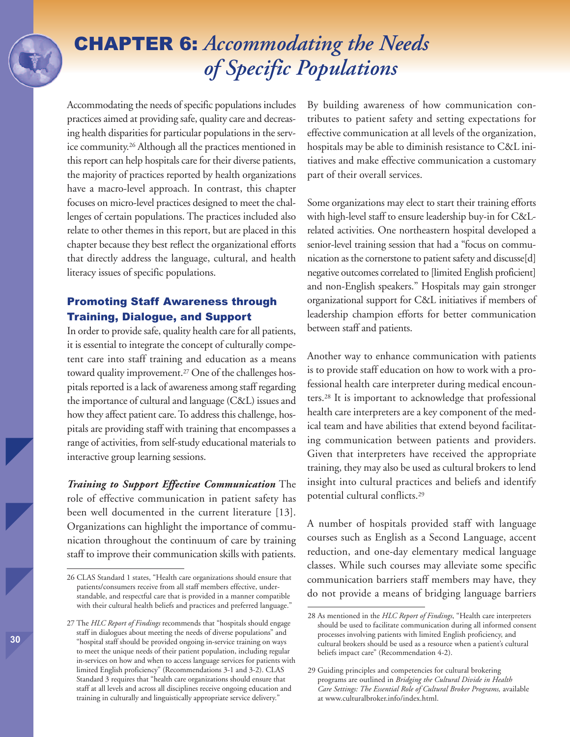# CHAPTER 6: *Accommodating the Needs of Specific Populations*

Accommodating the needs of specific populations includes practices aimed at providing safe, quality care and decreasing health disparities for particular populations in the service community.[26] Although all the practices mentioned in this report can help hospitals care for their diverse patients, the majority of practices reported by health organizations have a macro-level approach. In contrast, this chapter focuses on micro-level practices designed to meet the challenges of certain populations. The practices included also relate to other themes in this report, but are placed in this chapter because they best reflect the organizational efforts that directly address the language, cultural, and health literacy issues of specific populations.

## Promoting Staff Awareness through Training, Dialogue, and Support

In order to provide safe, quality health care for all patients, it is essential to integrate the concept of culturally competent care into staff training and education as a means toward quality improvement.[27] One of the challenges hospitals reported is a lack of awareness among staff regarding the importance of cultural and language (C&L) issues and how they affect patient care. To address this challenge, hospitals are providing staff with training that encompasses a range of activities, from self-study educational materials to interactive group learning sessions.

***Training to Support Effective Communication*** The role of effective communication in patient safety has been well documented in the current literature [13]. Organizations can highlight the importance of communication throughout the continuum of care by training staff to improve their communication skills with patients. By building awareness of how communication contributes to patient safety and setting expectations for effective communication at all levels of the organization, hospitals may be able to diminish resistance to C&L initiatives and make effective communication a customary part of their overall services.

Some organizations may elect to start their training efforts with high-level staff to ensure leadership buy-in for C&L-related activities. One northeastern hospital developed a senior-level training session that had a "focus on communication as the cornerstone to patient safety and discusse[d] negative outcomes correlated to [limited English proficient] and non-English speakers." Hospitals may gain stronger organizational support for C&L initiatives if members of leadership champion efforts for better communication between staff and patients.

Another way to enhance communication with patients is to provide staff education on how to work with a professional health care interpreter during medical encounters.[28] It is important to acknowledge that professional health care interpreters are a key component of the medical team and have abilities that extend beyond facilitating communication between patients and providers. Given that interpreters have received the appropriate training, they may also be used as cultural brokers to lend insight into cultural practices and beliefs and identify potential cultural conflicts.[29]

A number of hospitals provided staff with language courses such as English as a Second Language, accent reduction, and one-day elementary medical language classes. While such courses may alleviate some specific communication barriers staff members may have, they do not provide a means of bridging language barriers

---

26 CLAS Standard 1 states, "Health care organizations should ensure that patients/consumers receive from all staff members effective, understandable, and respectful care that is provided in a manner compatible with their cultural health beliefs and practices and preferred language."

27 The *HLC Report of Findings* recommends that "hospitals should engage staff in dialogues about meeting the needs of diverse populations" and "hospital staff should be provided ongoing in-service training on ways to meet the unique needs of their patient population, including regular in-services on how and when to access language services for patients with limited English proficiency" (Recommendations 3-1 and 3-2). CLAS Standard 3 requires that "health care organizations should ensure that staff at all levels and across all disciplines receive ongoing education and training in culturally and linguistically appropriate service delivery."

28 As mentioned in the *HLC Report of Findings*, "Health care interpreters should be used to facilitate communication during all informed consent processes involving patients with limited English proficiency, and cultural brokers should be used as a resource when a patient's cultural beliefs impact care" (Recommendation 4-2).

29 Guiding principles and competencies for cultural brokering programs are outlined in *Bridging the Cultural Divide in Health Care Settings: The Essential Role of Cultural Broker Programs,* available at www.culturalbroker.info/index.html.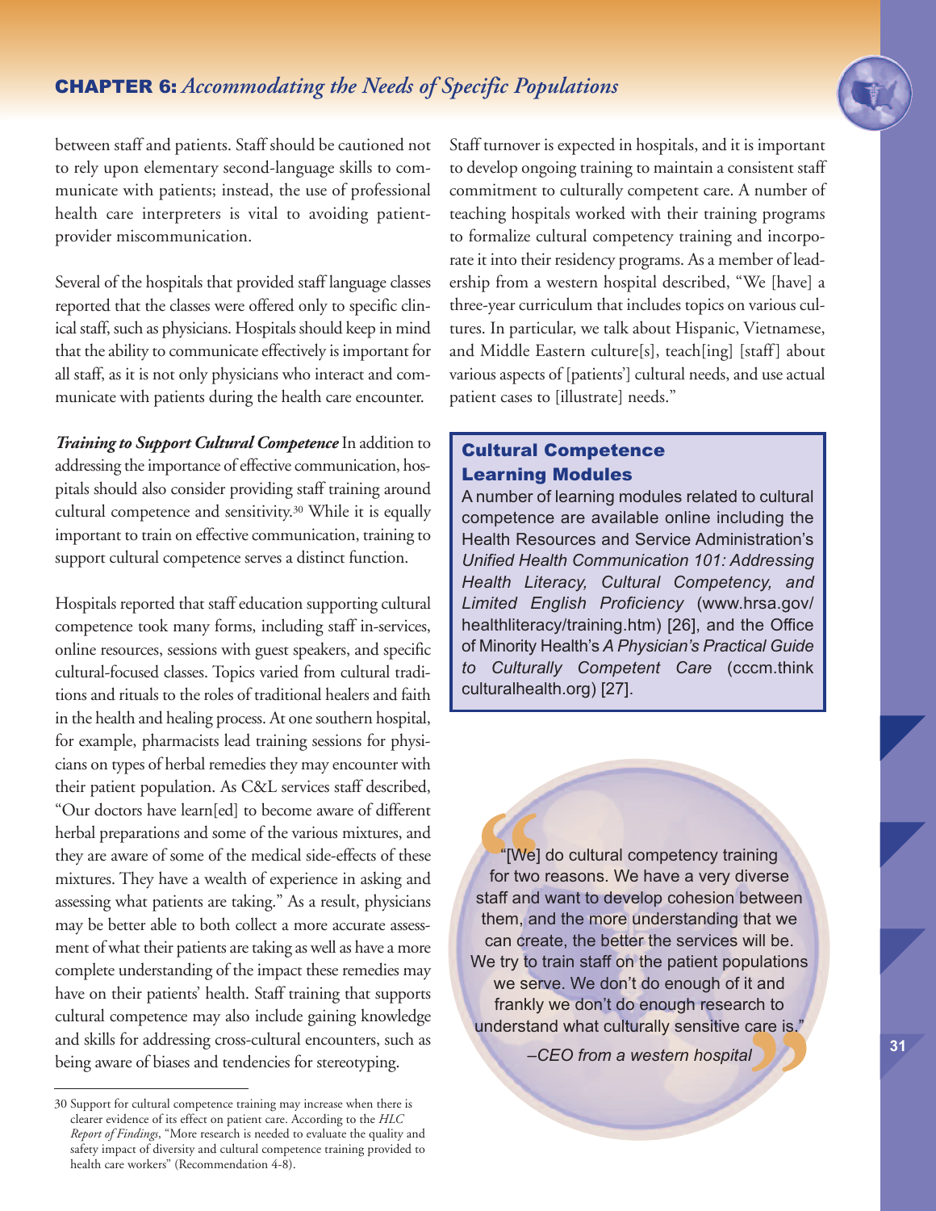between staff and patients. Staff should be cautioned not to rely upon elementary second-language skills to communicate with patients; instead, the use of professional health care interpreters is vital to avoiding patient-provider miscommunication.

Several of the hospitals that provided staff language classes reported that the classes were offered only to specific clinical staff, such as physicians. Hospitals should keep in mind that the ability to communicate effectively is important for all staff, as it is not only physicians who interact and communicate with patients during the health care encounter.

***Training to Support Cultural Competence*** In addition to addressing the importance of effective communication, hospitals should also consider providing staff training around cultural competence and sensitivity.[30] While it is equally important to train on effective communication, training to support cultural competence serves a distinct function.

Hospitals reported that staff education supporting cultural competence took many forms, including staff in-services, online resources, sessions with guest speakers, and specific cultural-focused classes. Topics varied from cultural traditions and rituals to the roles of traditional healers and faith in the health and healing process. At one southern hospital, for example, pharmacists lead training sessions for physicians on types of herbal remedies they may encounter with their patient population. As C&L services staff described, "Our doctors have learn[ed] to become aware of different herbal preparations and some of the various mixtures, and they are aware of some of the medical side-effects of these mixtures. They have a wealth of experience in asking and assessing what patients are taking." As a result, physicians may be better able to both collect a more accurate assessment of what their patients are taking as well as have a more complete understanding of the impact these remedies may have on their patients' health. Staff training that supports cultural competence may also include gaining knowledge and skills for addressing cross-cultural encounters, such as being aware of biases and tendencies for stereotyping.

Staff turnover is expected in hospitals, and it is important to develop ongoing training to maintain a consistent staff commitment to culturally competent care. A number of teaching hospitals worked with their training programs to formalize cultural competency training and incorporate it into their residency programs. As a member of leadership from a western hospital described, "We [have] a three-year curriculum that includes topics on various cultures. In particular, we talk about Hispanic, Vietnamese, and Middle Eastern culture[s], teach[ing] [staff] about various aspects of [patients'] cultural needs, and use actual patient cases to [illustrate] needs."

### Cultural Competence Learning Modules

A number of learning modules related to cultural competence are available online including the Health Resources and Service Administration's *Unified Health Communication 101: Addressing Health Literacy, Cultural Competency, and Limited English Proficiency* (www.hrsa.gov/healthliteracy/training.htm) [26], and the Office of Minority Health's *A Physician's Practical Guide to Culturally Competent Care* (cccm.thinkculturalhealth.org) [27].

> "[We] do cultural competency training for two reasons. We have a very diverse staff and want to develop cohesion between them, and the more understanding that we can create, the better the services will be. We try to train staff on the patient populations we serve. We don't do enough of it and frankly we don't do enough research to understand what culturally sensitive care is."
>
> *–CEO from a western hospital*

---

30 Support for cultural competence training may increase when there is clearer evidence of its effect on patient care. According to the *HLC Report of Findings*, "More research is needed to evaluate the quality and safety impact of diversity and cultural competence training provided to health care workers" (Recommendation 4-8).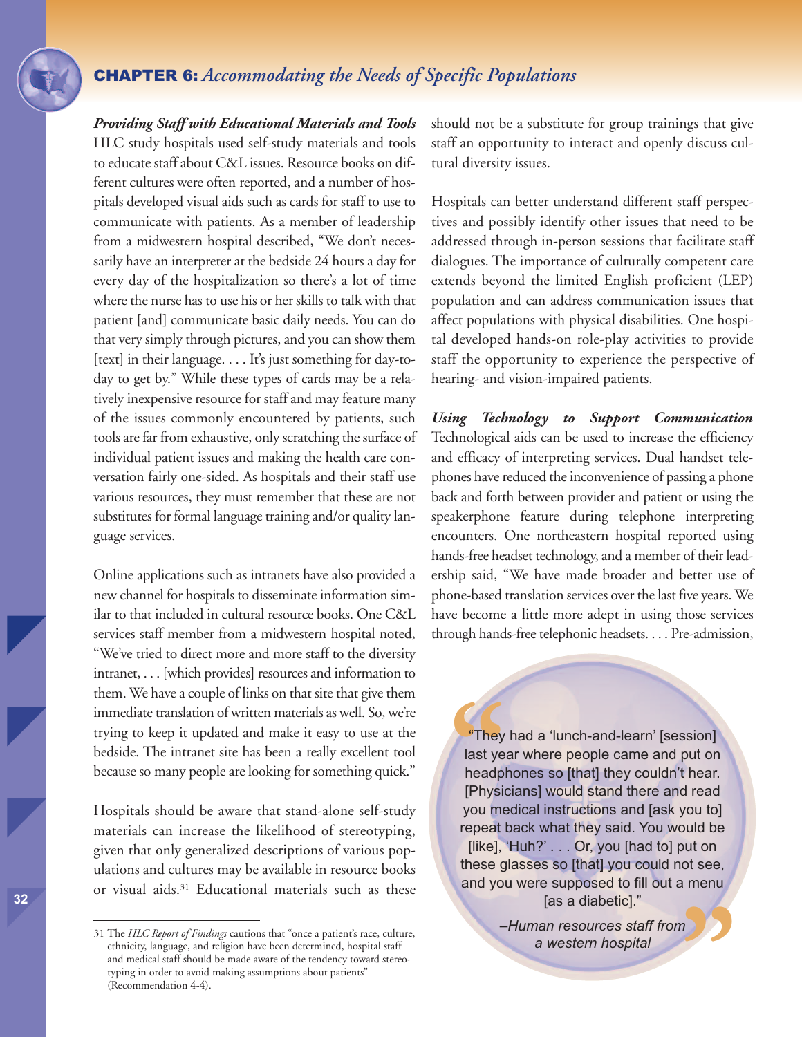***Providing Staff with Educational Materials and Tools***

HLC study hospitals used self-study materials and tools to educate staff about C&L issues. Resource books on different cultures were often reported, and a number of hospitals developed visual aids such as cards for staff to use to communicate with patients. As a member of leadership from a midwestern hospital described, "We don't necessarily have an interpreter at the bedside 24 hours a day for every day of the hospitalization so there's a lot of time where the nurse has to use his or her skills to talk with that patient [and] communicate basic daily needs. You can do that very simply through pictures, and you can show them [text] in their language. . . . It's just something for day-to-day to get by." While these types of cards may be a relatively inexpensive resource for staff and may feature many of the issues commonly encountered by patients, such tools are far from exhaustive, only scratching the surface of individual patient issues and making the health care conversation fairly one-sided. As hospitals and their staff use various resources, they must remember that these are not substitutes for formal language training and/or quality language services.

Online applications such as intranets have also provided a new channel for hospitals to disseminate information similar to that included in cultural resource books. One C&L services staff member from a midwestern hospital noted, "We've tried to direct more and more staff to the diversity intranet, . . . [which provides] resources and information to them. We have a couple of links on that site that give them immediate translation of written materials as well. So, we're trying to keep it updated and make it easy to use at the bedside. The intranet site has been a really excellent tool because so many people are looking for something quick."

Hospitals should be aware that stand-alone self-study materials can increase the likelihood of stereotyping, given that only generalized descriptions of various populations and cultures may be available in resource books or visual aids.[31] Educational materials such as these should not be a substitute for group trainings that give staff an opportunity to interact and openly discuss cultural diversity issues.

Hospitals can better understand different staff perspectives and possibly identify other issues that need to be addressed through in-person sessions that facilitate staff dialogues. The importance of culturally competent care extends beyond the limited English proficient (LEP) population and can address communication issues that affect populations with physical disabilities. One hospital developed hands-on role-play activities to provide staff the opportunity to experience the perspective of hearing- and vision-impaired patients.

***Using Technology to Support Communication***

Technological aids can be used to increase the efficiency and efficacy of interpreting services. Dual handset telephones have reduced the inconvenience of passing a phone back and forth between provider and patient or using the speakerphone feature during telephone interpreting encounters. One northeastern hospital reported using hands-free headset technology, and a member of their leadership said, "We have made broader and better use of phone-based translation services over the last five years. We have become a little more adept in using those services through hands-free telephonic headsets. . . . Pre-admission,

> "They had a 'lunch-and-learn' [session] last year where people came and put on headphones so [that] they couldn't hear. [Physicians] would stand there and read you medical instructions and [ask you to] repeat back what they said. You would be [like], 'Huh?' . . . Or, you [had to] put on these glasses so [that] you could not see, and you were supposed to fill out a menu [as a diabetic]."
>
> *–Human resources staff from a western hospital*

---

31 The *HLC Report of Findings* cautions that "once a patient's race, culture, ethnicity, language, and religion have been determined, hospital staff and medical staff should be made aware of the tendency toward stereotyping in order to avoid making assumptions about patients" (Recommendation 4-4).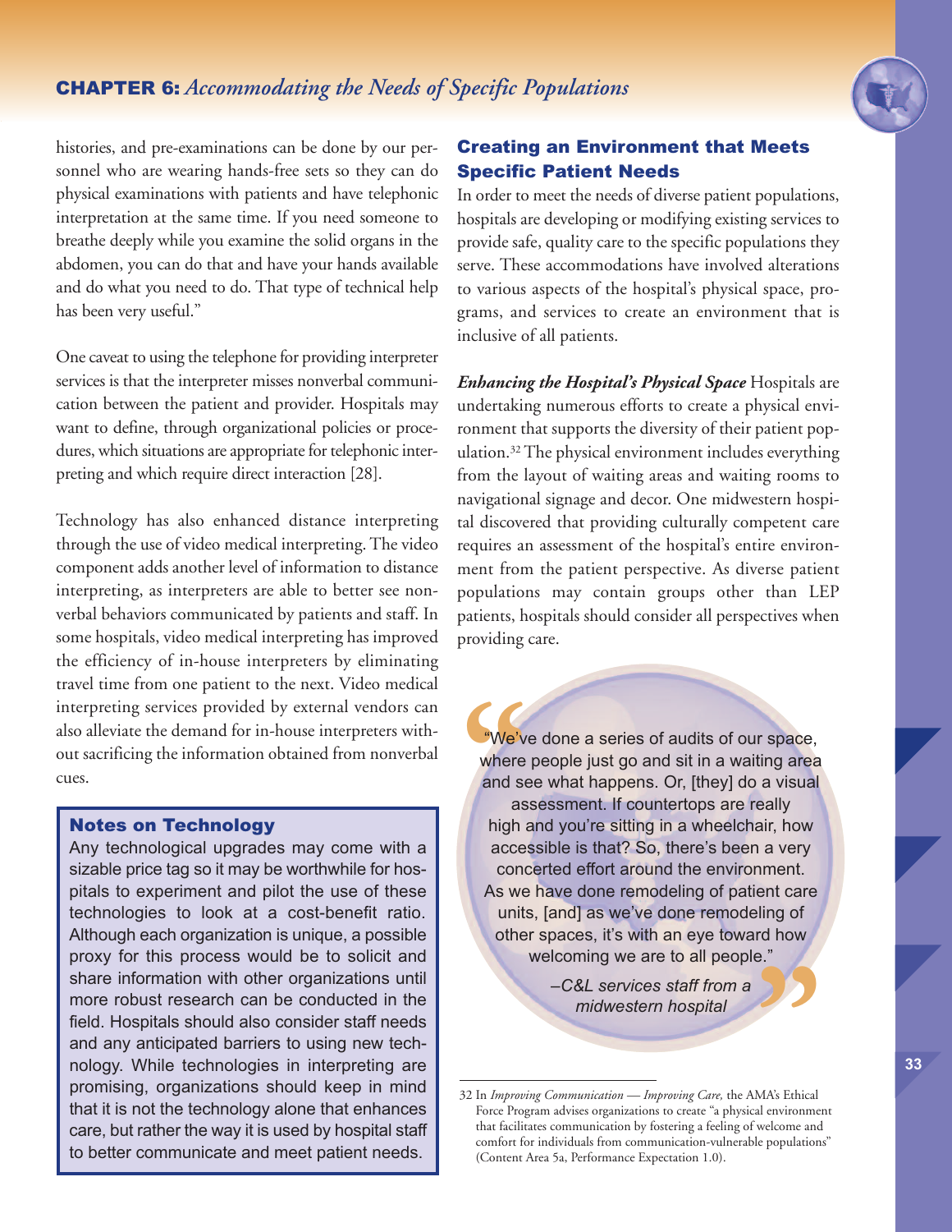histories, and pre-examinations can be done by our personnel who are wearing hands-free sets so they can do physical examinations with patients and have telephonic interpretation at the same time. If you need someone to breathe deeply while you examine the solid organs in the abdomen, you can do that and have your hands available and do what you need to do. That type of technical help has been very useful."

One caveat to using the telephone for providing interpreter services is that the interpreter misses nonverbal communication between the patient and provider. Hospitals may want to define, through organizational policies or procedures, which situations are appropriate for telephonic interpreting and which require direct interaction [28].

Technology has also enhanced distance interpreting through the use of video medical interpreting. The video component adds another level of information to distance interpreting, as interpreters are able to better see nonverbal behaviors communicated by patients and staff. In some hospitals, video medical interpreting has improved the efficiency of in-house interpreters by eliminating travel time from one patient to the next. Video medical interpreting services provided by external vendors can also alleviate the demand for in-house interpreters without sacrificing the information obtained from nonverbal cues.

### Notes on Technology

Any technological upgrades may come with a sizable price tag so it may be worthwhile for hospitals to experiment and pilot the use of these technologies to look at a cost-benefit ratio. Although each organization is unique, a possible proxy for this process would be to solicit and share information with other organizations until more robust research can be conducted in the field. Hospitals should also consider staff needs and any anticipated barriers to using new technology. While technologies in interpreting are promising, organizations should keep in mind that it is not the technology alone that enhances care, but rather the way it is used by hospital staff to better communicate and meet patient needs.

## Creating an Environment that Meets Specific Patient Needs

In order to meet the needs of diverse patient populations, hospitals are developing or modifying existing services to provide safe, quality care to the specific populations they serve. These accommodations have involved alterations to various aspects of the hospital's physical space, programs, and services to create an environment that is inclusive of all patients.

***Enhancing the Hospital's Physical Space*** Hospitals are undertaking numerous efforts to create a physical environment that supports the diversity of their patient population.[32] The physical environment includes everything from the layout of waiting areas and waiting rooms to navigational signage and decor. One midwestern hospital discovered that providing culturally competent care requires an assessment of the hospital's entire environment from the patient perspective. As diverse patient populations may contain groups other than LEP patients, hospitals should consider all perspectives when providing care.

> "We've done a series of audits of our space, where people just go and sit in a waiting area and see what happens. Or, [they] do a visual assessment. If countertops are really high and you're sitting in a wheelchair, how accessible is that? So, there's been a very concerted effort around the environment. As we have done remodeling of patient care units, [and] as we've done remodeling of other spaces, it's with an eye toward how welcoming we are to all people."
>
> *–C&L services staff from a midwestern hospital*

---

32 In *Improving Communication — Improving Care,* the AMA's Ethical Force Program advises organizations to create "a physical environment that facilitates communication by fostering a feeling of welcome and comfort for individuals from communication-vulnerable populations" (Content Area 5a, Performance Expectation 1.0).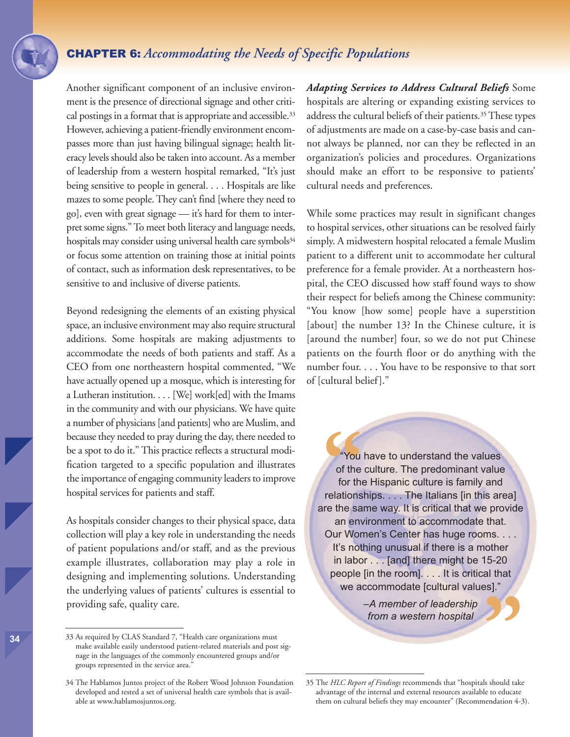Another significant component of an inclusive environment is the presence of directional signage and other critical postings in a format that is appropriate and accessible.[33] However, achieving a patient-friendly environment encompasses more than just having bilingual signage; health literacy levels should also be taken into account. As a member of leadership from a western hospital remarked, "It's just being sensitive to people in general. . . . Hospitals are like mazes to some people. They can't find [where they need to go], even with great signage — it's hard for them to interpret some signs." To meet both literacy and language needs, hospitals may consider using universal health care symbols[34] or focus some attention on training those at initial points of contact, such as information desk representatives, to be sensitive to and inclusive of diverse patients.

Beyond redesigning the elements of an existing physical space, an inclusive environment may also require structural additions. Some hospitals are making adjustments to accommodate the needs of both patients and staff. As a CEO from one northeastern hospital commented, "We have actually opened up a mosque, which is interesting for a Lutheran institution. . . . [We] work[ed] with the Imams in the community and with our physicians. We have quite a number of physicians [and patients] who are Muslim, and because they needed to pray during the day, there needed to be a spot to do it." This practice reflects a structural modification targeted to a specific population and illustrates the importance of engaging community leaders to improve hospital services for patients and staff.

As hospitals consider changes to their physical space, data collection will play a key role in understanding the needs of patient populations and/or staff, and as the previous example illustrates, collaboration may play a role in designing and implementing solutions. Understanding the underlying values of patients' cultures is essential to providing safe, quality care.

***Adapting Services to Address Cultural Beliefs*** Some hospitals are altering or expanding existing services to address the cultural beliefs of their patients.[35] These types of adjustments are made on a case-by-case basis and cannot always be planned, nor can they be reflected in an organization's policies and procedures. Organizations should make an effort to be responsive to patients' cultural needs and preferences.

While some practices may result in significant changes to hospital services, other situations can be resolved fairly simply. A midwestern hospital relocated a female Muslim patient to a different unit to accommodate her cultural preference for a female provider. At a northeastern hospital, the CEO discussed how staff found ways to show their respect for beliefs among the Chinese community: "You know [how some] people have a superstition [about] the number 13? In the Chinese culture, it is [around the number] four, so we do not put Chinese patients on the fourth floor or do anything with the number four. . . . You have to be responsive to that sort of [cultural belief]."

> "You have to understand the values of the culture. The predominant value for the Hispanic culture is family and relationships. . . . The Italians [in this area] are the same way. It is critical that we provide an environment to accommodate that. Our Women's Center has huge rooms. . . . It's nothing unusual if there is a mother in labor . . . [and] there might be 15-20 people [in the room]. . . . It is critical that we accommodate [cultural values]."
>
> *–A member of leadership from a western hospital*

---

33 As required by CLAS Standard 7, "Health care organizations must make available easily understood patient-related materials and post signage in the languages of the commonly encountered groups and/or groups represented in the service area."

34 The Hablamos Juntos project of the Robert Wood Johnson Foundation developed and tested a set of universal health care symbols that is available at www.hablamosjuntos.org.

35 The *HLC Report of Findings* recommends that "hospitals should take advantage of the internal and external resources available to educate them on cultural beliefs they may encounter" (Recommendation 4-3).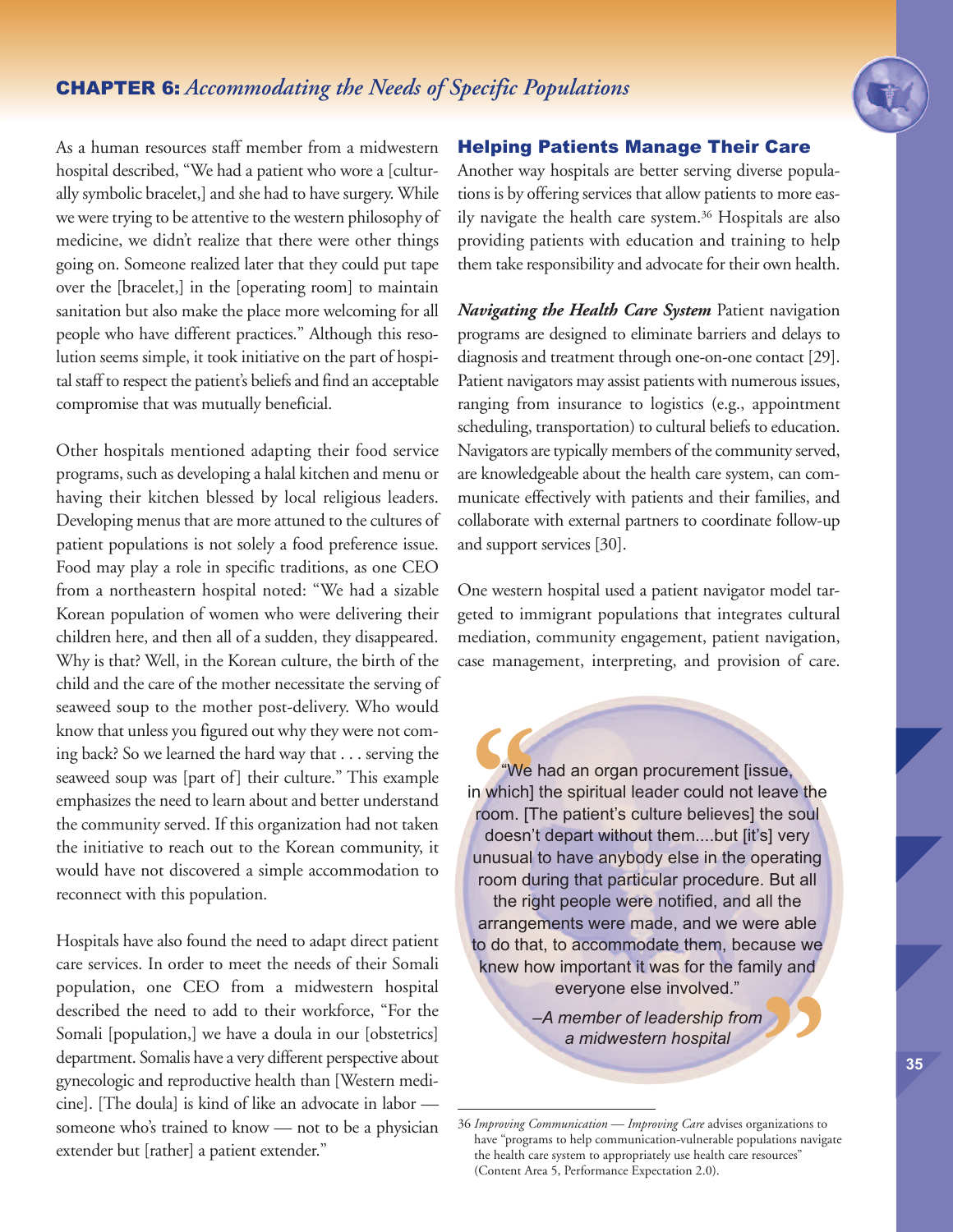As a human resources staff member from a midwestern hospital described, "We had a patient who wore a [culturally symbolic bracelet,] and she had to have surgery. While we were trying to be attentive to the western philosophy of medicine, we didn't realize that there were other things going on. Someone realized later that they could put tape over the [bracelet,] in the [operating room] to maintain sanitation but also make the place more welcoming for all people who have different practices." Although this resolution seems simple, it took initiative on the part of hospital staff to respect the patient's beliefs and find an acceptable compromise that was mutually beneficial.

Other hospitals mentioned adapting their food service programs, such as developing a halal kitchen and menu or having their kitchen blessed by local religious leaders. Developing menus that are more attuned to the cultures of patient populations is not solely a food preference issue. Food may play a role in specific traditions, as one CEO from a northeastern hospital noted: "We had a sizable Korean population of women who were delivering their children here, and then all of a sudden, they disappeared. Why is that? Well, in the Korean culture, the birth of the child and the care of the mother necessitate the serving of seaweed soup to the mother post-delivery. Who would know that unless you figured out why they were not coming back? So we learned the hard way that . . . serving the seaweed soup was [part of] their culture." This example emphasizes the need to learn about and better understand the community served. If this organization had not taken the initiative to reach out to the Korean community, it would have not discovered a simple accommodation to reconnect with this population.

Hospitals have also found the need to adapt direct patient care services. In order to meet the needs of their Somali population, one CEO from a midwestern hospital described the need to add to their workforce, "For the Somali [population,] we have a doula in our [obstetrics] department. Somalis have a very different perspective about gynecologic and reproductive health than [Western medicine]. [The doula] is kind of like an advocate in labor — someone who's trained to know — not to be a physician extender but [rather] a patient extender."

## Helping Patients Manage Their Care

Another way hospitals are better serving diverse populations is by offering services that allow patients to more easily navigate the health care system.[36] Hospitals are also providing patients with education and training to help them take responsibility and advocate for their own health.

***Navigating the Health Care System*** Patient navigation programs are designed to eliminate barriers and delays to diagnosis and treatment through one-on-one contact [29]. Patient navigators may assist patients with numerous issues, ranging from insurance to logistics (e.g., appointment scheduling, transportation) to cultural beliefs to education. Navigators are typically members of the community served, are knowledgeable about the health care system, can communicate effectively with patients and their families, and collaborate with external partners to coordinate follow-up and support services [30].

One western hospital used a patient navigator model targeted to immigrant populations that integrates cultural mediation, community engagement, patient navigation, case management, interpreting, and provision of care.

> "We had an organ procurement [issue, in which] the spiritual leader could not leave the room. [The patient's culture believes] the soul doesn't depart without them....but [it's] very unusual to have anybody else in the operating room during that particular procedure. But all the right people were notified, and all the arrangements were made, and we were able to do that, to accommodate them, because we knew how important it was for the family and everyone else involved."
>
> *–A member of leadership from a midwestern hospital*

---

36 *Improving Communication — Improving Care* advises organizations to have "programs to help communication-vulnerable populations navigate the health care system to appropriately use health care resources" (Content Area 5, Performance Expectation 2.0).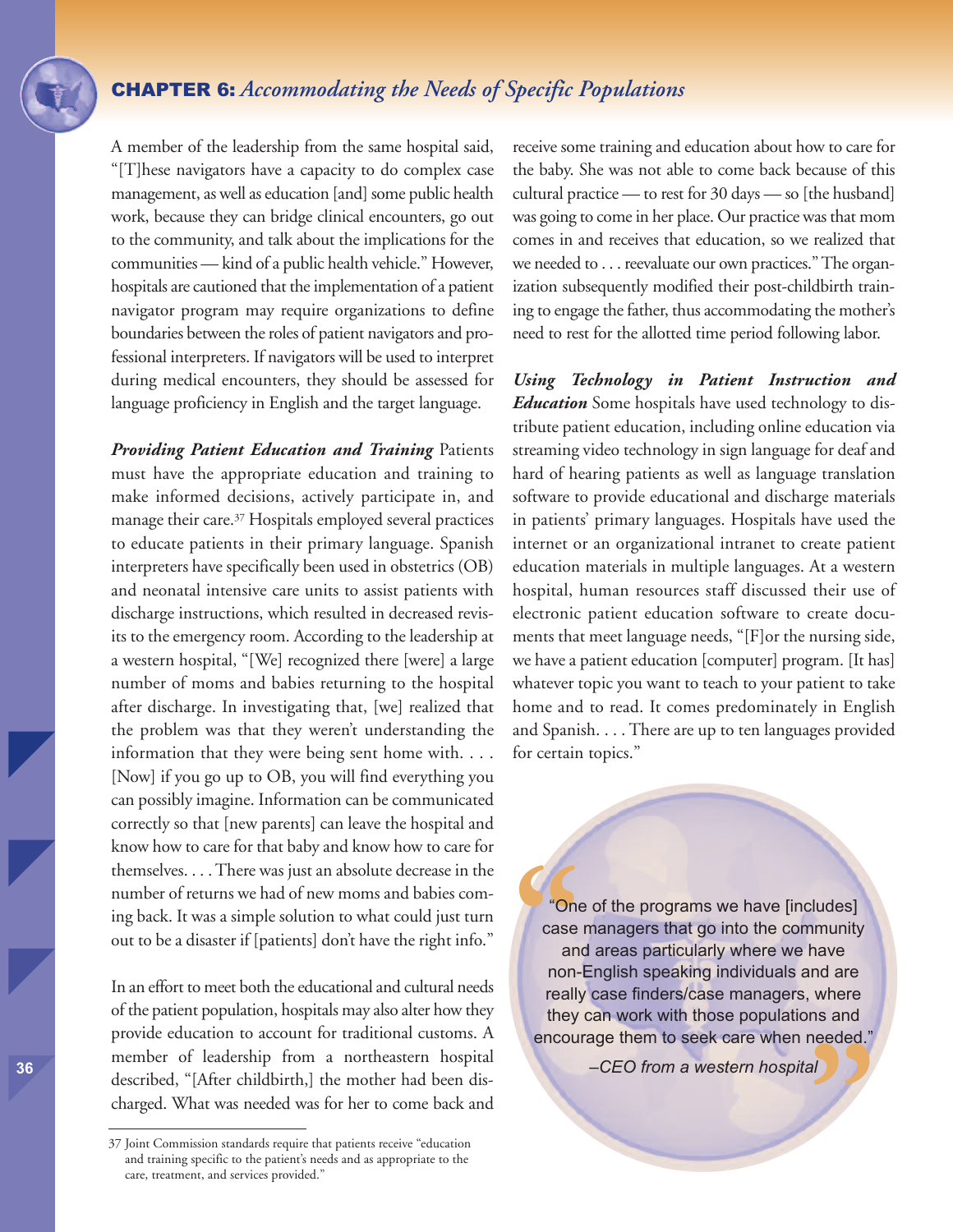A member of the leadership from the same hospital said, "[T]hese navigators have a capacity to do complex case management, as well as education [and] some public health work, because they can bridge clinical encounters, go out to the community, and talk about the implications for the communities — kind of a public health vehicle." However, hospitals are cautioned that the implementation of a patient navigator program may require organizations to define boundaries between the roles of patient navigators and professional interpreters. If navigators will be used to interpret during medical encounters, they should be assessed for language proficiency in English and the target language.

***Providing Patient Education and Training*** Patients must have the appropriate education and training to make informed decisions, actively participate in, and manage their care.[37] Hospitals employed several practices to educate patients in their primary language. Spanish interpreters have specifically been used in obstetrics (OB) and neonatal intensive care units to assist patients with discharge instructions, which resulted in decreased revisits to the emergency room. According to the leadership at a western hospital, "[We] recognized there [were] a large number of moms and babies returning to the hospital after discharge. In investigating that, [we] realized that the problem was that they weren't understanding the information that they were being sent home with. . . . [Now] if you go up to OB, you will find everything you can possibly imagine. Information can be communicated correctly so that [new parents] can leave the hospital and know how to care for that baby and know how to care for themselves. . . . There was just an absolute decrease in the number of returns we had of new moms and babies coming back. It was a simple solution to what could just turn out to be a disaster if [patients] don't have the right info."

In an effort to meet both the educational and cultural needs of the patient population, hospitals may also alter how they provide education to account for traditional customs. A member of leadership from a northeastern hospital described, "[After childbirth,] the mother had been discharged. What was needed was for her to come back and receive some training and education about how to care for the baby. She was not able to come back because of this cultural practice — to rest for 30 days — so [the husband] was going to come in her place. Our practice was that mom comes in and receives that education, so we realized that we needed to . . . reevaluate our own practices." The organization subsequently modified their post-childbirth training to engage the father, thus accommodating the mother's need to rest for the allotted time period following labor.

***Using Technology in Patient Instruction and Education*** Some hospitals have used technology to distribute patient education, including online education via streaming video technology in sign language for deaf and hard of hearing patients as well as language translation software to provide educational and discharge materials in patients' primary languages. Hospitals have used the internet or an organizational intranet to create patient education materials in multiple languages. At a western hospital, human resources staff discussed their use of electronic patient education software to create documents that meet language needs, "[F]or the nursing side, we have a patient education [computer] program. [It has] whatever topic you want to teach to your patient to take home and to read. It comes predominately in English and Spanish. . . . There are up to ten languages provided for certain topics."

> "One of the programs we have [includes] case managers that go into the community and areas particularly where we have non-English speaking individuals and are really case finders/case managers, where they can work with those populations and encourage them to seek care when needed."
>
> *–CEO from a western hospital*

37 Joint Commission standards require that patients receive "education and training specific to the patient's needs and as appropriate to the care, treatment, and services provided."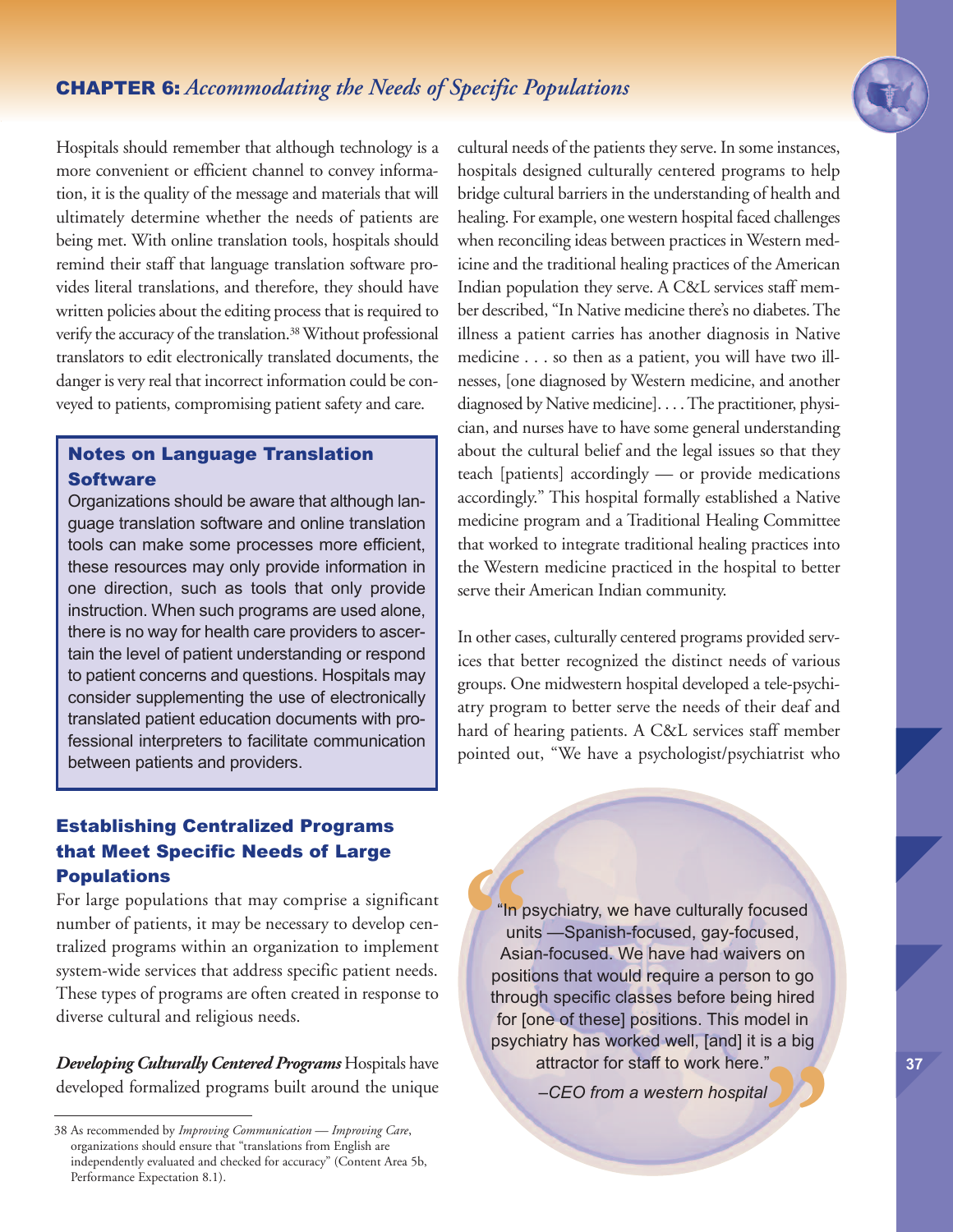Hospitals should remember that although technology is a more convenient or efficient channel to convey information, it is the quality of the message and materials that will ultimately determine whether the needs of patients are being met. With online translation tools, hospitals should remind their staff that language translation software provides literal translations, and therefore, they should have written policies about the editing process that is required to verify the accuracy of the translation.[38] Without professional translators to edit electronically translated documents, the danger is very real that incorrect information could be conveyed to patients, compromising patient safety and care.

> **Notes on Language Translation Software**
>
> Organizations should be aware that although language translation software and online translation tools can make some processes more efficient, these resources may only provide information in one direction, such as tools that only provide instruction. When such programs are used alone, there is no way for health care providers to ascertain the level of patient understanding or respond to patient concerns and questions. Hospitals may consider supplementing the use of electronically translated patient education documents with professional interpreters to facilitate communication between patients and providers.

### Establishing Centralized Programs that Meet Specific Needs of Large Populations

For large populations that may comprise a significant number of patients, it may be necessary to develop centralized programs within an organization to implement system-wide services that address specific patient needs. These types of programs are often created in response to diverse cultural and religious needs.

***Developing Culturally Centered Programs*** Hospitals have developed formalized programs built around the unique cultural needs of the patients they serve. In some instances, hospitals designed culturally centered programs to help bridge cultural barriers in the understanding of health and healing. For example, one western hospital faced challenges when reconciling ideas between practices in Western medicine and the traditional healing practices of the American Indian population they serve. A C&L services staff member described, "In Native medicine there's no diabetes. The illness a patient carries has another diagnosis in Native medicine . . . so then as a patient, you will have two illnesses, [one diagnosed by Western medicine, and another diagnosed by Native medicine]. . . . The practitioner, physician, and nurses have to have some general understanding about the cultural belief and the legal issues so that they teach [patients] accordingly — or provide medications accordingly." This hospital formally established a Native medicine program and a Traditional Healing Committee that worked to integrate traditional healing practices into the Western medicine practiced in the hospital to better serve their American Indian community.

In other cases, culturally centered programs provided services that better recognized the distinct needs of various groups. One midwestern hospital developed a tele-psychiatry program to better serve the needs of their deaf and hard of hearing patients. A C&L services staff member pointed out, "We have a psychologist/psychiatrist who

> "In psychiatry, we have culturally focused units —Spanish-focused, gay-focused, Asian-focused. We have had waivers on positions that would require a person to go through specific classes before being hired for [one of these] positions. This model in psychiatry has worked well, [and] it is a big attractor for staff to work here."
>
> *–CEO from a western hospital*

---

38 As recommended by *Improving Communication — Improving Care*, organizations should ensure that "translations from English are independently evaluated and checked for accuracy" (Content Area 5b, Performance Expectation 8.1).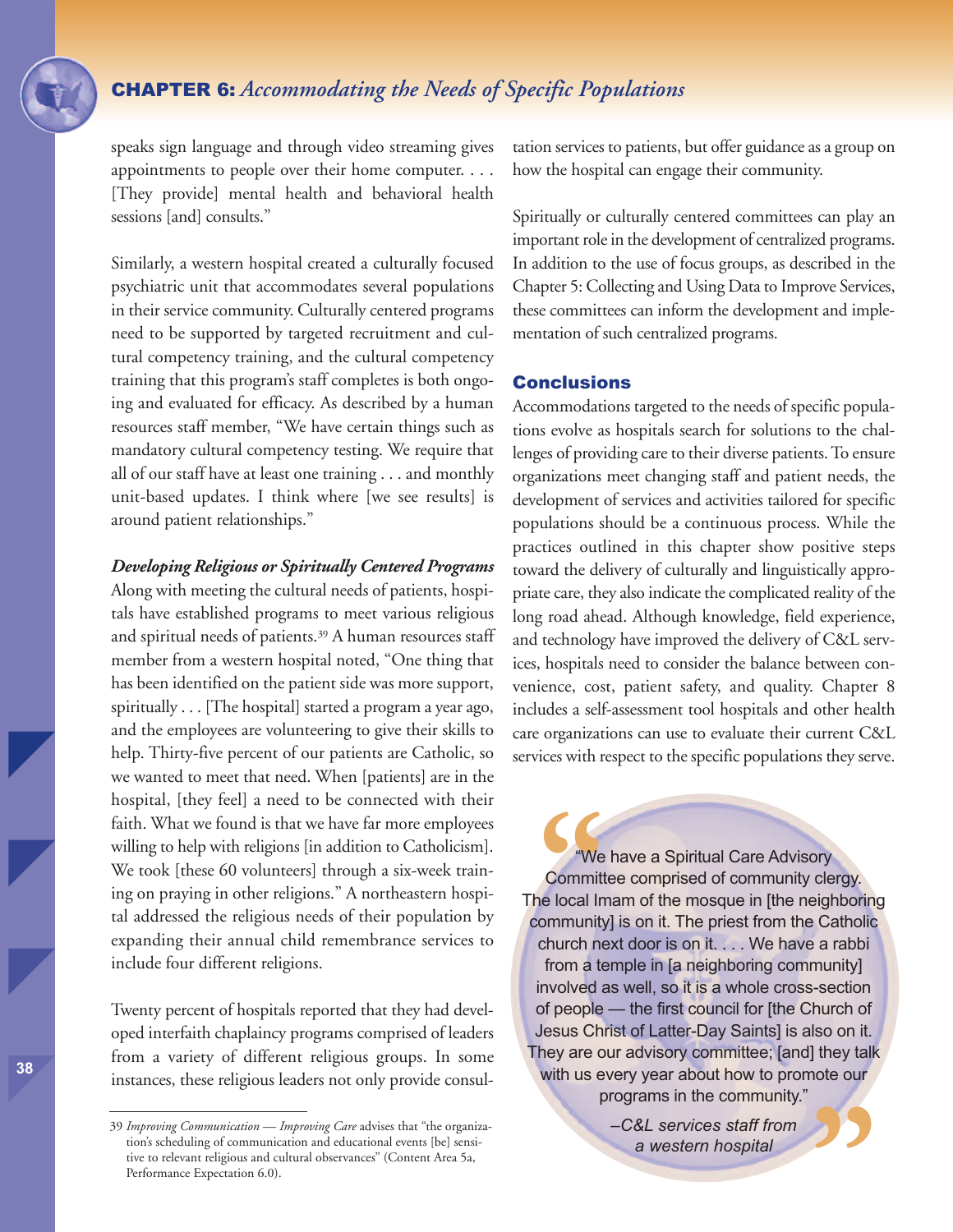speaks sign language and through video streaming gives appointments to people over their home computer. . . . [They provide] mental health and behavioral health sessions [and] consults."

Similarly, a western hospital created a culturally focused psychiatric unit that accommodates several populations in their service community. Culturally centered programs need to be supported by targeted recruitment and cultural competency training, and the cultural competency training that this program's staff completes is both ongoing and evaluated for efficacy. As described by a human resources staff member, "We have certain things such as mandatory cultural competency testing. We require that all of our staff have at least one training . . . and monthly unit-based updates. I think where [we see results] is around patient relationships."

***Developing Religious or Spiritually Centered Programs***

Along with meeting the cultural needs of patients, hospitals have established programs to meet various religious and spiritual needs of patients.[39] A human resources staff member from a western hospital noted, "One thing that has been identified on the patient side was more support, spiritually . . . [The hospital] started a program a year ago, and the employees are volunteering to give their skills to help. Thirty-five percent of our patients are Catholic, so we wanted to meet that need. When [patients] are in the hospital, [they feel] a need to be connected with their faith. What we found is that we have far more employees willing to help with religions [in addition to Catholicism]. We took [these 60 volunteers] through a six-week training on praying in other religions." A northeastern hospital addressed the religious needs of their population by expanding their annual child remembrance services to include four different religions.

Twenty percent of hospitals reported that they had developed interfaith chaplaincy programs comprised of leaders from a variety of different religious groups. In some instances, these religious leaders not only provide consultation services to patients, but offer guidance as a group on how the hospital can engage their community.

Spiritually or culturally centered committees can play an important role in the development of centralized programs. In addition to the use of focus groups, as described in the Chapter 5: Collecting and Using Data to Improve Services, these committees can inform the development and implementation of such centralized programs.

## Conclusions

Accommodations targeted to the needs of specific populations evolve as hospitals search for solutions to the challenges of providing care to their diverse patients. To ensure organizations meet changing staff and patient needs, the development of services and activities tailored for specific populations should be a continuous process. While the practices outlined in this chapter show positive steps toward the delivery of culturally and linguistically appropriate care, they also indicate the complicated reality of the long road ahead. Although knowledge, field experience, and technology have improved the delivery of C&L services, hospitals need to consider the balance between convenience, cost, patient safety, and quality. Chapter 8 includes a self-assessment tool hospitals and other health care organizations can use to evaluate their current C&L services with respect to the specific populations they serve.

> "We have a Spiritual Care Advisory Committee comprised of community clergy. The local Imam of the mosque in [the neighboring community] is on it. The priest from the Catholic church next door is on it. . . . We have a rabbi from a temple in [a neighboring community] involved as well, so it is a whole cross-section of people — the first council for [the Church of Jesus Christ of Latter-Day Saints] is also on it. They are our advisory committee; [and] they talk with us every year about how to promote our programs in the community."
>
> *–C&L services staff from a western hospital*

---

39 *Improving Communication — Improving Care* advises that "the organization's scheduling of communication and educational events [be] sensitive to relevant religious and cultural observances" (Content Area 5a, Performance Expectation 6.0).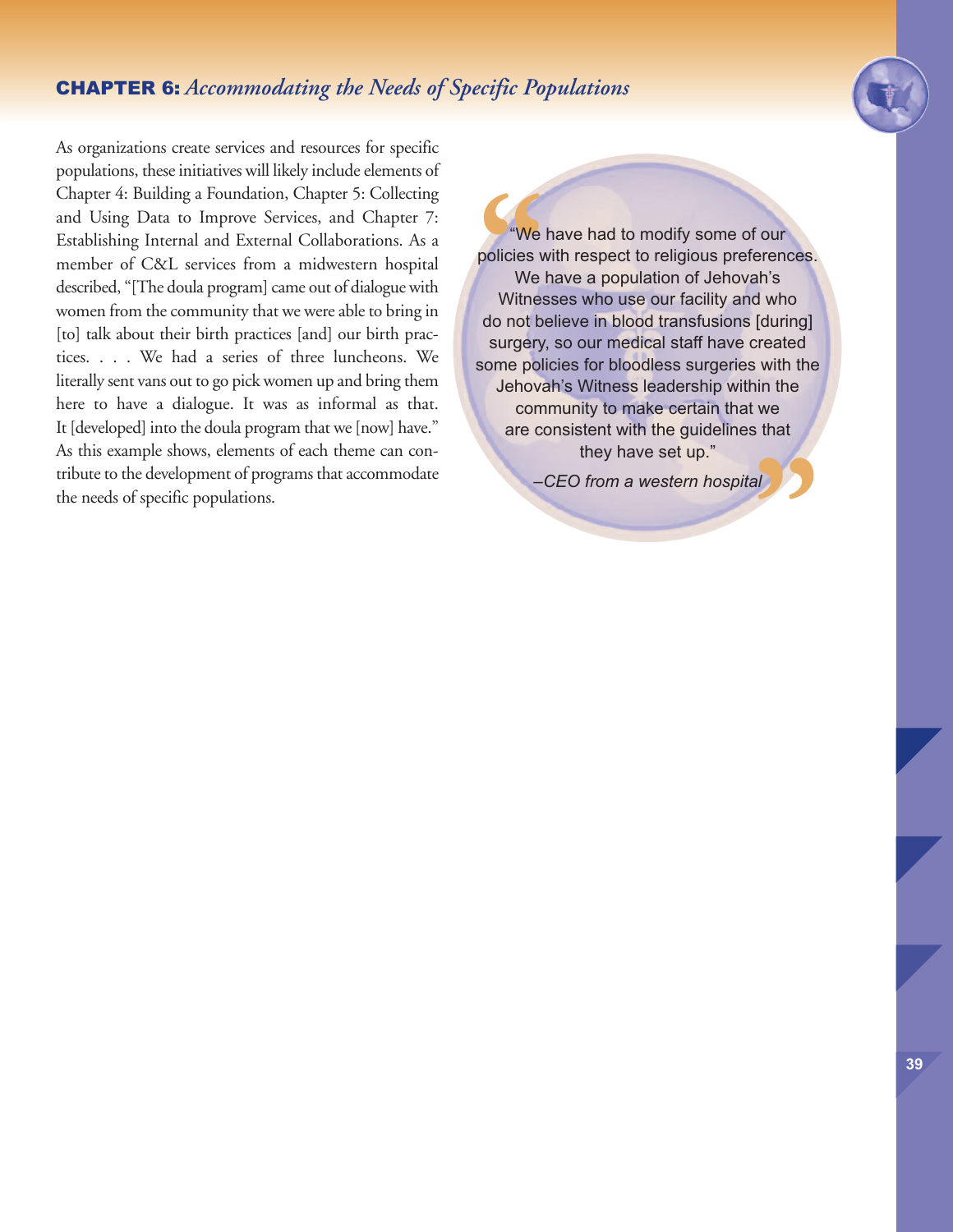## CHAPTER 6: *Accommodating the Needs of Specific Populations*

As organizations create services and resources for specific populations, these initiatives will likely include elements of Chapter 4: Building a Foundation, Chapter 5: Collecting and Using Data to Improve Services, and Chapter 7: Establishing Internal and External Collaborations. As a member of C&L services from a midwestern hospital described, "[The doula program] came out of dialogue with women from the community that we were able to bring in [to] talk about their birth practices [and] our birth practices. . . . We had a series of three luncheons. We literally sent vans out to go pick women up and bring them here to have a dialogue. It was as informal as that. It [developed] into the doula program that we [now] have." As this example shows, elements of each theme can contribute to the development of programs that accommodate the needs of specific populations.

> "We have had to modify some of our policies with respect to religious preferences. We have a population of Jehovah's Witnesses who use our facility and who do not believe in blood transfusions [during] surgery, so our medical staff have created some policies for bloodless surgeries with the Jehovah's Witness leadership within the community to make certain that we are consistent with the guidelines that they have set up."
>
> *–CEO from a western hospital*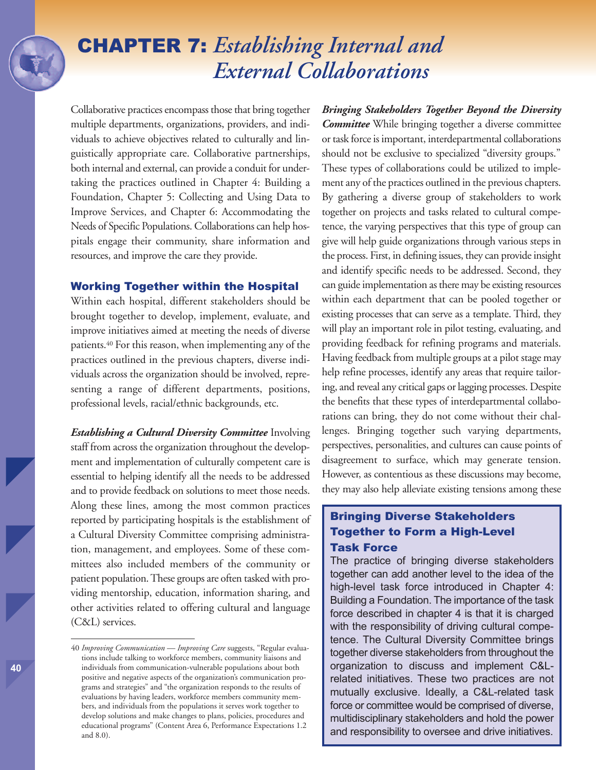# CHAPTER 7: *Establishing Internal and External Collaborations*

Collaborative practices encompass those that bring together multiple departments, organizations, providers, and individuals to achieve objectives related to culturally and linguistically appropriate care. Collaborative partnerships, both internal and external, can provide a conduit for undertaking the practices outlined in Chapter 4: Building a Foundation, Chapter 5: Collecting and Using Data to Improve Services, and Chapter 6: Accommodating the Needs of Specific Populations. Collaborations can help hospitals engage their community, share information and resources, and improve the care they provide.

## Working Together within the Hospital

Within each hospital, different stakeholders should be brought together to develop, implement, evaluate, and improve initiatives aimed at meeting the needs of diverse patients.[40] For this reason, when implementing any of the practices outlined in the previous chapters, diverse individuals across the organization should be involved, representing a range of different departments, positions, professional levels, racial/ethnic backgrounds, etc.

***Establishing a Cultural Diversity Committee*** Involving staff from across the organization throughout the development and implementation of culturally competent care is essential to helping identify all the needs to be addressed and to provide feedback on solutions to meet those needs. Along these lines, among the most common practices reported by participating hospitals is the establishment of a Cultural Diversity Committee comprising administration, management, and employees. Some of these committees also included members of the community or patient population. These groups are often tasked with providing mentorship, education, information sharing, and other activities related to offering cultural and language (C&L) services.

***Bringing Stakeholders Together Beyond the Diversity Committee*** While bringing together a diverse committee or task force is important, interdepartmental collaborations should not be exclusive to specialized "diversity groups." These types of collaborations could be utilized to implement any of the practices outlined in the previous chapters. By gathering a diverse group of stakeholders to work together on projects and tasks related to cultural competence, the varying perspectives that this type of group can give will help guide organizations through various steps in the process. First, in defining issues, they can provide insight and identify specific needs to be addressed. Second, they can guide implementation as there may be existing resources within each department that can be pooled together or existing processes that can serve as a template. Third, they will play an important role in pilot testing, evaluating, and providing feedback for refining programs and materials. Having feedback from multiple groups at a pilot stage may help refine processes, identify any areas that require tailoring, and reveal any critical gaps or lagging processes. Despite the benefits that these types of interdepartmental collaborations can bring, they do not come without their challenges. Bringing together such varying departments, perspectives, personalities, and cultures can cause points of disagreement to surface, which may generate tension. However, as contentious as these discussions may become, they may also help alleviate existing tensions among these

> **Bringing Diverse Stakeholders Together to Form a High-Level Task Force**
>
> The practice of bringing diverse stakeholders together can add another level to the idea of the high-level task force introduced in Chapter 4: Building a Foundation. The importance of the task force described in chapter 4 is that it is charged with the responsibility of driving cultural competence. The Cultural Diversity Committee brings together diverse stakeholders from throughout the organization to discuss and implement C&L-related initiatives. These two practices are not mutually exclusive. Ideally, a C&L-related task force or committee would be comprised of diverse, multidisciplinary stakeholders and hold the power and responsibility to oversee and drive initiatives.

---

40 *Improving Communication — Improving Care* suggests, "Regular evaluations include talking to workforce members, community liaisons and individuals from communication-vulnerable populations about both positive and negative aspects of the organization's communication programs and strategies" and "the organization responds to the results of evaluations by having leaders, workforce members community members, and individuals from the populations it serves work together to develop solutions and make changes to plans, policies, procedures and educational programs" (Content Area 6, Performance Expectations 1.2 and 8.0).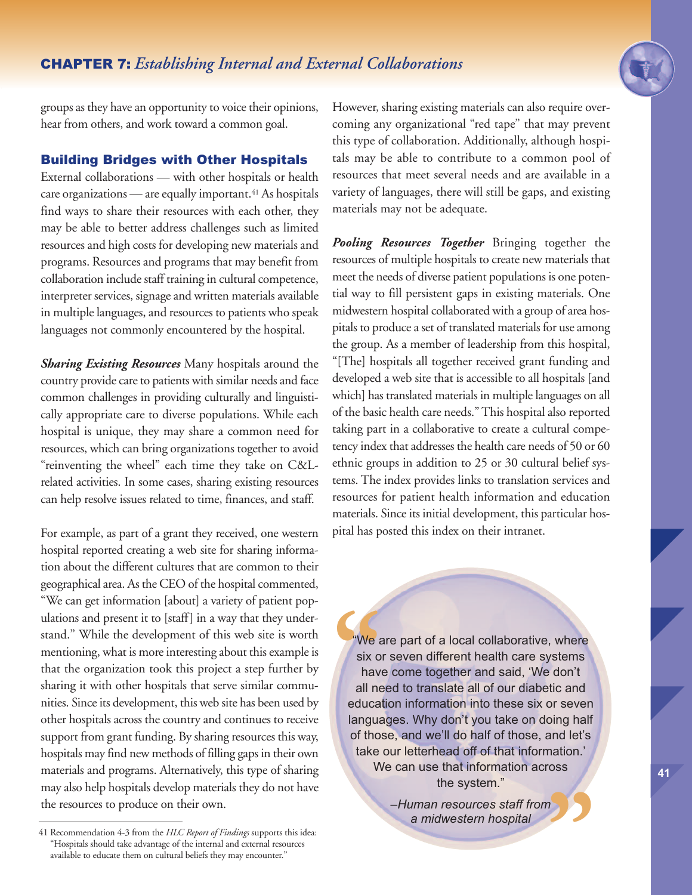groups as they have an opportunity to voice their opinions, hear from others, and work toward a common goal.

## Building Bridges with Other Hospitals

External collaborations — with other hospitals or health care organizations — are equally important.[41] As hospitals find ways to share their resources with each other, they may be able to better address challenges such as limited resources and high costs for developing new materials and programs. Resources and programs that may benefit from collaboration include staff training in cultural competence, interpreter services, signage and written materials available in multiple languages, and resources to patients who speak languages not commonly encountered by the hospital.

***Sharing Existing Resources*** Many hospitals around the country provide care to patients with similar needs and face common challenges in providing culturally and linguistically appropriate care to diverse populations. While each hospital is unique, they may share a common need for resources, which can bring organizations together to avoid "reinventing the wheel" each time they take on C&L-related activities. In some cases, sharing existing resources can help resolve issues related to time, finances, and staff.

For example, as part of a grant they received, one western hospital reported creating a web site for sharing information about the different cultures that are common to their geographical area. As the CEO of the hospital commented, "We can get information [about] a variety of patient populations and present it to [staff] in a way that they understand." While the development of this web site is worth mentioning, what is more interesting about this example is that the organization took this project a step further by sharing it with other hospitals that serve similar communities. Since its development, this web site has been used by other hospitals across the country and continues to receive support from grant funding. By sharing resources this way, hospitals may find new methods of filling gaps in their own materials and programs. Alternatively, this type of sharing may also help hospitals develop materials they do not have the resources to produce on their own.

However, sharing existing materials can also require overcoming any organizational "red tape" that may prevent this type of collaboration. Additionally, although hospitals may be able to contribute to a common pool of resources that meet several needs and are available in a variety of languages, there will still be gaps, and existing materials may not be adequate.

***Pooling Resources Together*** Bringing together the resources of multiple hospitals to create new materials that meet the needs of diverse patient populations is one potential way to fill persistent gaps in existing materials. One midwestern hospital collaborated with a group of area hospitals to produce a set of translated materials for use among the group. As a member of leadership from this hospital, "[The] hospitals all together received grant funding and developed a web site that is accessible to all hospitals [and which] has translated materials in multiple languages on all of the basic health care needs." This hospital also reported taking part in a collaborative to create a cultural competency index that addresses the health care needs of 50 or 60 ethnic groups in addition to 25 or 30 cultural belief systems. The index provides links to translation services and resources for patient health information and education materials. Since its initial development, this particular hospital has posted this index on their intranet.

> "We are part of a local collaborative, where six or seven different health care systems have come together and said, 'We don't all need to translate all of our diabetic and education information into these six or seven languages. Why don't you take on doing half of those, and we'll do half of those, and let's take our letterhead off of that information.' We can use that information across the system."
>
> –Human resources staff from a midwestern hospital

41 Recommendation 4-3 from the *HLC Report of Findings* supports this idea: "Hospitals should take advantage of the internal and external resources available to educate them on cultural beliefs they may encounter."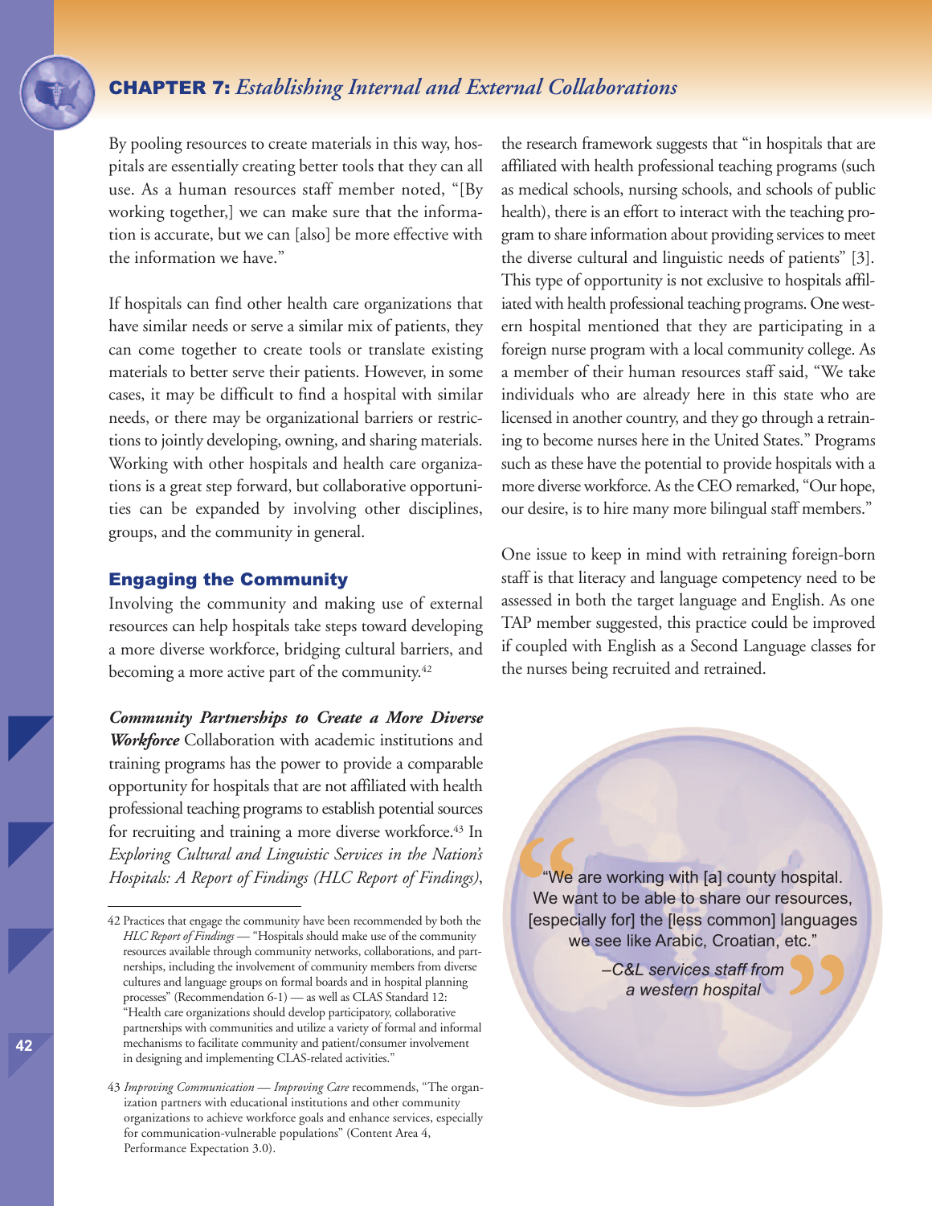By pooling resources to create materials in this way, hospitals are essentially creating better tools that they can all use. As a human resources staff member noted, "[By working together,] we can make sure that the information is accurate, but we can [also] be more effective with the information we have."

If hospitals can find other health care organizations that have similar needs or serve a similar mix of patients, they can come together to create tools or translate existing materials to better serve their patients. However, in some cases, it may be difficult to find a hospital with similar needs, or there may be organizational barriers or restrictions to jointly developing, owning, and sharing materials. Working with other hospitals and health care organizations is a great step forward, but collaborative opportunities can be expanded by involving other disciplines, groups, and the community in general.

## Engaging the Community

Involving the community and making use of external resources can help hospitals take steps toward developing a more diverse workforce, bridging cultural barriers, and becoming a more active part of the community.[42]

***Community Partnerships to Create a More Diverse Workforce*** Collaboration with academic institutions and training programs has the power to provide a comparable opportunity for hospitals that are not affiliated with health professional teaching programs to establish potential sources for recruiting and training a more diverse workforce.[43] In *Exploring Cultural and Linguistic Services in the Nation's Hospitals: A Report of Findings (HLC Report of Findings)*, the research framework suggests that "in hospitals that are affiliated with health professional teaching programs (such as medical schools, nursing schools, and schools of public health), there is an effort to interact with the teaching program to share information about providing services to meet the diverse cultural and linguistic needs of patients" [3]. This type of opportunity is not exclusive to hospitals affiliated with health professional teaching programs. One western hospital mentioned that they are participating in a foreign nurse program with a local community college. As a member of their human resources staff said, "We take individuals who are already here in this state who are licensed in another country, and they go through a retraining to become nurses here in the United States." Programs such as these have the potential to provide hospitals with a more diverse workforce. As the CEO remarked, "Our hope, our desire, is to hire many more bilingual staff members."

One issue to keep in mind with retraining foreign-born staff is that literacy and language competency need to be assessed in both the target language and English. As one TAP member suggested, this practice could be improved if coupled with English as a Second Language classes for the nurses being recruited and retrained.

> "We are working with [a] county hospital. We want to be able to share our resources, [especially for] the [less common] languages we see like Arabic, Croatian, etc."
>
> *–C&L services staff from a western hospital*

---

42 Practices that engage the community have been recommended by both the *HLC Report of Findings* — "Hospitals should make use of the community resources available through community networks, collaborations, and partnerships, including the involvement of community members from diverse cultures and language groups on formal boards and in hospital planning processes" (Recommendation 6-1) — as well as CLAS Standard 12: "Health care organizations should develop participatory, collaborative partnerships with communities and utilize a variety of formal and informal mechanisms to facilitate community and patient/consumer involvement in designing and implementing CLAS-related activities."

43 *Improving Communication — Improving Care* recommends, "The organization partners with educational institutions and other community organizations to achieve workforce goals and enhance services, especially for communication-vulnerable populations" (Content Area 4, Performance Expectation 3.0).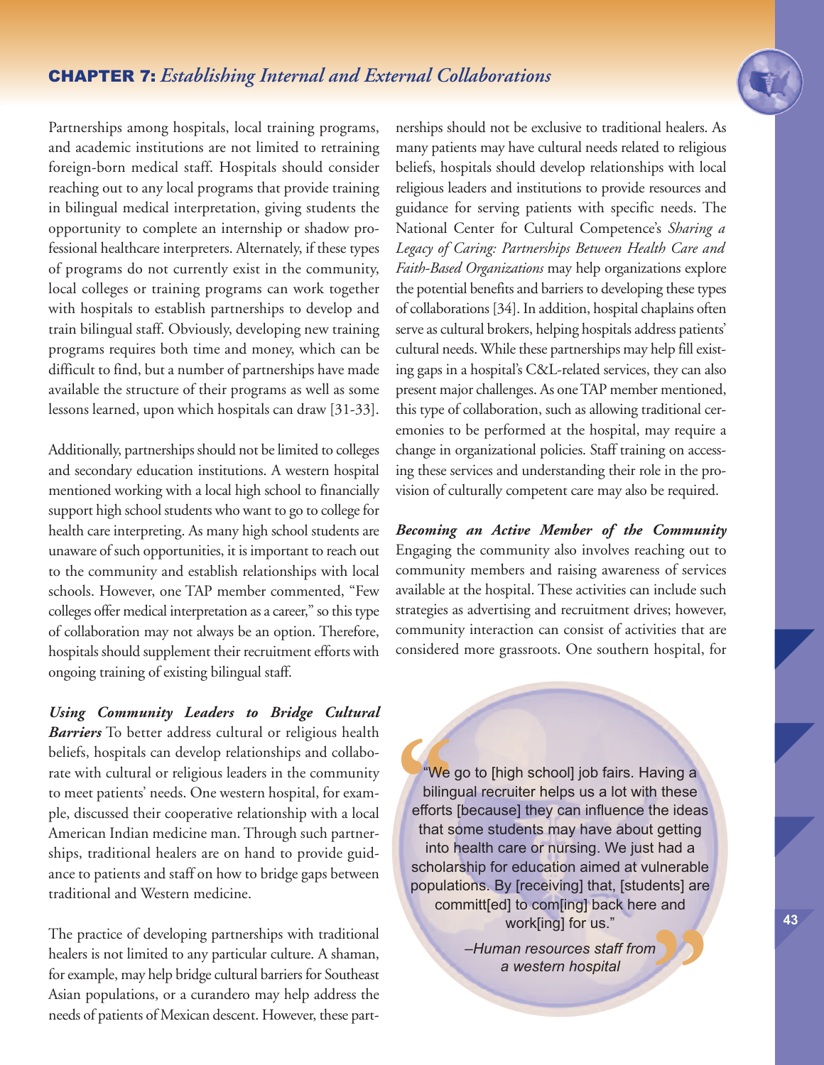Partnerships among hospitals, local training programs, and academic institutions are not limited to retraining foreign-born medical staff. Hospitals should consider reaching out to any local programs that provide training in bilingual medical interpretation, giving students the opportunity to complete an internship or shadow professional healthcare interpreters. Alternately, if these types of programs do not currently exist in the community, local colleges or training programs can work together with hospitals to establish partnerships to develop and train bilingual staff. Obviously, developing new training programs requires both time and money, which can be difficult to find, but a number of partnerships have made available the structure of their programs as well as some lessons learned, upon which hospitals can draw [31-33].

Additionally, partnerships should not be limited to colleges and secondary education institutions. A western hospital mentioned working with a local high school to financially support high school students who want to go to college for health care interpreting. As many high school students are unaware of such opportunities, it is important to reach out to the community and establish relationships with local schools. However, one TAP member commented, "Few colleges offer medical interpretation as a career," so this type of collaboration may not always be an option. Therefore, hospitals should supplement their recruitment efforts with ongoing training of existing bilingual staff.

***Using Community Leaders to Bridge Cultural Barriers*** To better address cultural or religious health beliefs, hospitals can develop relationships and collaborate with cultural or religious leaders in the community to meet patients' needs. One western hospital, for example, discussed their cooperative relationship with a local American Indian medicine man. Through such partnerships, traditional healers are on hand to provide guidance to patients and staff on how to bridge gaps between traditional and Western medicine.

The practice of developing partnerships with traditional healers is not limited to any particular culture. A shaman, for example, may help bridge cultural barriers for Southeast Asian populations, or a curandero may help address the needs of patients of Mexican descent. However, these partnerships should not be exclusive to traditional healers. As many patients may have cultural needs related to religious beliefs, hospitals should develop relationships with local religious leaders and institutions to provide resources and guidance for serving patients with specific needs. The National Center for Cultural Competence's *Sharing a Legacy of Caring: Partnerships Between Health Care and Faith-Based Organizations* may help organizations explore the potential benefits and barriers to developing these types of collaborations [34]. In addition, hospital chaplains often serve as cultural brokers, helping hospitals address patients' cultural needs. While these partnerships may help fill existing gaps in a hospital's C&L-related services, they can also present major challenges. As one TAP member mentioned, this type of collaboration, such as allowing traditional ceremonies to be performed at the hospital, may require a change in organizational policies. Staff training on accessing these services and understanding their role in the provision of culturally competent care may also be required.

***Becoming an Active Member of the Community*** Engaging the community also involves reaching out to community members and raising awareness of services available at the hospital. These activities can include such strategies as advertising and recruitment drives; however, community interaction can consist of activities that are considered more grassroots. One southern hospital, for

> "We go to [high school] job fairs. Having a bilingual recruiter helps us a lot with these efforts [because] they can influence the ideas that some students may have about getting into health care or nursing. We just had a scholarship for education aimed at vulnerable populations. By [receiving] that, [students] are committ[ed] to com[ing] back here and work[ing] for us."
>
> *–Human resources staff from a western hospital*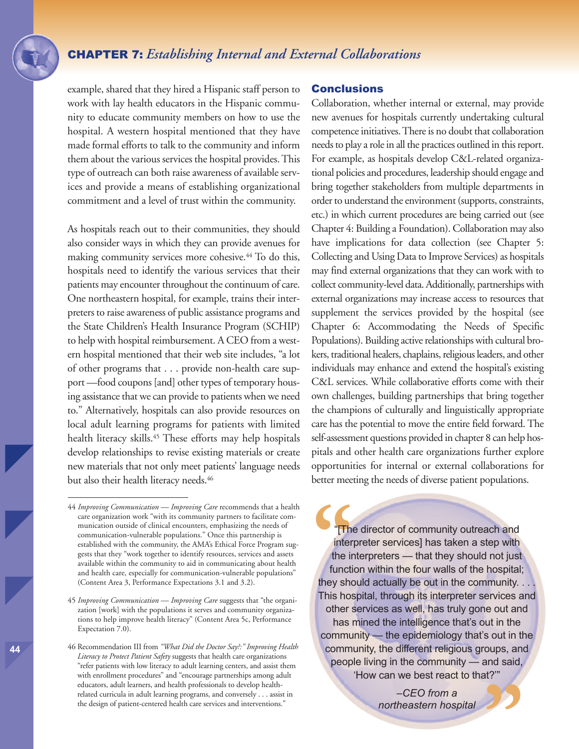example, shared that they hired a Hispanic staff person to work with lay health educators in the Hispanic community to educate community members on how to use the hospital. A western hospital mentioned that they have made formal efforts to talk to the community and inform them about the various services the hospital provides. This type of outreach can both raise awareness of available services and provide a means of establishing organizational commitment and a level of trust within the community.

As hospitals reach out to their communities, they should also consider ways in which they can provide avenues for making community services more cohesive.[44] To do this, hospitals need to identify the various services that their patients may encounter throughout the continuum of care. One northeastern hospital, for example, trains their interpreters to raise awareness of public assistance programs and the State Children's Health Insurance Program (SCHIP) to help with hospital reimbursement. A CEO from a western hospital mentioned that their web site includes, "a lot of other programs that . . . provide non-health care support —food coupons [and] other types of temporary housing assistance that we can provide to patients when we need to." Alternatively, hospitals can also provide resources on local adult learning programs for patients with limited health literacy skills.[45] These efforts may help hospitals develop relationships to revise existing materials or create new materials that not only meet patients' language needs but also their health literacy needs.[46]

## Conclusions

Collaboration, whether internal or external, may provide new avenues for hospitals currently undertaking cultural competence initiatives. There is no doubt that collaboration needs to play a role in all the practices outlined in this report. For example, as hospitals develop C&L-related organizational policies and procedures, leadership should engage and bring together stakeholders from multiple departments in order to understand the environment (supports, constraints, etc.) in which current procedures are being carried out (see Chapter 4: Building a Foundation). Collaboration may also have implications for data collection (see Chapter 5: Collecting and Using Data to Improve Services) as hospitals may find external organizations that they can work with to collect community-level data. Additionally, partnerships with external organizations may increase access to resources that supplement the services provided by the hospital (see Chapter 6: Accommodating the Needs of Specific Populations). Building active relationships with cultural brokers, traditional healers, chaplains, religious leaders, and other individuals may enhance and extend the hospital's existing C&L services. While collaborative efforts come with their own challenges, building partnerships that bring together the champions of culturally and linguistically appropriate care has the potential to move the entire field forward. The self-assessment questions provided in chapter 8 can help hospitals and other health care organizations further explore opportunities for internal or external collaborations for better meeting the needs of diverse patient populations.

> "[The director of community outreach and interpreter services] has taken a step with the interpreters — that they should not just function within the four walls of the hospital; they should actually be out in the community. . . . This hospital, through its interpreter services and other services as well, has truly gone out and has mined the intelligence that's out in the community — the epidemiology that's out in the community, the different religious groups, and people living in the community — and said, 'How can we best react to that?'"
>
> –CEO from a northeastern hospital

---

44 *Improving Communication — Improving Care* recommends that a health care organization work "with its community partners to facilitate communication outside of clinical encounters, emphasizing the needs of communication-vulnerable populations." Once this partnership is established with the community, the AMA's Ethical Force Program suggests that they "work together to identify resources, services and assets available within the community to aid in communicating about health and health care, especially for communication-vulnerable populations" (Content Area 3, Performance Expectations 3.1 and 3.2).

45 *Improving Communication — Improving Care* suggests that "the organization [work] with the populations it serves and community organizations to help improve health literacy" (Content Area 5c, Performance Expectation 7.0).

46 Recommendation III from *"What Did the Doctor Say?:" Improving Health Literacy to Protect Patient Safety* suggests that health care organizations "refer patients with low literacy to adult learning centers, and assist them with enrollment procedures" and "encourage partnerships among adult educators, adult learners, and health professionals to develop health-related curricula in adult learning programs, and conversely . . . assist in the design of patient-centered health care services and interventions."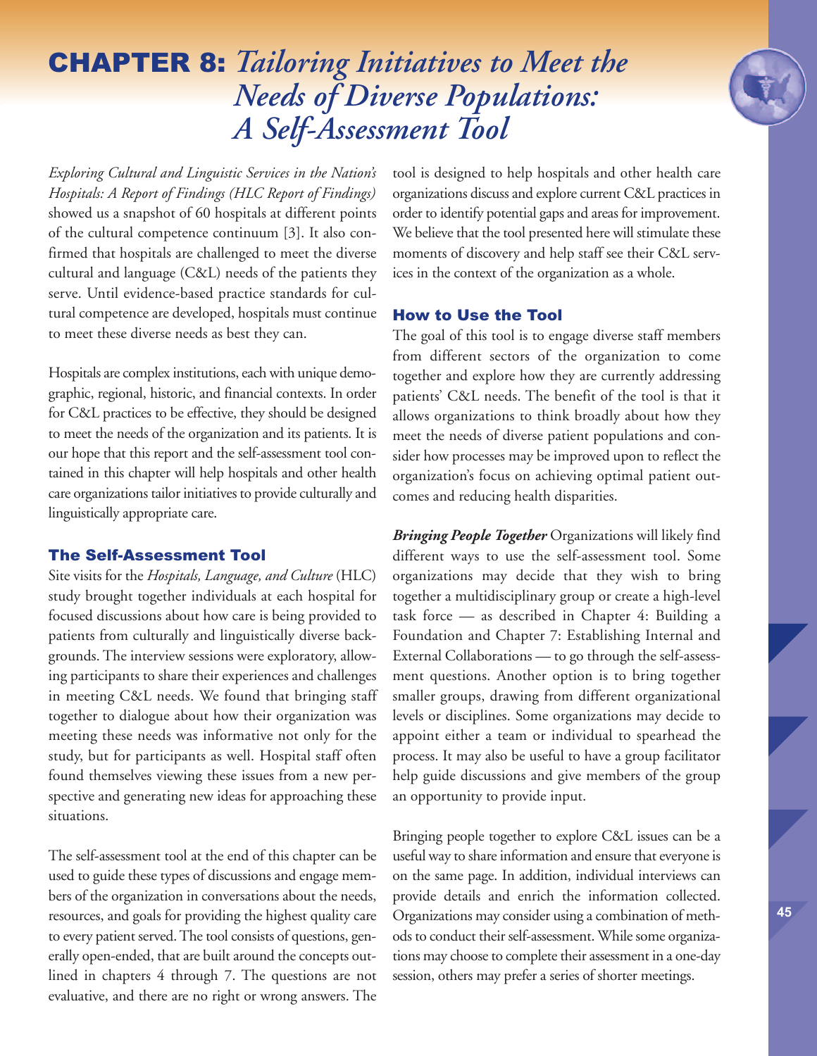# CHAPTER 8: *Tailoring Initiatives to Meet the Needs of Diverse Populations: A Self-Assessment Tool*

*Exploring Cultural and Linguistic Services in the Nation's Hospitals: A Report of Findings (HLC Report of Findings)* showed us a snapshot of 60 hospitals at different points of the cultural competence continuum [3]. It also confirmed that hospitals are challenged to meet the diverse cultural and language (C&L) needs of the patients they serve. Until evidence-based practice standards for cultural competence are developed, hospitals must continue to meet these diverse needs as best they can.

Hospitals are complex institutions, each with unique demographic, regional, historic, and financial contexts. In order for C&L practices to be effective, they should be designed to meet the needs of the organization and its patients. It is our hope that this report and the self-assessment tool contained in this chapter will help hospitals and other health care organizations tailor initiatives to provide culturally and linguistically appropriate care.

## The Self-Assessment Tool

Site visits for the *Hospitals, Language, and Culture* (HLC) study brought together individuals at each hospital for focused discussions about how care is being provided to patients from culturally and linguistically diverse backgrounds. The interview sessions were exploratory, allowing participants to share their experiences and challenges in meeting C&L needs. We found that bringing staff together to dialogue about how their organization was meeting these needs was informative not only for the study, but for participants as well. Hospital staff often found themselves viewing these issues from a new perspective and generating new ideas for approaching these situations.

The self-assessment tool at the end of this chapter can be used to guide these types of discussions and engage members of the organization in conversations about the needs, resources, and goals for providing the highest quality care to every patient served. The tool consists of questions, generally open-ended, that are built around the concepts outlined in chapters 4 through 7. The questions are not evaluative, and there are no right or wrong answers. The tool is designed to help hospitals and other health care organizations discuss and explore current C&L practices in order to identify potential gaps and areas for improvement. We believe that the tool presented here will stimulate these moments of discovery and help staff see their C&L services in the context of the organization as a whole.

## How to Use the Tool

The goal of this tool is to engage diverse staff members from different sectors of the organization to come together and explore how they are currently addressing patients' C&L needs. The benefit of the tool is that it allows organizations to think broadly about how they meet the needs of diverse patient populations and consider how processes may be improved upon to reflect the organization's focus on achieving optimal patient outcomes and reducing health disparities.

***Bringing People Together*** Organizations will likely find different ways to use the self-assessment tool. Some organizations may decide that they wish to bring together a multidisciplinary group or create a high-level task force — as described in Chapter 4: Building a Foundation and Chapter 7: Establishing Internal and External Collaborations — to go through the self-assessment questions. Another option is to bring together smaller groups, drawing from different organizational levels or disciplines. Some organizations may decide to appoint either a team or individual to spearhead the process. It may also be useful to have a group facilitator help guide discussions and give members of the group an opportunity to provide input.

Bringing people together to explore C&L issues can be a useful way to share information and ensure that everyone is on the same page. In addition, individual interviews can provide details and enrich the information collected. Organizations may consider using a combination of methods to conduct their self-assessment. While some organizations may choose to complete their assessment in a one-day session, others may prefer a series of shorter meetings.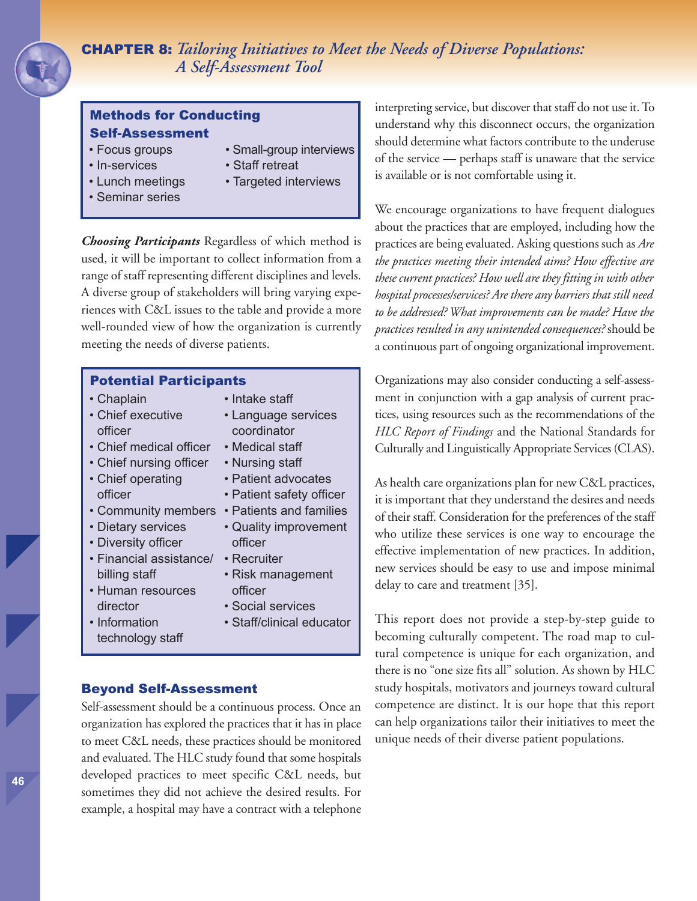## Methods for Conducting Self-Assessment

- Focus groups
- In-services
- Lunch meetings
- Seminar series
- Small-group interviews
- Staff retreat
- Targeted interviews

***Choosing Participants*** Regardless of which method is used, it will be important to collect information from a range of staff representing different disciplines and levels. A diverse group of stakeholders will bring varying experiences with C&L issues to the table and provide a more well-rounded view of how the organization is currently meeting the needs of diverse patients.

## Potential Participants

- Chaplain
- Chief executive officer
- Chief medical officer
- Chief nursing officer
- Chief operating officer
- Community members
- Dietary services
- Diversity officer
- Financial assistance/ billing staff
- Human resources director
- Information technology staff
- Intake staff
- Language services coordinator
- Medical staff
- Nursing staff
- Patient advocates
- Patient safety officer
- Patients and families
- Quality improvement officer
- Recruiter
- Risk management officer
- Social services
- Staff/clinical educator

### Beyond Self-Assessment

Self-assessment should be a continuous process. Once an organization has explored the practices that it has in place to meet C&L needs, these practices should be monitored and evaluated. The HLC study found that some hospitals developed practices to meet specific C&L needs, but sometimes they did not achieve the desired results. For example, a hospital may have a contract with a telephone interpreting service, but discover that staff do not use it. To understand why this disconnect occurs, the organization should determine what factors contribute to the underuse of the service — perhaps staff is unaware that the service is available or is not comfortable using it.

We encourage organizations to have frequent dialogues about the practices that are employed, including how the practices are being evaluated. Asking questions such as *Are the practices meeting their intended aims? How effective are these current practices? How well are they fitting in with other hospital processes/services? Are there any barriers that still need to be addressed? What improvements can be made? Have the practices resulted in any unintended consequences?* should be a continuous part of ongoing organizational improvement.

Organizations may also consider conducting a self-assessment in conjunction with a gap analysis of current practices, using resources such as the recommendations of the *HLC Report of Findings* and the National Standards for Culturally and Linguistically Appropriate Services (CLAS).

As health care organizations plan for new C&L practices, it is important that they understand the desires and needs of their staff. Consideration for the preferences of the staff who utilize these services is one way to encourage the effective implementation of new practices. In addition, new services should be easy to use and impose minimal delay to care and treatment [35].

This report does not provide a step-by-step guide to becoming culturally competent. The road map to cultural competence is unique for each organization, and there is no "one size fits all" solution. As shown by HLC study hospitals, motivators and journeys toward cultural competence are distinct. It is our hope that this report can help organizations tailor their initiatives to meet the unique needs of their diverse patient populations.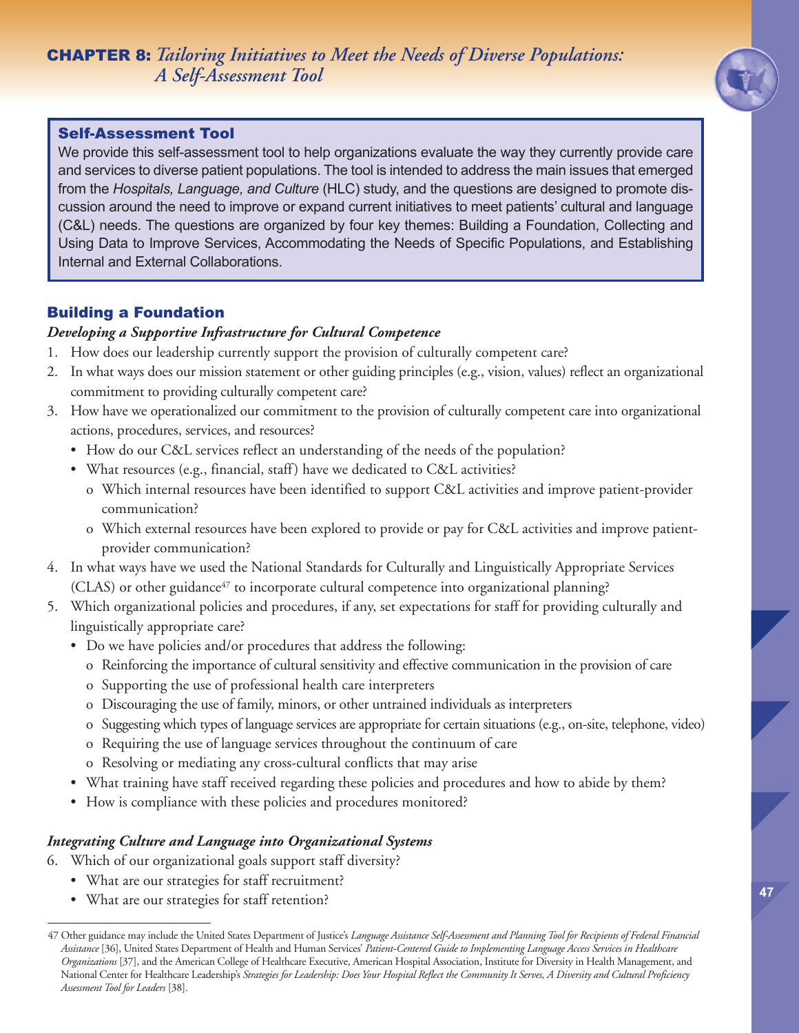# CHAPTER 8: *Tailoring Initiatives to Meet the Needs of Diverse Populations: A Self-Assessment Tool*

### Self-Assessment Tool

We provide this self-assessment tool to help organizations evaluate the way they currently provide care and services to diverse patient populations. The tool is intended to address the main issues that emerged from the *Hospitals, Language, and Culture* (HLC) study, and the questions are designed to promote discussion around the need to improve or expand current initiatives to meet patients' cultural and language (C&L) needs. The questions are organized by four key themes: Building a Foundation, Collecting and Using Data to Improve Services, Accommodating the Needs of Specific Populations, and Establishing Internal and External Collaborations.

## Building a Foundation

### *Developing a Supportive Infrastructure for Cultural Competence*

1. How does our leadership currently support the provision of culturally competent care?
2. In what ways does our mission statement or other guiding principles (e.g., vision, values) reflect an organizational commitment to providing culturally competent care?
3. How have we operationalized our commitment to the provision of culturally competent care into organizational actions, procedures, services, and resources?
   - How do our C&L services reflect an understanding of the needs of the population?
   - What resources (e.g., financial, staff) have we dedicated to C&L activities?
     - o Which internal resources have been identified to support C&L activities and improve patient-provider communication?
     - o Which external resources have been explored to provide or pay for C&L activities and improve patient-provider communication?
4. In what ways have we used the National Standards for Culturally and Linguistically Appropriate Services (CLAS) or other guidance[47] to incorporate cultural competence into organizational planning?
5. Which organizational policies and procedures, if any, set expectations for staff for providing culturally and linguistically appropriate care?
   - Do we have policies and/or procedures that address the following:
     - o Reinforcing the importance of cultural sensitivity and effective communication in the provision of care
     - o Supporting the use of professional health care interpreters
     - o Discouraging the use of family, minors, or other untrained individuals as interpreters
     - o Suggesting which types of language services are appropriate for certain situations (e.g., on-site, telephone, video)
     - o Requiring the use of language services throughout the continuum of care
     - o Resolving or mediating any cross-cultural conflicts that may arise
   - What training have staff received regarding these policies and procedures and how to abide by them?
   - How is compliance with these policies and procedures monitored?

### *Integrating Culture and Language into Organizational Systems*

6. Which of our organizational goals support staff diversity?
   - What are our strategies for staff recruitment?
   - What are our strategies for staff retention?

---

47 Other guidance may include the United States Department of Justice's *Language Assistance Self-Assessment and Planning Tool for Recipients of Federal Financial Assistance* [36], United States Department of Health and Human Services' *Patient-Centered Guide to Implementing Language Access Services in Healthcare Organizations* [37], and the American College of Healthcare Executive, American Hospital Association, Institute for Diversity in Health Management, and National Center for Healthcare Leadership's *Strategies for Leadership: Does Your Hospital Reflect the Community It Serves, A Diversity and Cultural Proficiency Assessment Tool for Leaders* [38].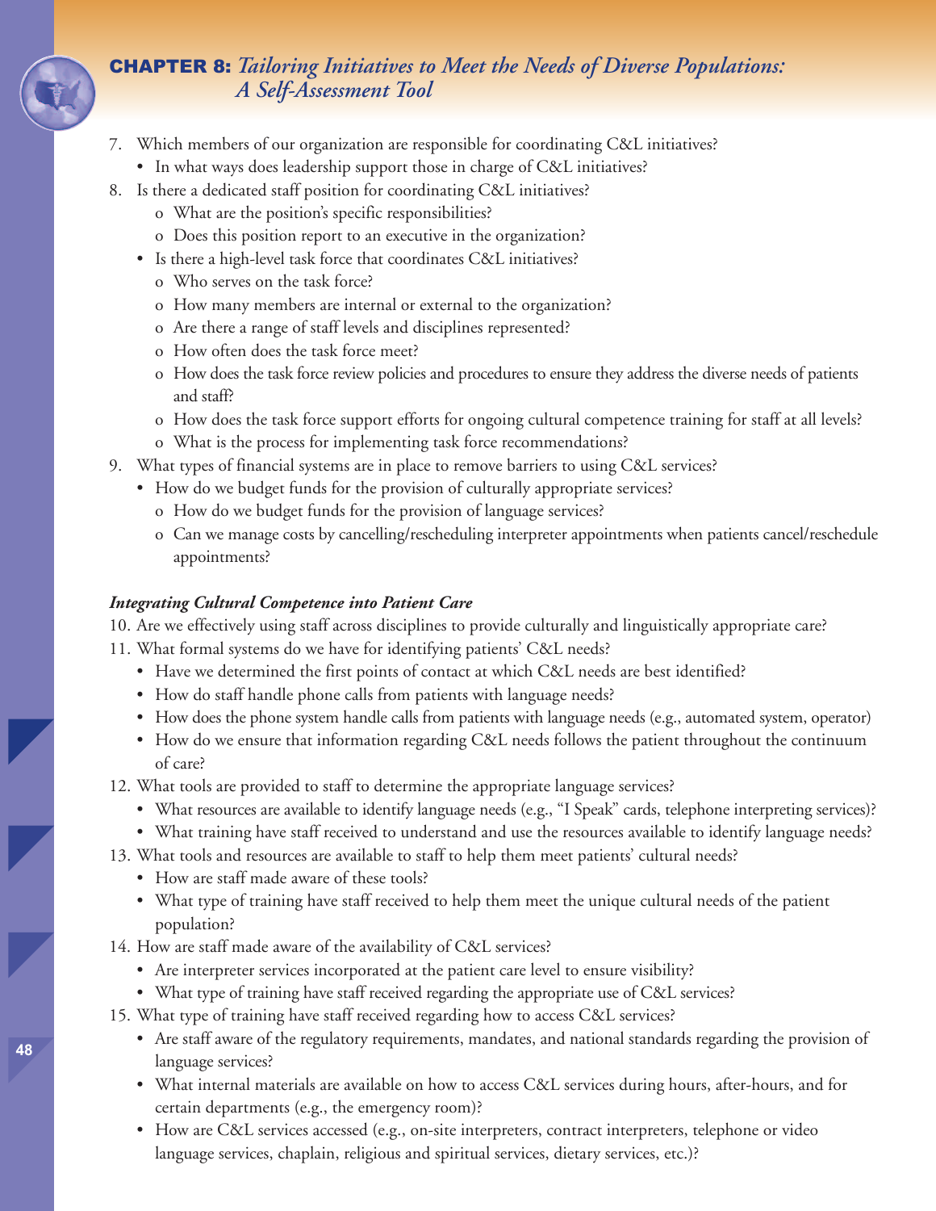7. Which members of our organization are responsible for coordinating C&L initiatives?
   - In what ways does leadership support those in charge of C&L initiatives?
8. Is there a dedicated staff position for coordinating C&L initiatives?
   - o What are the position's specific responsibilities?
   - o Does this position report to an executive in the organization?
   - Is there a high-level task force that coordinates C&L initiatives?
     - o Who serves on the task force?
     - o How many members are internal or external to the organization?
     - o Are there a range of staff levels and disciplines represented?
     - o How often does the task force meet?
     - o How does the task force review policies and procedures to ensure they address the diverse needs of patients and staff?
     - o How does the task force support efforts for ongoing cultural competence training for staff at all levels?
     - o What is the process for implementing task force recommendations?
9. What types of financial systems are in place to remove barriers to using C&L services?
   - How do we budget funds for the provision of culturally appropriate services?
     - o How do we budget funds for the provision of language services?
     - o Can we manage costs by cancelling/rescheduling interpreter appointments when patients cancel/reschedule appointments?

***Integrating Cultural Competence into Patient Care***

10. Are we effectively using staff across disciplines to provide culturally and linguistically appropriate care?
11. What formal systems do we have for identifying patients' C&L needs?
    - Have we determined the first points of contact at which C&L needs are best identified?
    - How do staff handle phone calls from patients with language needs?
    - How does the phone system handle calls from patients with language needs (e.g., automated system, operator)
    - How do we ensure that information regarding C&L needs follows the patient throughout the continuum of care?
12. What tools are provided to staff to determine the appropriate language services?
    - What resources are available to identify language needs (e.g., "I Speak" cards, telephone interpreting services)?
    - What training have staff received to understand and use the resources available to identify language needs?
13. What tools and resources are available to staff to help them meet patients' cultural needs?
    - How are staff made aware of these tools?
    - What type of training have staff received to help them meet the unique cultural needs of the patient population?
14. How are staff made aware of the availability of C&L services?
    - Are interpreter services incorporated at the patient care level to ensure visibility?
    - What type of training have staff received regarding the appropriate use of C&L services?
15. What type of training have staff received regarding how to access C&L services?
    - Are staff aware of the regulatory requirements, mandates, and national standards regarding the provision of language services?
    - What internal materials are available on how to access C&L services during hours, after-hours, and for certain departments (e.g., the emergency room)?
    - How are C&L services accessed (e.g., on-site interpreters, contract interpreters, telephone or video language services, chaplain, religious and spiritual services, dietary services, etc.)?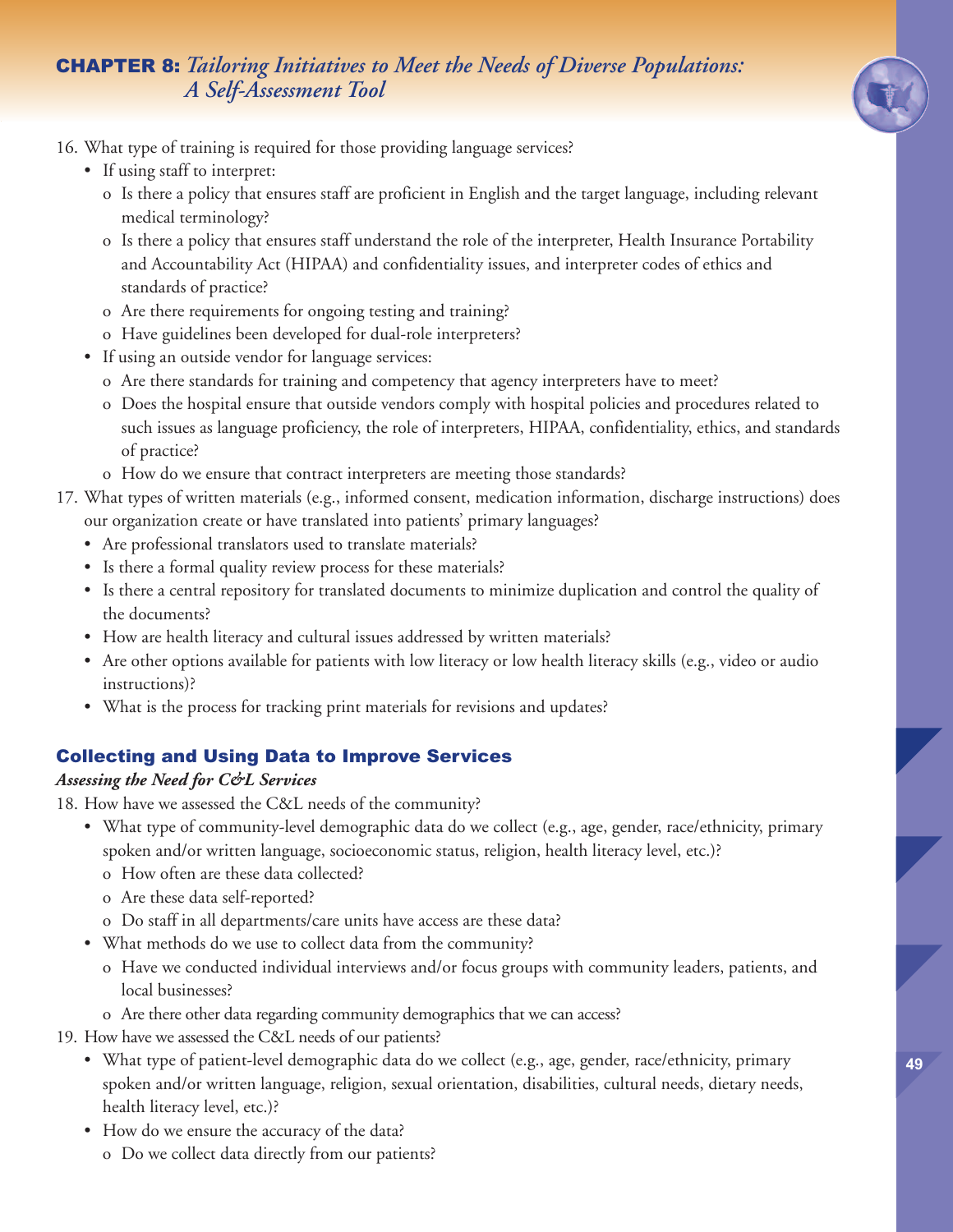16. What type of training is required for those providing language services?
    - If using staff to interpret:
        - o Is there a policy that ensures staff are proficient in English and the target language, including relevant medical terminology?
        - o Is there a policy that ensures staff understand the role of the interpreter, Health Insurance Portability and Accountability Act (HIPAA) and confidentiality issues, and interpreter codes of ethics and standards of practice?
        - o Are there requirements for ongoing testing and training?
        - o Have guidelines been developed for dual-role interpreters?
    - If using an outside vendor for language services:
        - o Are there standards for training and competency that agency interpreters have to meet?
        - o Does the hospital ensure that outside vendors comply with hospital policies and procedures related to such issues as language proficiency, the role of interpreters, HIPAA, confidentiality, ethics, and standards of practice?
        - o How do we ensure that contract interpreters are meeting those standards?
17. What types of written materials (e.g., informed consent, medication information, discharge instructions) does our organization create or have translated into patients' primary languages?
    - Are professional translators used to translate materials?
    - Is there a formal quality review process for these materials?
    - Is there a central repository for translated documents to minimize duplication and control the quality of the documents?
    - How are health literacy and cultural issues addressed by written materials?
    - Are other options available for patients with low literacy or low health literacy skills (e.g., video or audio instructions)?
    - What is the process for tracking print materials for revisions and updates?

## Collecting and Using Data to Improve Services

### *Assessing the Need for C&L Services*

18. How have we assessed the C&L needs of the community?
    - What type of community-level demographic data do we collect (e.g., age, gender, race/ethnicity, primary spoken and/or written language, socioeconomic status, religion, health literacy level, etc.)?
        - o How often are these data collected?
        - o Are these data self-reported?
        - o Do staff in all departments/care units have access are these data?
    - What methods do we use to collect data from the community?
        - o Have we conducted individual interviews and/or focus groups with community leaders, patients, and local businesses?
        - o Are there other data regarding community demographics that we can access?
19. How have we assessed the C&L needs of our patients?
    - What type of patient-level demographic data do we collect (e.g., age, gender, race/ethnicity, primary spoken and/or written language, religion, sexual orientation, disabilities, cultural needs, dietary needs, health literacy level, etc.)?
    - How do we ensure the accuracy of the data?
        - o Do we collect data directly from our patients?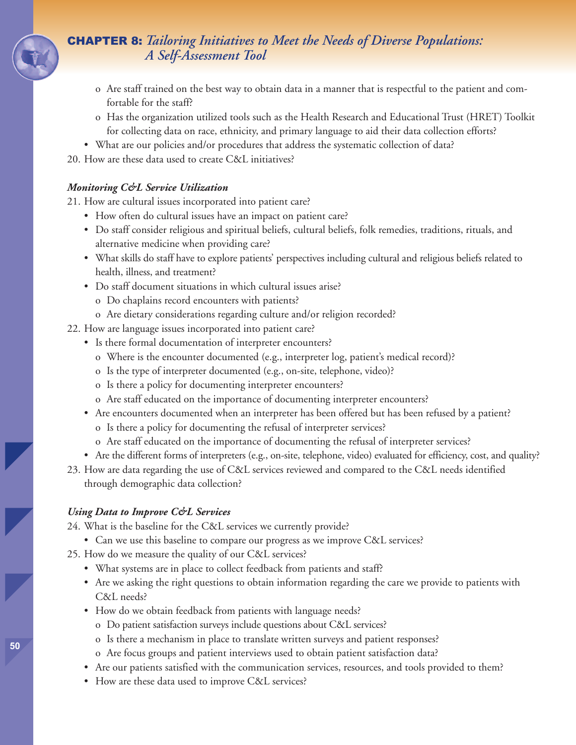- o Are staff trained on the best way to obtain data in a manner that is respectful to the patient and comfortable for the staff?
  - o Has the organization utilized tools such as the Health Research and Educational Trust (HRET) Toolkit for collecting data on race, ethnicity, and primary language to aid their data collection efforts?
- What are our policies and/or procedures that address the systematic collection of data?

20. How are these data used to create C&L initiatives?

### *Monitoring C&L Service Utilization*

21. How are cultural issues incorporated into patient care?
    - How often do cultural issues have an impact on patient care?
    - Do staff consider religious and spiritual beliefs, cultural beliefs, folk remedies, traditions, rituals, and alternative medicine when providing care?
    - What skills do staff have to explore patients' perspectives including cultural and religious beliefs related to health, illness, and treatment?
    - Do staff document situations in which cultural issues arise?
      - o Do chaplains record encounters with patients?
      - o Are dietary considerations regarding culture and/or religion recorded?
22. How are language issues incorporated into patient care?
    - Is there formal documentation of interpreter encounters?
      - o Where is the encounter documented (e.g., interpreter log, patient's medical record)?
      - o Is the type of interpreter documented (e.g., on-site, telephone, video)?
      - o Is there a policy for documenting interpreter encounters?
      - o Are staff educated on the importance of documenting interpreter encounters?
    - Are encounters documented when an interpreter has been offered but has been refused by a patient?
      - o Is there a policy for documenting the refusal of interpreter services?
      - o Are staff educated on the importance of documenting the refusal of interpreter services?
    - Are the different forms of interpreters (e.g., on-site, telephone, video) evaluated for efficiency, cost, and quality?
23. How are data regarding the use of C&L services reviewed and compared to the C&L needs identified through demographic data collection?

### *Using Data to Improve C&L Services*

24. What is the baseline for the C&L services we currently provide?
    - Can we use this baseline to compare our progress as we improve C&L services?
25. How do we measure the quality of our C&L services?
    - What systems are in place to collect feedback from patients and staff?
    - Are we asking the right questions to obtain information regarding the care we provide to patients with C&L needs?
    - How do we obtain feedback from patients with language needs?
      - o Do patient satisfaction surveys include questions about C&L services?
      - o Is there a mechanism in place to translate written surveys and patient responses?
      - o Are focus groups and patient interviews used to obtain patient satisfaction data?
    - Are our patients satisfied with the communication services, resources, and tools provided to them?
    - How are these data used to improve C&L services?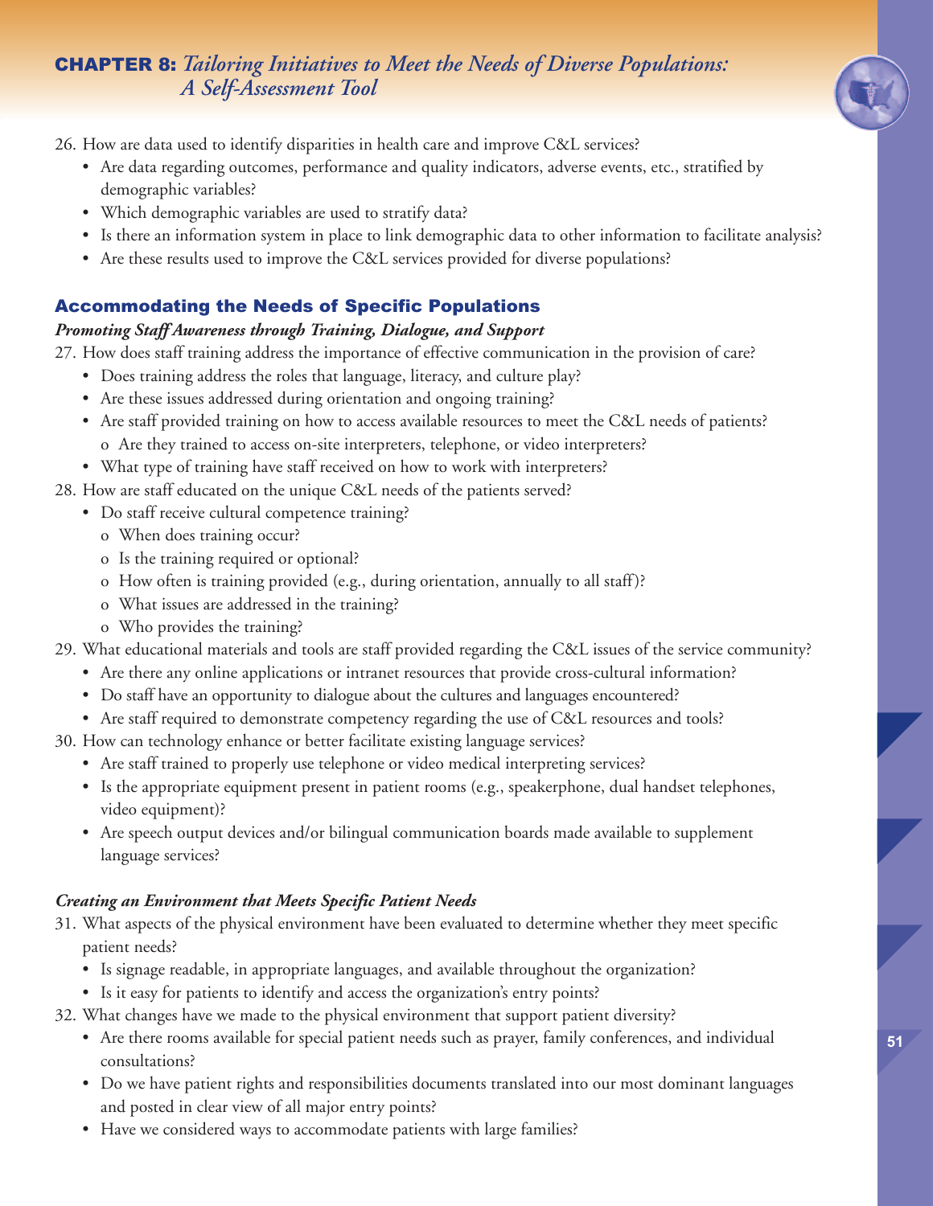26. How are data used to identify disparities in health care and improve C&L services?
    - Are data regarding outcomes, performance and quality indicators, adverse events, etc., stratified by demographic variables?
    - Which demographic variables are used to stratify data?
    - Is there an information system in place to link demographic data to other information to facilitate analysis?
    - Are these results used to improve the C&L services provided for diverse populations?

## Accommodating the Needs of Specific Populations

### *Promoting Staff Awareness through Training, Dialogue, and Support*

27. How does staff training address the importance of effective communication in the provision of care?
    - Does training address the roles that language, literacy, and culture play?
    - Are these issues addressed during orientation and ongoing training?
    - Are staff provided training on how to access available resources to meet the C&L needs of patients?
        - o Are they trained to access on-site interpreters, telephone, or video interpreters?
    - What type of training have staff received on how to work with interpreters?
28. How are staff educated on the unique C&L needs of the patients served?
    - Do staff receive cultural competence training?
        - o When does training occur?
        - o Is the training required or optional?
        - o How often is training provided (e.g., during orientation, annually to all staff)?
        - o What issues are addressed in the training?
        - o Who provides the training?
29. What educational materials and tools are staff provided regarding the C&L issues of the service community?
    - Are there any online applications or intranet resources that provide cross-cultural information?
    - Do staff have an opportunity to dialogue about the cultures and languages encountered?
    - Are staff required to demonstrate competency regarding the use of C&L resources and tools?
30. How can technology enhance or better facilitate existing language services?
    - Are staff trained to properly use telephone or video medical interpreting services?
    - Is the appropriate equipment present in patient rooms (e.g., speakerphone, dual handset telephones, video equipment)?
    - Are speech output devices and/or bilingual communication boards made available to supplement language services?

### *Creating an Environment that Meets Specific Patient Needs*

31. What aspects of the physical environment have been evaluated to determine whether they meet specific patient needs?
    - Is signage readable, in appropriate languages, and available throughout the organization?
    - Is it easy for patients to identify and access the organization's entry points?
32. What changes have we made to the physical environment that support patient diversity?
    - Are there rooms available for special patient needs such as prayer, family conferences, and individual consultations?
    - Do we have patient rights and responsibilities documents translated into our most dominant languages and posted in clear view of all major entry points?
    - Have we considered ways to accommodate patients with large families?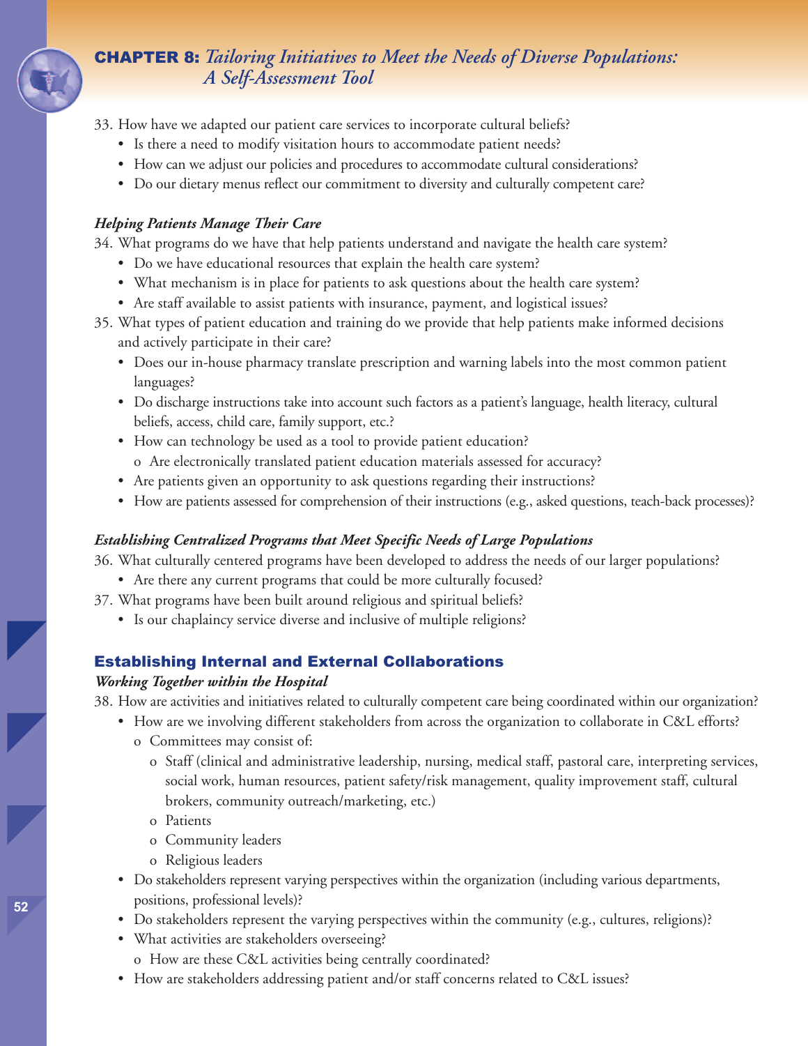33. How have we adapted our patient care services to incorporate cultural beliefs?
    - Is there a need to modify visitation hours to accommodate patient needs?
    - How can we adjust our policies and procedures to accommodate cultural considerations?
    - Do our dietary menus reflect our commitment to diversity and culturally competent care?

### *Helping Patients Manage Their Care*

34. What programs do we have that help patients understand and navigate the health care system?
    - Do we have educational resources that explain the health care system?
    - What mechanism is in place for patients to ask questions about the health care system?
    - Are staff available to assist patients with insurance, payment, and logistical issues?
35. What types of patient education and training do we provide that help patients make informed decisions and actively participate in their care?
    - Does our in-house pharmacy translate prescription and warning labels into the most common patient languages?
    - Do discharge instructions take into account such factors as a patient's language, health literacy, cultural beliefs, access, child care, family support, etc.?
    - How can technology be used as a tool to provide patient education?
      - Are electronically translated patient education materials assessed for accuracy?
    - Are patients given an opportunity to ask questions regarding their instructions?
    - How are patients assessed for comprehension of their instructions (e.g., asked questions, teach-back processes)?

### *Establishing Centralized Programs that Meet Specific Needs of Large Populations*

36. What culturally centered programs have been developed to address the needs of our larger populations?
    - Are there any current programs that could be more culturally focused?
37. What programs have been built around religious and spiritual beliefs?
    - Is our chaplaincy service diverse and inclusive of multiple religions?

## Establishing Internal and External Collaborations

### *Working Together within the Hospital*

38. How are activities and initiatives related to culturally competent care being coordinated within our organization?
    - How are we involving different stakeholders from across the organization to collaborate in C&L efforts?
      - Committees may consist of:
        - Staff (clinical and administrative leadership, nursing, medical staff, pastoral care, interpreting services, social work, human resources, patient safety/risk management, quality improvement staff, cultural brokers, community outreach/marketing, etc.)
        - Patients
        - Community leaders
        - Religious leaders
    - Do stakeholders represent varying perspectives within the organization (including various departments, positions, professional levels)?
    - Do stakeholders represent the varying perspectives within the community (e.g., cultures, religions)?
    - What activities are stakeholders overseeing?
      - How are these C&L activities being centrally coordinated?
    - How are stakeholders addressing patient and/or staff concerns related to C&L issues?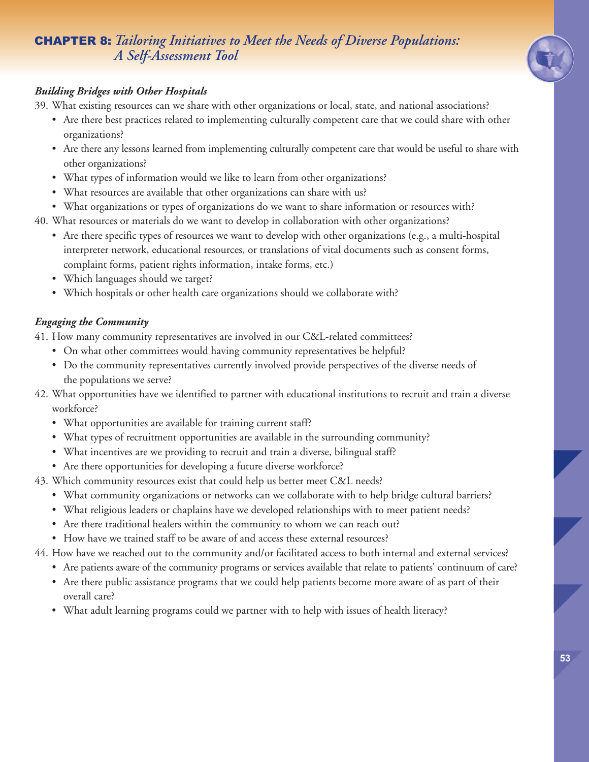### *Building Bridges with Other Hospitals*

39. What existing resources can we share with other organizations or local, state, and national associations?
    - Are there best practices related to implementing culturally competent care that we could share with other organizations?
    - Are there any lessons learned from implementing culturally competent care that would be useful to share with other organizations?
    - What types of information would we like to learn from other organizations?
    - What resources are available that other organizations can share with us?
    - What organizations or types of organizations do we want to share information or resources with?
40. What resources or materials do we want to develop in collaboration with other organizations?
    - Are there specific types of resources we want to develop with other organizations (e.g., a multi-hospital interpreter network, educational resources, or translations of vital documents such as consent forms, complaint forms, patient rights information, intake forms, etc.)
    - Which languages should we target?
    - Which hospitals or other health care organizations should we collaborate with?

### *Engaging the Community*

41. How many community representatives are involved in our C&L-related committees?
    - On what other committees would having community representatives be helpful?
    - Do the community representatives currently involved provide perspectives of the diverse needs of the populations we serve?
42. What opportunities have we identified to partner with educational institutions to recruit and train a diverse workforce?
    - What opportunities are available for training current staff?
    - What types of recruitment opportunities are available in the surrounding community?
    - What incentives are we providing to recruit and train a diverse, bilingual staff?
    - Are there opportunities for developing a future diverse workforce?
43. Which community resources exist that could help us better meet C&L needs?
    - What community organizations or networks can we collaborate with to help bridge cultural barriers?
    - What religious leaders or chaplains have we developed relationships with to meet patient needs?
    - Are there traditional healers within the community to whom we can reach out?
    - How have we trained staff to be aware of and access these external resources?
44. How have we reached out to the community and/or facilitated access to both internal and external services?
    - Are patients aware of the community programs or services available that relate to patients' continuum of care?
    - Are there public assistance programs that we could help patients become more aware of as part of their overall care?
    - What adult learning programs could we partner with to help with issues of health literacy?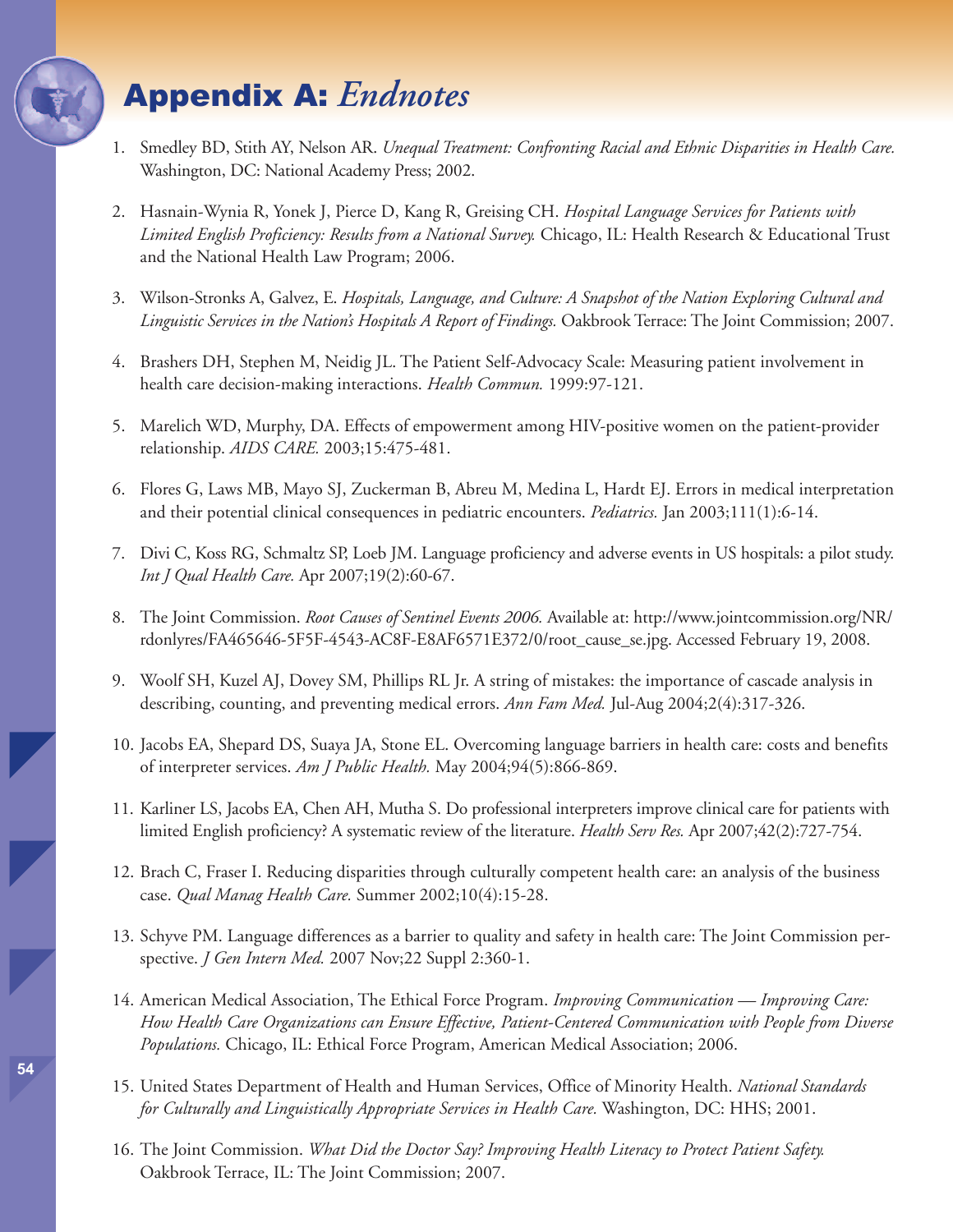# Appendix A: *Endnotes*

1. Smedley BD, Stith AY, Nelson AR. *Unequal Treatment: Confronting Racial and Ethnic Disparities in Health Care.* Washington, DC: National Academy Press; 2002.

2. Hasnain-Wynia R, Yonek J, Pierce D, Kang R, Greising CH. *Hospital Language Services for Patients with Limited English Proficiency: Results from a National Survey.* Chicago, IL: Health Research & Educational Trust and the National Health Law Program; 2006.

3. Wilson-Stronks A, Galvez, E. *Hospitals, Language, and Culture: A Snapshot of the Nation Exploring Cultural and Linguistic Services in the Nation's Hospitals A Report of Findings.* Oakbrook Terrace: The Joint Commission; 2007.

4. Brashers DH, Stephen M, Neidig JL. The Patient Self-Advocacy Scale: Measuring patient involvement in health care decision-making interactions. *Health Commun.* 1999:97-121.

5. Marelich WD, Murphy, DA. Effects of empowerment among HIV-positive women on the patient-provider relationship. *AIDS CARE.* 2003;15:475-481.

6. Flores G, Laws MB, Mayo SJ, Zuckerman B, Abreu M, Medina L, Hardt EJ. Errors in medical interpretation and their potential clinical consequences in pediatric encounters. *Pediatrics.* Jan 2003;111(1):6-14.

7. Divi C, Koss RG, Schmaltz SP, Loeb JM. Language proficiency and adverse events in US hospitals: a pilot study. *Int J Qual Health Care.* Apr 2007;19(2):60-67.

8. The Joint Commission. *Root Causes of Sentinel Events 2006.* Available at: http://www.jointcommission.org/NR/rdonlyres/FA465646-5F5F-4543-AC8F-E8AF6571E372/0/root_cause_se.jpg. Accessed February 19, 2008.

9. Woolf SH, Kuzel AJ, Dovey SM, Phillips RL Jr. A string of mistakes: the importance of cascade analysis in describing, counting, and preventing medical errors. *Ann Fam Med.* Jul-Aug 2004;2(4):317-326.

10. Jacobs EA, Shepard DS, Suaya JA, Stone EL. Overcoming language barriers in health care: costs and benefits of interpreter services. *Am J Public Health.* May 2004;94(5):866-869.

11. Karliner LS, Jacobs EA, Chen AH, Mutha S. Do professional interpreters improve clinical care for patients with limited English proficiency? A systematic review of the literature. *Health Serv Res.* Apr 2007;42(2):727-754.

12. Brach C, Fraser I. Reducing disparities through culturally competent health care: an analysis of the business case. *Qual Manag Health Care.* Summer 2002;10(4):15-28.

13. Schyve PM. Language differences as a barrier to quality and safety in health care: The Joint Commission perspective. *J Gen Intern Med.* 2007 Nov;22 Suppl 2:360-1.

14. American Medical Association, The Ethical Force Program. *Improving Communication — Improving Care: How Health Care Organizations can Ensure Effective, Patient-Centered Communication with People from Diverse Populations.* Chicago, IL: Ethical Force Program, American Medical Association; 2006.

15. United States Department of Health and Human Services, Office of Minority Health. *National Standards for Culturally and Linguistically Appropriate Services in Health Care.* Washington, DC: HHS; 2001.

16. The Joint Commission. *What Did the Doctor Say? Improving Health Literacy to Protect Patient Safety.* Oakbrook Terrace, IL: The Joint Commission; 2007.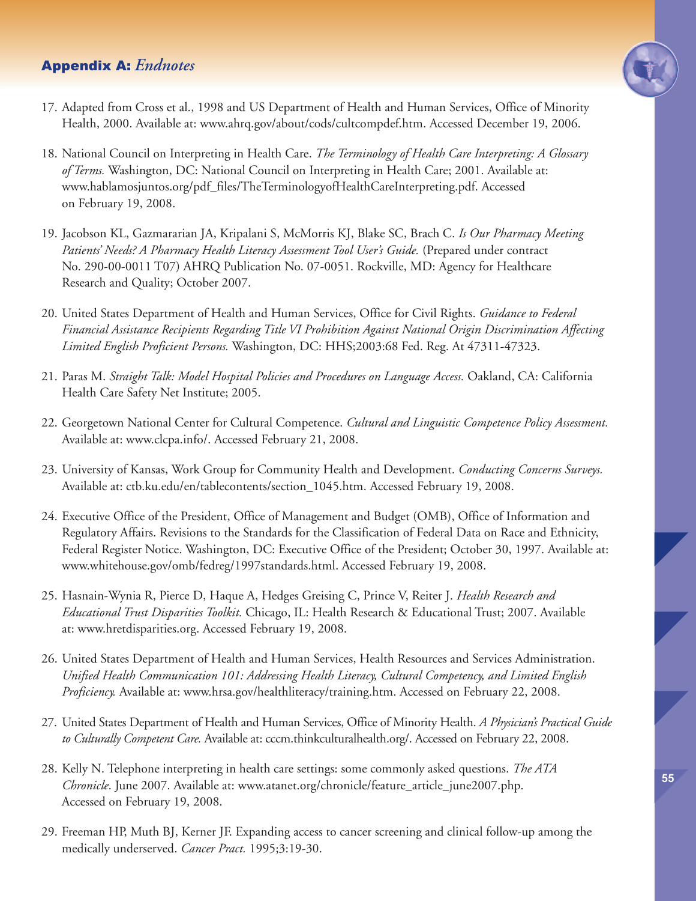## **Appendix A:** *Endnotes*

17. Adapted from Cross et al., 1998 and US Department of Health and Human Services, Office of Minority Health, 2000. Available at: www.ahrq.gov/about/cods/cultcompdef.htm. Accessed December 19, 2006.

18. National Council on Interpreting in Health Care. *The Terminology of Health Care Interpreting: A Glossary of Terms.* Washington, DC: National Council on Interpreting in Health Care; 2001. Available at: www.hablamosjuntos.org/pdf_files/TheTerminologyofHealthCareInterpreting.pdf. Accessed on February 19, 2008.

19. Jacobson KL, Gazmararian JA, Kripalani S, McMorris KJ, Blake SC, Brach C. *Is Our Pharmacy Meeting Patients' Needs? A Pharmacy Health Literacy Assessment Tool User's Guide.* (Prepared under contract No. 290-00-0011 T07) AHRQ Publication No. 07-0051. Rockville, MD: Agency for Healthcare Research and Quality; October 2007.

20. United States Department of Health and Human Services, Office for Civil Rights. *Guidance to Federal Financial Assistance Recipients Regarding Title VI Prohibition Against National Origin Discrimination Affecting Limited English Proficient Persons.* Washington, DC: HHS;2003:68 Fed. Reg. At 47311-47323.

21. Paras M. *Straight Talk: Model Hospital Policies and Procedures on Language Access.* Oakland, CA: California Health Care Safety Net Institute; 2005.

22. Georgetown National Center for Cultural Competence. *Cultural and Linguistic Competence Policy Assessment.* Available at: www.clcpa.info/. Accessed February 21, 2008.

23. University of Kansas, Work Group for Community Health and Development. *Conducting Concerns Surveys.* Available at: ctb.ku.edu/en/tablecontents/section_1045.htm. Accessed February 19, 2008.

24. Executive Office of the President, Office of Management and Budget (OMB), Office of Information and Regulatory Affairs. Revisions to the Standards for the Classification of Federal Data on Race and Ethnicity, Federal Register Notice. Washington, DC: Executive Office of the President; October 30, 1997. Available at: www.whitehouse.gov/omb/fedreg/1997standards.html. Accessed February 19, 2008.

25. Hasnain-Wynia R, Pierce D, Haque A, Hedges Greising C, Prince V, Reiter J. *Health Research and Educational Trust Disparities Toolkit.* Chicago, IL: Health Research & Educational Trust; 2007. Available at: www.hretdisparities.org. Accessed February 19, 2008.

26. United States Department of Health and Human Services, Health Resources and Services Administration. *Unified Health Communication 101: Addressing Health Literacy, Cultural Competency, and Limited English Proficiency.* Available at: www.hrsa.gov/healthliteracy/training.htm. Accessed on February 22, 2008.

27. United States Department of Health and Human Services, Office of Minority Health. *A Physician's Practical Guide to Culturally Competent Care.* Available at: cccm.thinkculturalhealth.org/. Accessed on February 22, 2008.

28. Kelly N. Telephone interpreting in health care settings: some commonly asked questions. *The ATA Chronicle*. June 2007. Available at: www.atanet.org/chronicle/feature_article_june2007.php. Accessed on February 19, 2008.

29. Freeman HP, Muth BJ, Kerner JF. Expanding access to cancer screening and clinical follow-up among the medically underserved. *Cancer Pract.* 1995;3:19-30.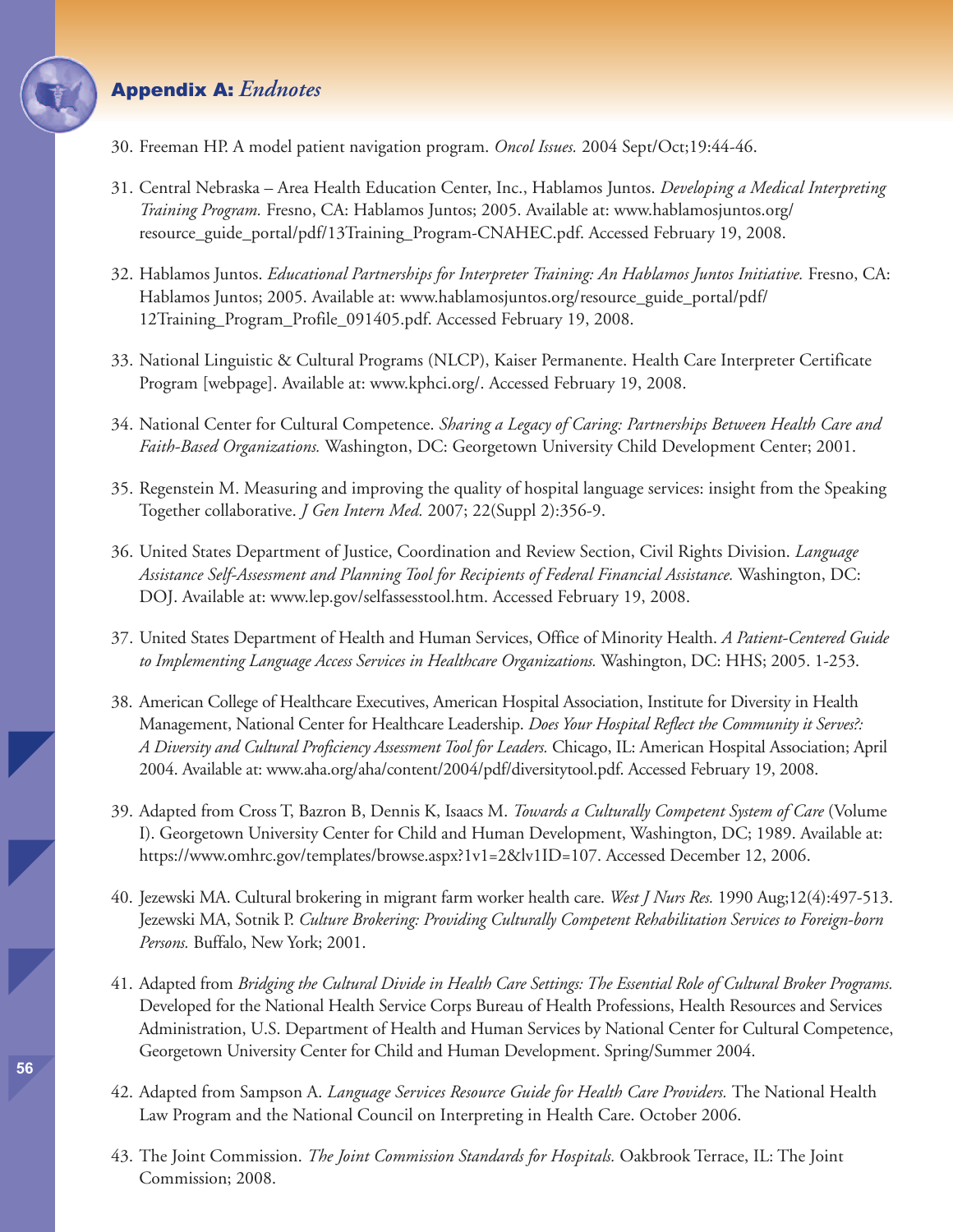## Appendix A: *Endnotes*

30. Freeman HP. A model patient navigation program. *Oncol Issues.* 2004 Sept/Oct;19:44-46.

31. Central Nebraska – Area Health Education Center, Inc., Hablamos Juntos. *Developing a Medical Interpreting Training Program.* Fresno, CA: Hablamos Juntos; 2005. Available at: www.hablamosjuntos.org/resource_guide_portal/pdf/13Training_Program-CNAHEC.pdf. Accessed February 19, 2008.

32. Hablamos Juntos. *Educational Partnerships for Interpreter Training: An Hablamos Juntos Initiative.* Fresno, CA: Hablamos Juntos; 2005. Available at: www.hablamosjuntos.org/resource_guide_portal/pdf/12Training_Program_Profile_091405.pdf. Accessed February 19, 2008.

33. National Linguistic & Cultural Programs (NLCP), Kaiser Permanente. Health Care Interpreter Certificate Program [webpage]. Available at: www.kphci.org/. Accessed February 19, 2008.

34. National Center for Cultural Competence. *Sharing a Legacy of Caring: Partnerships Between Health Care and Faith-Based Organizations.* Washington, DC: Georgetown University Child Development Center; 2001.

35. Regenstein M. Measuring and improving the quality of hospital language services: insight from the Speaking Together collaborative. *J Gen Intern Med.* 2007; 22(Suppl 2):356-9.

36. United States Department of Justice, Coordination and Review Section, Civil Rights Division. *Language Assistance Self-Assessment and Planning Tool for Recipients of Federal Financial Assistance.* Washington, DC: DOJ. Available at: www.lep.gov/selfassesstool.htm. Accessed February 19, 2008.

37. United States Department of Health and Human Services, Office of Minority Health. *A Patient-Centered Guide to Implementing Language Access Services in Healthcare Organizations.* Washington, DC: HHS; 2005. 1-253.

38. American College of Healthcare Executives, American Hospital Association, Institute for Diversity in Health Management, National Center for Healthcare Leadership. *Does Your Hospital Reflect the Community it Serves?: A Diversity and Cultural Proficiency Assessment Tool for Leaders.* Chicago, IL: American Hospital Association; April 2004. Available at: www.aha.org/aha/content/2004/pdf/diversitytool.pdf. Accessed February 19, 2008.

39. Adapted from Cross T, Bazron B, Dennis K, Isaacs M. *Towards a Culturally Competent System of Care* (Volume I). Georgetown University Center for Child and Human Development, Washington, DC; 1989. Available at: https://www.omhrc.gov/templates/browse.aspx?1v1=2&lv1ID=107. Accessed December 12, 2006.

40. Jezewski MA. Cultural brokering in migrant farm worker health care. *West J Nurs Res.* 1990 Aug;12(4):497-513. Jezewski MA, Sotnik P. *Culture Brokering: Providing Culturally Competent Rehabilitation Services to Foreign-born Persons.* Buffalo, New York; 2001.

41. Adapted from *Bridging the Cultural Divide in Health Care Settings: The Essential Role of Cultural Broker Programs.* Developed for the National Health Service Corps Bureau of Health Professions, Health Resources and Services Administration, U.S. Department of Health and Human Services by National Center for Cultural Competence, Georgetown University Center for Child and Human Development. Spring/Summer 2004.

42. Adapted from Sampson A. *Language Services Resource Guide for Health Care Providers.* The National Health Law Program and the National Council on Interpreting in Health Care. October 2006.

43. The Joint Commission. *The Joint Commission Standards for Hospitals.* Oakbrook Terrace, IL: The Joint Commission; 2008.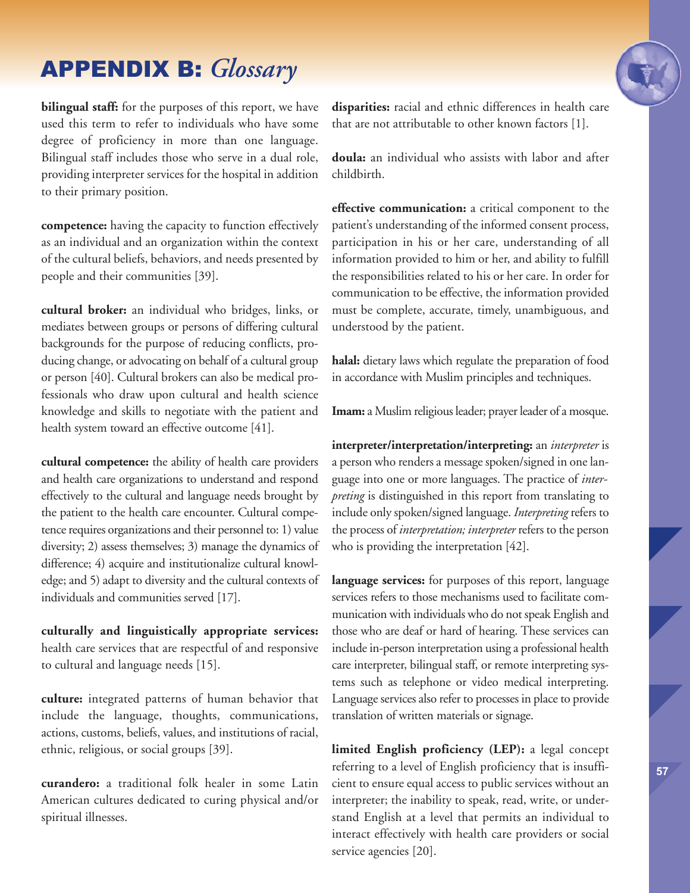# APPENDIX B: *Glossary*

**bilingual staff:** for the purposes of this report, we have used this term to refer to individuals who have some degree of proficiency in more than one language. Bilingual staff includes those who serve in a dual role, providing interpreter services for the hospital in addition to their primary position.

**competence:** having the capacity to function effectively as an individual and an organization within the context of the cultural beliefs, behaviors, and needs presented by people and their communities [39].

**cultural broker:** an individual who bridges, links, or mediates between groups or persons of differing cultural backgrounds for the purpose of reducing conflicts, producing change, or advocating on behalf of a cultural group or person [40]. Cultural brokers can also be medical professionals who draw upon cultural and health science knowledge and skills to negotiate with the patient and health system toward an effective outcome [41].

**cultural competence:** the ability of health care providers and health care organizations to understand and respond effectively to the cultural and language needs brought by the patient to the health care encounter. Cultural competence requires organizations and their personnel to: 1) value diversity; 2) assess themselves; 3) manage the dynamics of difference; 4) acquire and institutionalize cultural knowledge; and 5) adapt to diversity and the cultural contexts of individuals and communities served [17].

**culturally and linguistically appropriate services:** health care services that are respectful of and responsive to cultural and language needs [15].

**culture:** integrated patterns of human behavior that include the language, thoughts, communications, actions, customs, beliefs, values, and institutions of racial, ethnic, religious, or social groups [39].

**curandero:** a traditional folk healer in some Latin American cultures dedicated to curing physical and/or spiritual illnesses.

**disparities:** racial and ethnic differences in health care that are not attributable to other known factors [1].

**doula:** an individual who assists with labor and after childbirth.

**effective communication:** a critical component to the patient's understanding of the informed consent process, participation in his or her care, understanding of all information provided to him or her, and ability to fulfill the responsibilities related to his or her care. In order for communication to be effective, the information provided must be complete, accurate, timely, unambiguous, and understood by the patient.

**halal:** dietary laws which regulate the preparation of food in accordance with Muslim principles and techniques.

**Imam:** a Muslim religious leader; prayer leader of a mosque.

**interpreter/interpretation/interpreting:** an *interpreter* is a person who renders a message spoken/signed in one language into one or more languages. The practice of *interpreting* is distinguished in this report from translating to include only spoken/signed language. *Interpreting* refers to the process of *interpretation; interpreter* refers to the person who is providing the interpretation [42].

**language services:** for purposes of this report, language services refers to those mechanisms used to facilitate communication with individuals who do not speak English and those who are deaf or hard of hearing. These services can include in-person interpretation using a professional health care interpreter, bilingual staff, or remote interpreting systems such as telephone or video medical interpreting. Language services also refer to processes in place to provide translation of written materials or signage.

**limited English proficiency (LEP):** a legal concept referring to a level of English proficiency that is insufficient to ensure equal access to public services without an interpreter; the inability to speak, read, write, or understand English at a level that permits an individual to interact effectively with health care providers or social service agencies [20].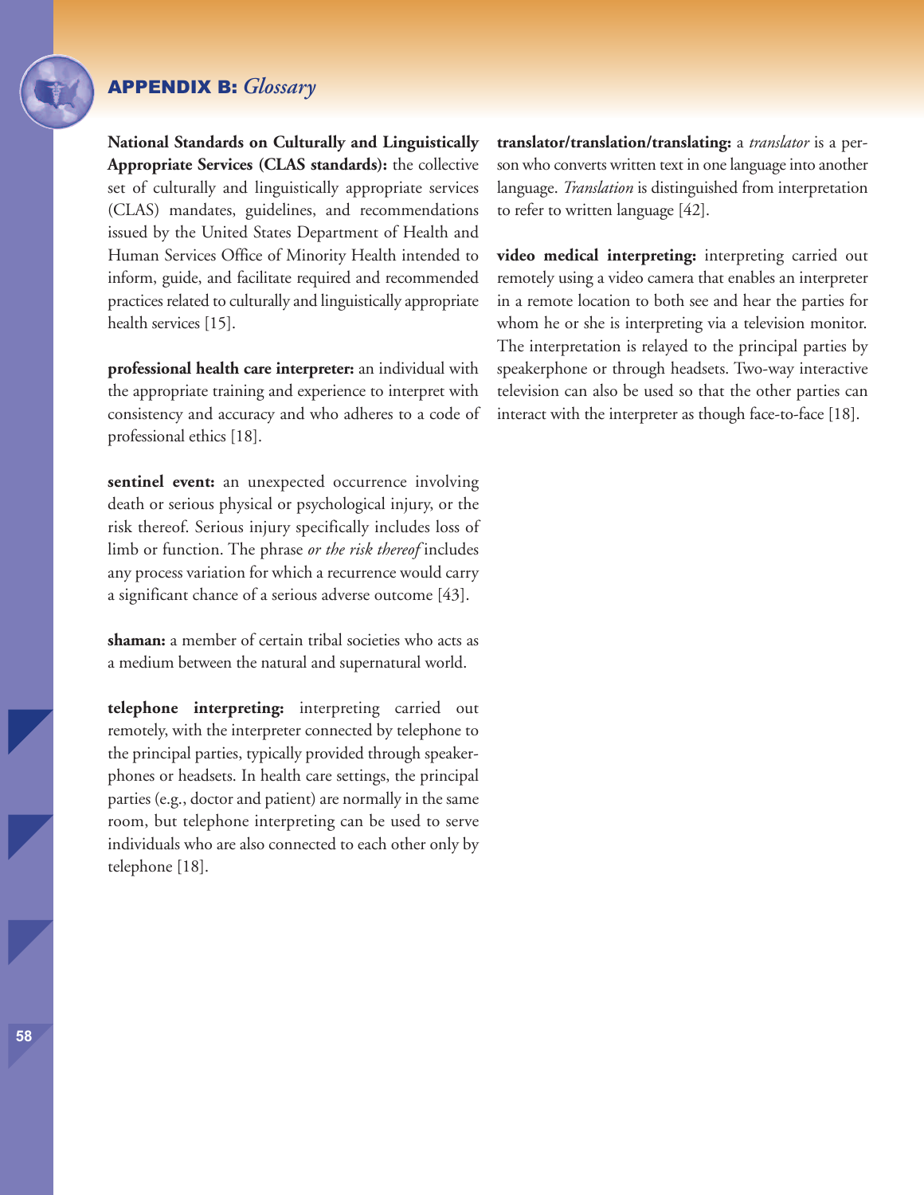# APPENDIX B: *Glossary*

**National Standards on Culturally and Linguistically Appropriate Services (CLAS standards):** the collective set of culturally and linguistically appropriate services (CLAS) mandates, guidelines, and recommendations issued by the United States Department of Health and Human Services Office of Minority Health intended to inform, guide, and facilitate required and recommended practices related to culturally and linguistically appropriate health services [15].

**professional health care interpreter:** an individual with the appropriate training and experience to interpret with consistency and accuracy and who adheres to a code of professional ethics [18].

**sentinel event:** an unexpected occurrence involving death or serious physical or psychological injury, or the risk thereof. Serious injury specifically includes loss of limb or function. The phrase *or the risk thereof* includes any process variation for which a recurrence would carry a significant chance of a serious adverse outcome [43].

**shaman:** a member of certain tribal societies who acts as a medium between the natural and supernatural world.

**telephone interpreting:** interpreting carried out remotely, with the interpreter connected by telephone to the principal parties, typically provided through speakerphones or headsets. In health care settings, the principal parties (e.g., doctor and patient) are normally in the same room, but telephone interpreting can be used to serve individuals who are also connected to each other only by telephone [18].

**translator/translation/translating:** a *translator* is a person who converts written text in one language into another language. *Translation* is distinguished from interpretation to refer to written language [42].

**video medical interpreting:** interpreting carried out remotely using a video camera that enables an interpreter in a remote location to both see and hear the parties for whom he or she is interpreting via a television monitor. The interpretation is relayed to the principal parties by speakerphone or through headsets. Two-way interactive television can also be used so that the other parties can interact with the interpreter as though face-to-face [18].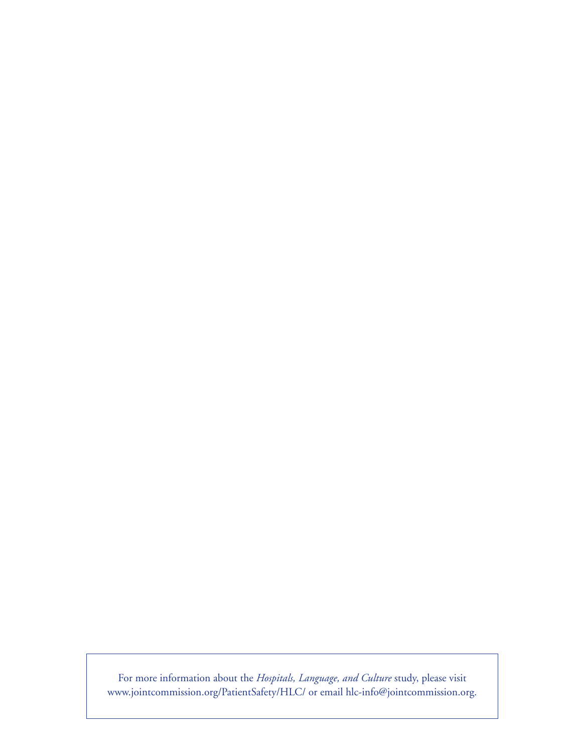For more information about the *Hospitals, Language, and Culture* study, please visit www.jointcommission.org/PatientSafety/HLC/ or email hlc-info@jointcommission.org.